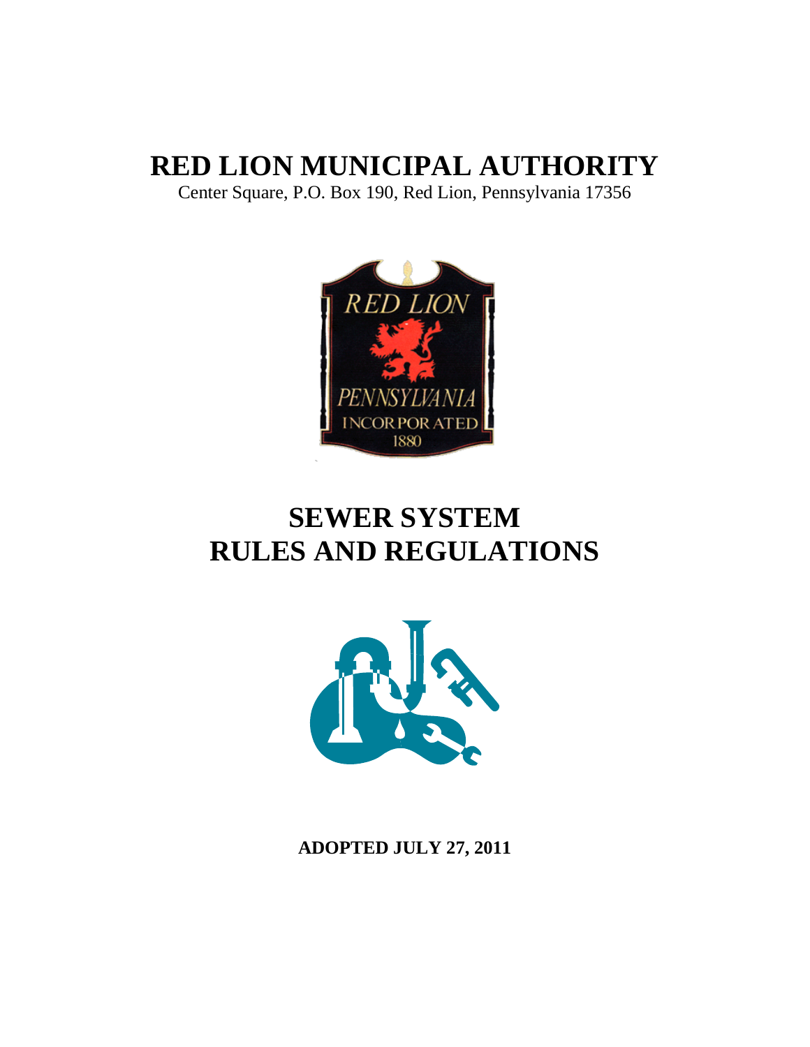# RED LION MUNICIPAL AUTHORITY

Center Square, P.O. Box 190, Red Lion, Pennsylvania 17356

# SEWER SYSTEM RULES AND REGULATIONS

**ADOPTED JULY 27, 2011**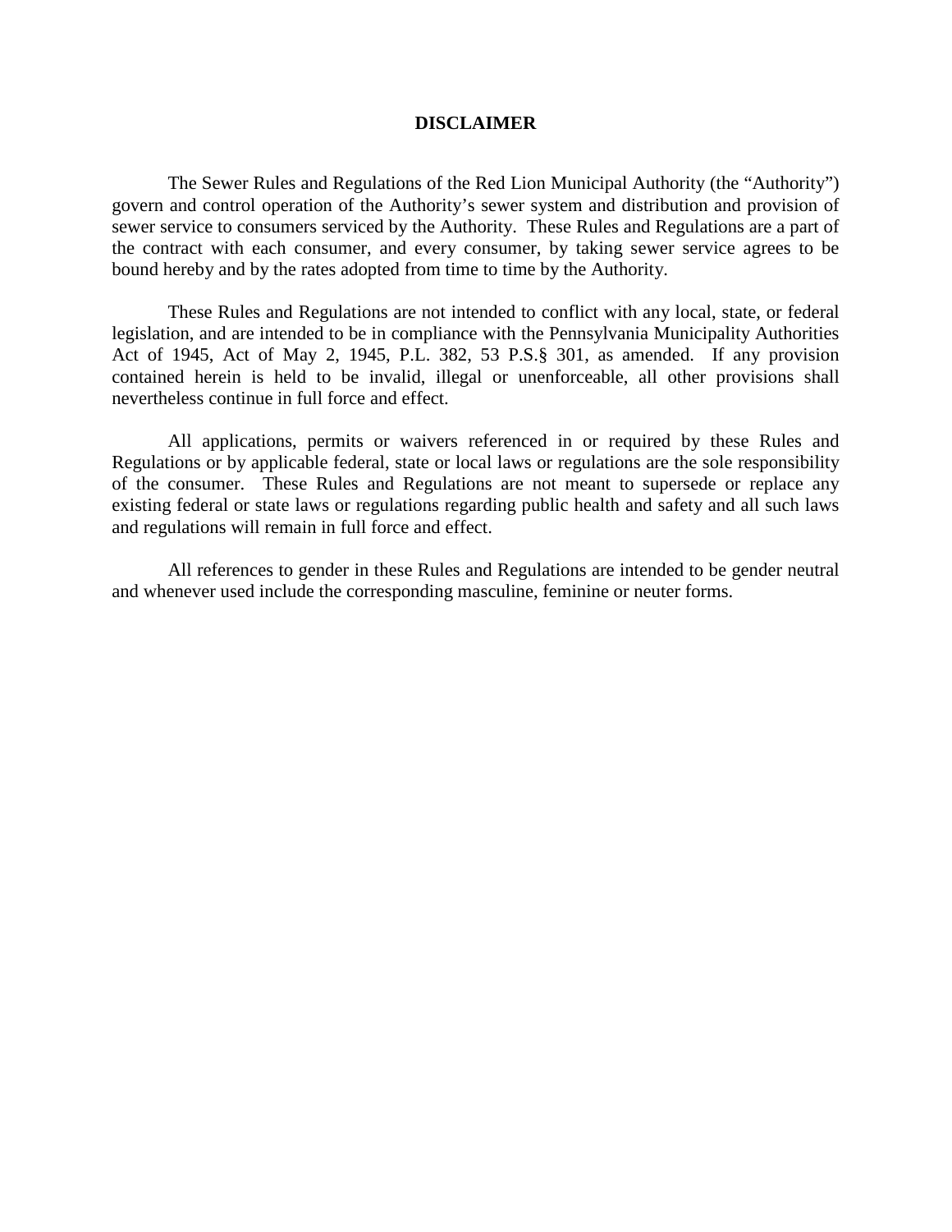# DISCLAIMER

The Sewer Rules and Regulations of the Red Lion Municipal Authority (the "Authority") govern and control operation of the Authority's sewer system and distribution and provision of sewer service to consumers serviced by the Authority. These Rules and Regulations are a part of the contract with each consumer, and every consumer, by taking sewer service agrees to be bound hereby and by the rates adopted from time to time by the Authority.

These Rules and Regulations are not intended to conflict with any local, state, or federal legislation, and are intended to be in compliance with the Pennsylvania Municipality Authorities Act of 1945, Act of May 2, 1945, P.L. 382, 53 P.S.§ 301, as amended. If any provision contained herein is held to be invalid, illegal or unenforceable, all other provisions shall nevertheless continue in full force and effect.

All applications, permits or waivers referenced in or required by these Rules and Regulations or by applicable federal, state or local laws or regulations are the sole responsibility of the consumer. These Rules and Regulations are not meant to supersede or replace any existing federal or state laws or regulations regarding public health and safety and all such laws and regulations will remain in full force and effect.

All references to gender in these Rules and Regulations are intended to be gender neutral and whenever used include the corresponding masculine, feminine or neuter forms.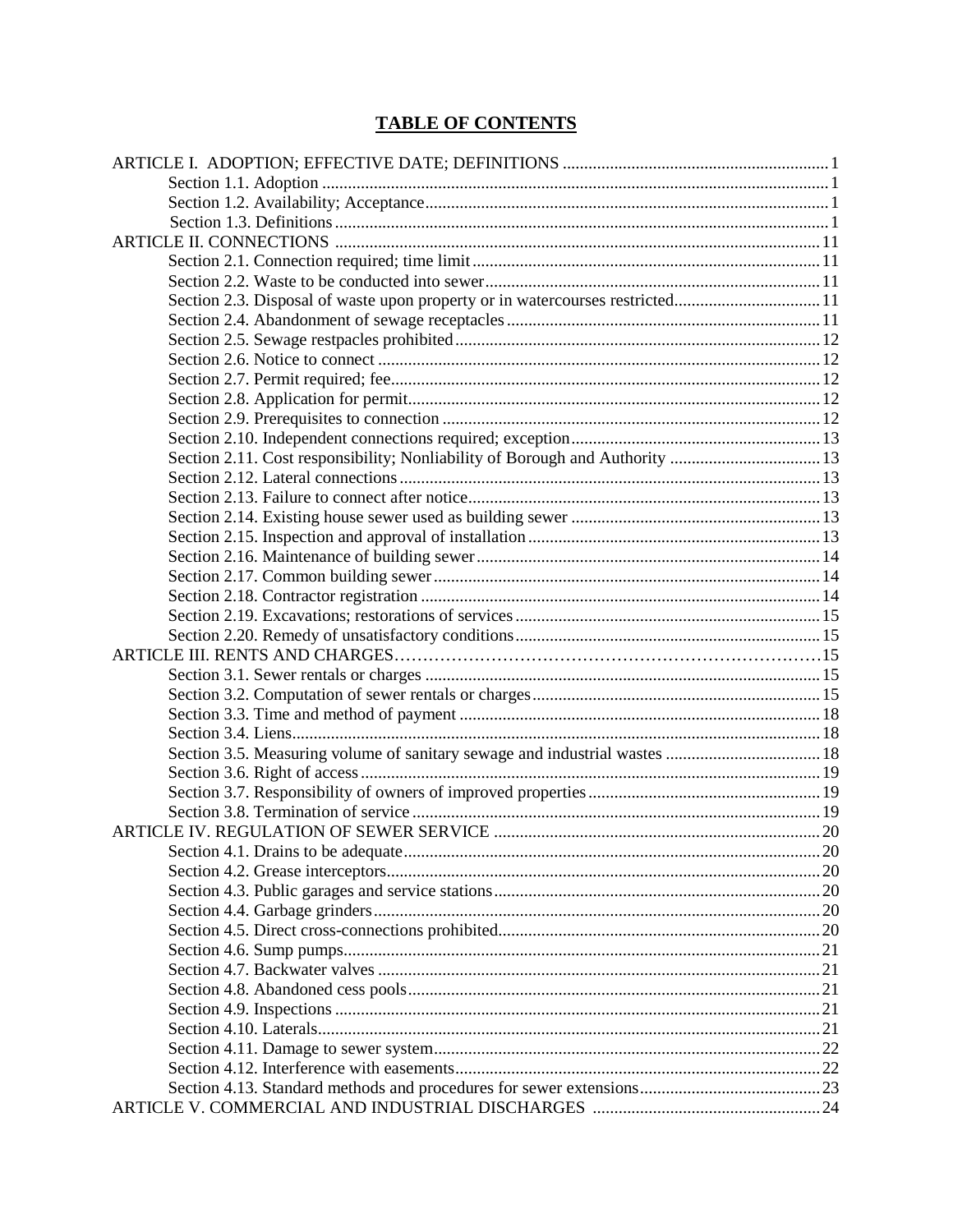# TABLE OF CONTENTS

ARTICLE I. ADOPTION; EFFECTIVE DATE; DEFINITIONS ............................................................. 1
- Section 1.1. Adoption ..................................................................................................................... 1
- Section 1.2. Availability; Acceptance............................................................................................. 1
- Section 1.3. Definitions .................................................................................................................. 1

ARTICLE II. CONNECTIONS ................................................................................................................ 11
- Section 2.1. Connection required; time limit................................................................................. 11
- Section 2.2. Waste to be conducted into sewer.............................................................................. 11
- Section 2.3. Disposal of waste upon property or in watercourses restricted.................................. 11
- Section 2.4. Abandonment of sewage receptacles ......................................................................... 11
- Section 2.5. Sewage restpacles prohibited ..................................................................................... 12
- Section 2.6. Notice to connect ....................................................................................................... 12
- Section 2.7. Permit required; fee.................................................................................................... 12
- Section 2.8. Application for permit................................................................................................ 12
- Section 2.9. Prerequisites to connection ........................................................................................ 12
- Section 2.10. Independent connections required; exception.......................................................... 13
- Section 2.11. Cost responsibility; Nonliability of Borough and Authority ................................... 13
- Section 2.12. Lateral connections .................................................................................................. 13
- Section 2.13. Failure to connect after notice.................................................................................. 13
- Section 2.14. Existing house sewer used as building sewer .......................................................... 13
- Section 2.15. Inspection and approval of installation .................................................................... 13
- Section 2.16. Maintenance of building sewer................................................................................ 14
- Section 2.17. Common building sewer .......................................................................................... 14
- Section 2.18. Contractor registration ............................................................................................. 14
- Section 2.19. Excavations; restorations of services ....................................................................... 15
- Section 2.20. Remedy of unsatisfactory conditions....................................................................... 15

ARTICLE III. RENTS AND CHARGES…………………………………………………………………15
- Section 3.1. Sewer rentals or charges ............................................................................................ 15
- Section 3.2. Computation of sewer rentals or charges................................................................... 15
- Section 3.3. Time and method of payment .................................................................................... 18
- Section 3.4. Liens........................................................................................................................... 18
- Section 3.5. Measuring volume of sanitary sewage and industrial wastes .................................... 18
- Section 3.6. Right of access ........................................................................................................... 19
- Section 3.7. Responsibility of owners of improved properties...................................................... 19
- Section 3.8. Termination of service ............................................................................................... 19

ARTICLE IV. REGULATION OF SEWER SERVICE ............................................................................ 20
- Section 4.1. Drains to be adequate................................................................................................. 20
- Section 4.2. Grease interceptors..................................................................................................... 20
- Section 4.3. Public garages and service stations............................................................................ 20
- Section 4.4. Garbage grinders........................................................................................................ 20
- Section 4.5. Direct cross-connections prohibited........................................................................... 20
- Section 4.6. Sump pumps............................................................................................................... 21
- Section 4.7. Backwater valves ....................................................................................................... 21
- Section 4.8. Abandoned cess pools................................................................................................ 21
- Section 4.9. Inspections ................................................................................................................. 21
- Section 4.10. Laterals..................................................................................................................... 21
- Section 4.11. Damage to sewer system.......................................................................................... 22
- Section 4.12. Interference with easements..................................................................................... 22
- Section 4.13. Standard methods and procedures for sewer extensions.......................................... 23

ARTICLE V. COMMERCIAL AND INDUSTRIAL DISCHARGES ..................................................... 24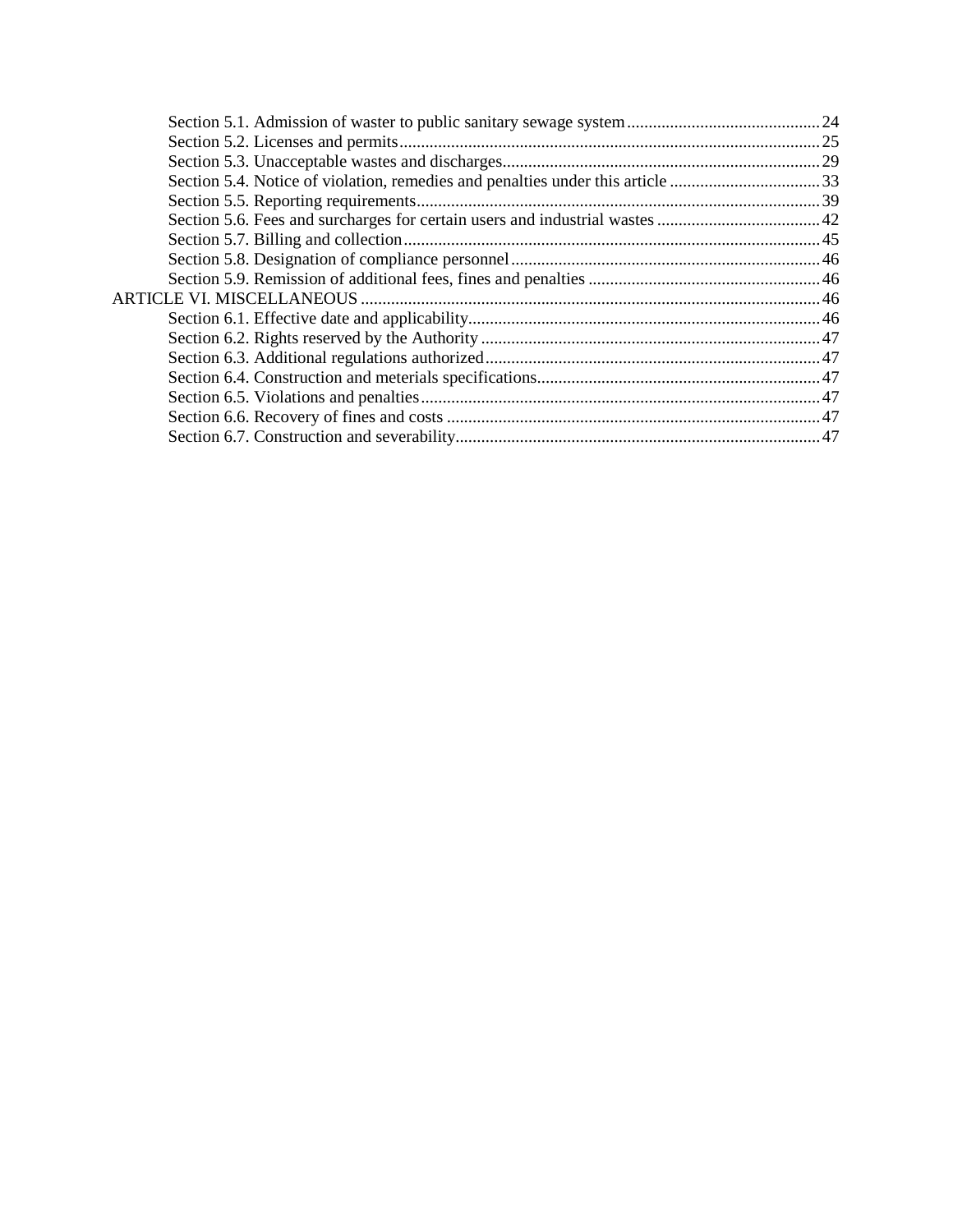Section 5.1. Admission of waster to public sanitary sewage system ............................................ 24
Section 5.2. Licenses and permits ................................................................................................. 25
Section 5.3. Unacceptable wastes and discharges ......................................................................... 29
Section 5.4. Notice of violation, remedies and penalties under this article .................................. 33
Section 5.5. Reporting requirements ............................................................................................. 39
Section 5.6. Fees and surcharges for certain users and industrial wastes ...................................... 42
Section 5.7. Billing and collection ................................................................................................ 45
Section 5.8. Designation of compliance personnel ........................................................................ 46
Section 5.9. Remission of additional fees, fines and penalties ...................................................... 46

ARTICLE VI. MISCELLANEOUS ........................................................................................................ 46

Section 6.1. Effective date and applicability ................................................................................. 46
Section 6.2. Rights reserved by the Authority ............................................................................... 47
Section 6.3. Additional regulations authorized ............................................................................. 47
Section 6.4. Construction and meterials specifications ................................................................. 47
Section 6.5. Violations and penalties ............................................................................................. 47
Section 6.6. Recovery of fines and costs ....................................................................................... 47
Section 6.7. Construction and severability .................................................................................... 47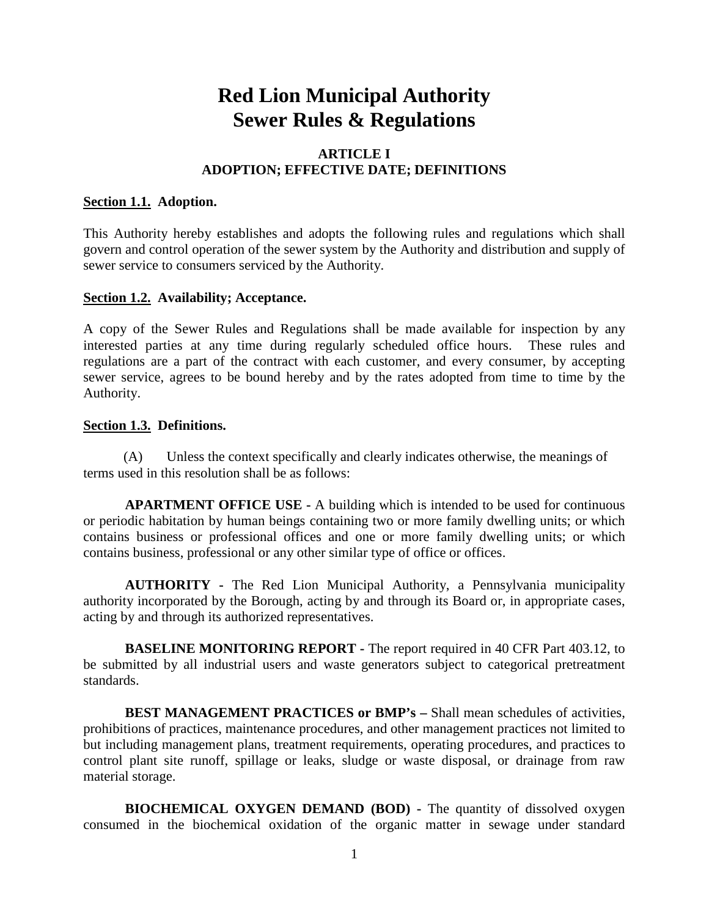# Red Lion Municipal Authority
# Sewer Rules & Regulations

## ARTICLE I
## ADOPTION; EFFECTIVE DATE; DEFINITIONS

### Section 1.1. Adoption.

This Authority hereby establishes and adopts the following rules and regulations which shall govern and control operation of the sewer system by the Authority and distribution and supply of sewer service to consumers serviced by the Authority.

### Section 1.2. Availability; Acceptance.

A copy of the Sewer Rules and Regulations shall be made available for inspection by any interested parties at any time during regularly scheduled office hours. These rules and regulations are a part of the contract with each customer, and every consumer, by accepting sewer service, agrees to be bound hereby and by the rates adopted from time to time by the Authority.

### Section 1.3. Definitions.

(A) Unless the context specifically and clearly indicates otherwise, the meanings of terms used in this resolution shall be as follows:

**APARTMENT OFFICE USE -** A building which is intended to be used for continuous or periodic habitation by human beings containing two or more family dwelling units; or which contains business or professional offices and one or more family dwelling units; or which contains business, professional or any other similar type of office or offices.

**AUTHORITY -** The Red Lion Municipal Authority, a Pennsylvania municipality authority incorporated by the Borough, acting by and through its Board or, in appropriate cases, acting by and through its authorized representatives.

**BASELINE MONITORING REPORT -** The report required in 40 CFR Part 403.12, to be submitted by all industrial users and waste generators subject to categorical pretreatment standards.

**BEST MANAGEMENT PRACTICES or BMP's –** Shall mean schedules of activities, prohibitions of practices, maintenance procedures, and other management practices not limited to but including management plans, treatment requirements, operating procedures, and practices to control plant site runoff, spillage or leaks, sludge or waste disposal, or drainage from raw material storage.

**BIOCHEMICAL OXYGEN DEMAND (BOD) -** The quantity of dissolved oxygen consumed in the biochemical oxidation of the organic matter in sewage under standard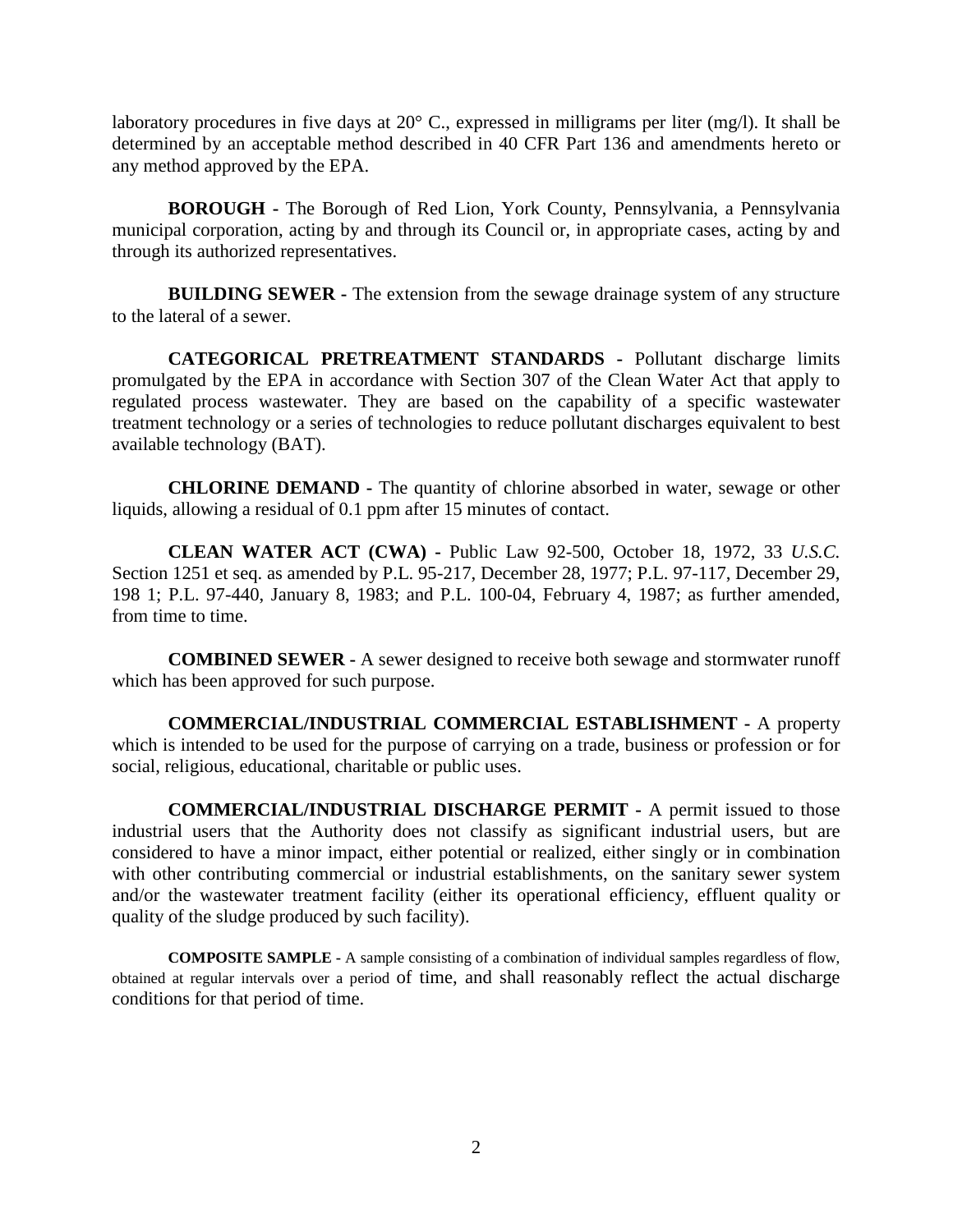laboratory procedures in five days at 20° C., expressed in milligrams per liter (mg/l). It shall be determined by an acceptable method described in 40 CFR Part 136 and amendments hereto or any method approved by the EPA.

**BOROUGH -** The Borough of Red Lion, York County, Pennsylvania, a Pennsylvania municipal corporation, acting by and through its Council or, in appropriate cases, acting by and through its authorized representatives.

**BUILDING SEWER -** The extension from the sewage drainage system of any structure to the lateral of a sewer.

**CATEGORICAL PRETREATMENT STANDARDS -** Pollutant discharge limits promulgated by the EPA in accordance with Section 307 of the Clean Water Act that apply to regulated process wastewater. They are based on the capability of a specific wastewater treatment technology or a series of technologies to reduce pollutant discharges equivalent to best available technology (BAT).

**CHLORINE DEMAND -** The quantity of chlorine absorbed in water, sewage or other liquids, allowing a residual of 0.1 ppm after 15 minutes of contact.

**CLEAN WATER ACT (CWA) -** Public Law 92-500, October 18, 1972, 33 *U.S.C.* Section 1251 et seq. as amended by P.L. 95-217, December 28, 1977; P.L. 97-117, December 29, 198 1; P.L. 97-440, January 8, 1983; and P.L. 100-04, February 4, 1987; as further amended, from time to time.

**COMBINED SEWER -** A sewer designed to receive both sewage and stormwater runoff which has been approved for such purpose.

**COMMERCIAL/INDUSTRIAL COMMERCIAL ESTABLISHMENT -** A property which is intended to be used for the purpose of carrying on a trade, business or profession or for social, religious, educational, charitable or public uses.

**COMMERCIAL/INDUSTRIAL DISCHARGE PERMIT -** A permit issued to those industrial users that the Authority does not classify as significant industrial users, but are considered to have a minor impact, either potential or realized, either singly or in combination with other contributing commercial or industrial establishments, on the sanitary sewer system and/or the wastewater treatment facility (either its operational efficiency, effluent quality or quality of the sludge produced by such facility).

**COMPOSITE SAMPLE -** A sample consisting of a combination of individual samples regardless of flow, obtained at regular intervals over a period of time, and shall reasonably reflect the actual discharge conditions for that period of time.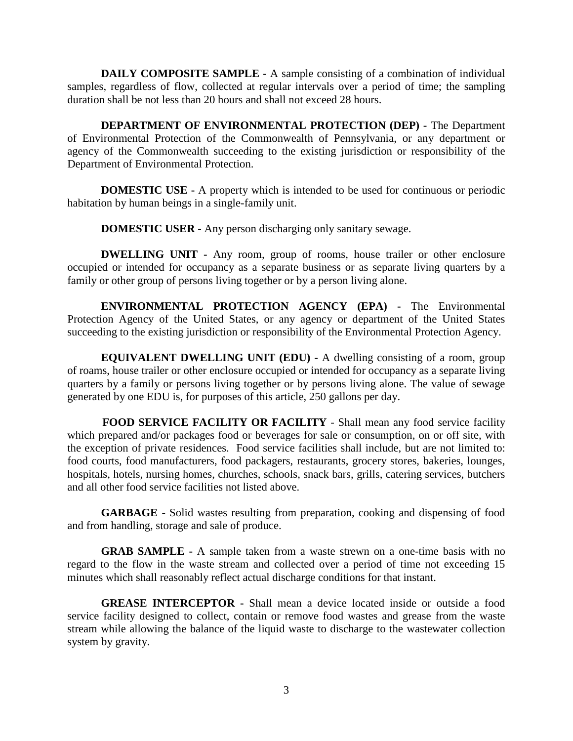**DAILY COMPOSITE SAMPLE -** A sample consisting of a combination of individual samples, regardless of flow, collected at regular intervals over a period of time; the sampling duration shall be not less than 20 hours and shall not exceed 28 hours.

**DEPARTMENT OF ENVIRONMENTAL PROTECTION (DEP) -** The Department of Environmental Protection of the Commonwealth of Pennsylvania, or any department or agency of the Commonwealth succeeding to the existing jurisdiction or responsibility of the Department of Environmental Protection.

**DOMESTIC USE -** A property which is intended to be used for continuous or periodic habitation by human beings in a single-family unit.

**DOMESTIC USER -** Any person discharging only sanitary sewage.

**DWELLING UNIT -** Any room, group of rooms, house trailer or other enclosure occupied or intended for occupancy as a separate business or as separate living quarters by a family or other group of persons living together or by a person living alone.

**ENVIRONMENTAL PROTECTION AGENCY (EPA) -** The Environmental Protection Agency of the United States, or any agency or department of the United States succeeding to the existing jurisdiction or responsibility of the Environmental Protection Agency.

**EQUIVALENT DWELLING UNIT (EDU) -** A dwelling consisting of a room, group of roams, house trailer or other enclosure occupied or intended for occupancy as a separate living quarters by a family or persons living together or by persons living alone. The value of sewage generated by one EDU is, for purposes of this article, 250 gallons per day.

**FOOD SERVICE FACILITY OR FACILITY** - Shall mean any food service facility which prepared and/or packages food or beverages for sale or consumption, on or off site, with the exception of private residences. Food service facilities shall include, but are not limited to: food courts, food manufacturers, food packagers, restaurants, grocery stores, bakeries, lounges, hospitals, hotels, nursing homes, churches, schools, snack bars, grills, catering services, butchers and all other food service facilities not listed above.

**GARBAGE -** Solid wastes resulting from preparation, cooking and dispensing of food and from handling, storage and sale of produce.

**GRAB SAMPLE -** A sample taken from a waste strewn on a one-time basis with no regard to the flow in the waste stream and collected over a period of time not exceeding 15 minutes which shall reasonably reflect actual discharge conditions for that instant.

**GREASE INTERCEPTOR -** Shall mean a device located inside or outside a food service facility designed to collect, contain or remove food wastes and grease from the waste stream while allowing the balance of the liquid waste to discharge to the wastewater collection system by gravity.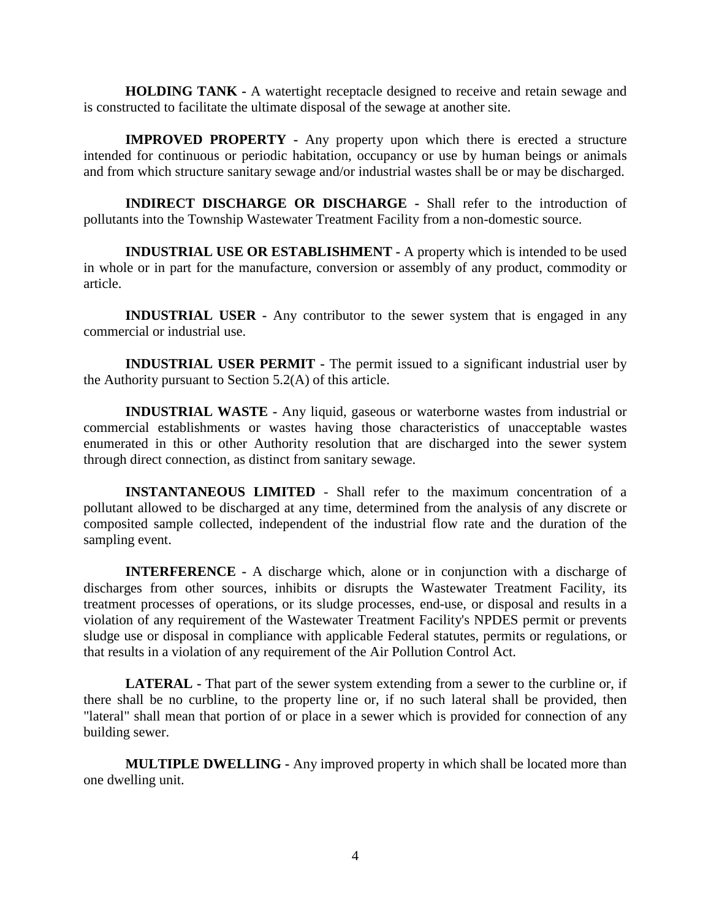**HOLDING TANK -** A watertight receptacle designed to receive and retain sewage and is constructed to facilitate the ultimate disposal of the sewage at another site.

**IMPROVED PROPERTY -** Any property upon which there is erected a structure intended for continuous or periodic habitation, occupancy or use by human beings or animals and from which structure sanitary sewage and/or industrial wastes shall be or may be discharged.

**INDIRECT DISCHARGE OR DISCHARGE -** Shall refer to the introduction of pollutants into the Township Wastewater Treatment Facility from a non-domestic source.

**INDUSTRIAL USE OR ESTABLISHMENT -** A property which is intended to be used in whole or in part for the manufacture, conversion or assembly of any product, commodity or article.

**INDUSTRIAL USER -** Any contributor to the sewer system that is engaged in any commercial or industrial use.

**INDUSTRIAL USER PERMIT -** The permit issued to a significant industrial user by the Authority pursuant to Section 5.2(A) of this article.

**INDUSTRIAL WASTE -** Any liquid, gaseous or waterborne wastes from industrial or commercial establishments or wastes having those characteristics of unacceptable wastes enumerated in this or other Authority resolution that are discharged into the sewer system through direct connection, as distinct from sanitary sewage.

**INSTANTANEOUS LIMITED** - Shall refer to the maximum concentration of a pollutant allowed to be discharged at any time, determined from the analysis of any discrete or composited sample collected, independent of the industrial flow rate and the duration of the sampling event.

**INTERFERENCE -** A discharge which, alone or in conjunction with a discharge of discharges from other sources, inhibits or disrupts the Wastewater Treatment Facility, its treatment processes of operations, or its sludge processes, end-use, or disposal and results in a violation of any requirement of the Wastewater Treatment Facility's NPDES permit or prevents sludge use or disposal in compliance with applicable Federal statutes, permits or regulations, or that results in a violation of any requirement of the Air Pollution Control Act.

**LATERAL -** That part of the sewer system extending from a sewer to the curbline or, if there shall be no curbline, to the property line or, if no such lateral shall be provided, then "lateral" shall mean that portion of or place in a sewer which is provided for connection of any building sewer.

**MULTIPLE DWELLING -** Any improved property in which shall be located more than one dwelling unit.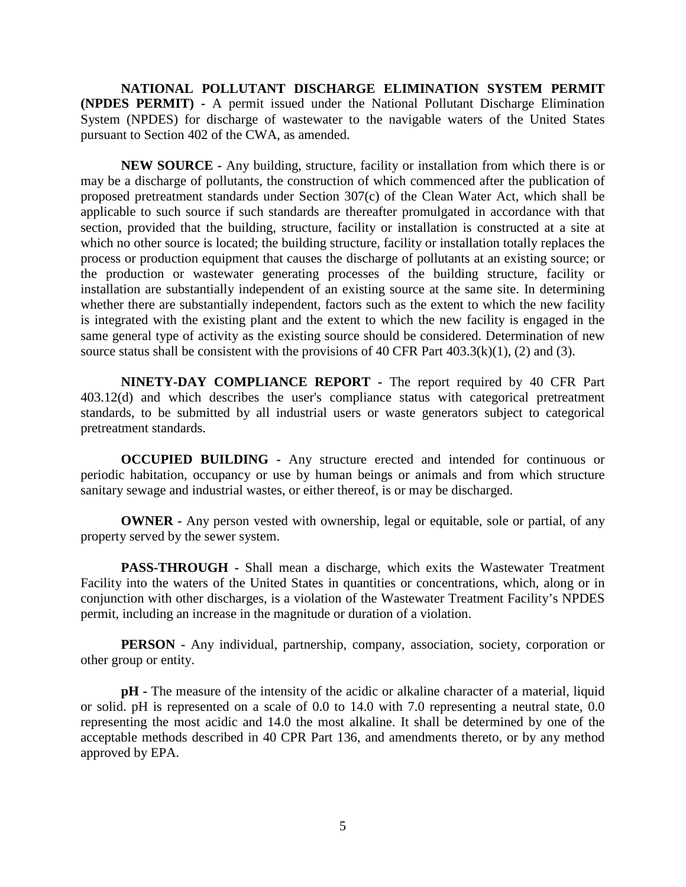**NATIONAL POLLUTANT DISCHARGE ELIMINATION SYSTEM PERMIT (NPDES PERMIT) -** A permit issued under the National Pollutant Discharge Elimination System (NPDES) for discharge of wastewater to the navigable waters of the United States pursuant to Section 402 of the CWA, as amended.

**NEW SOURCE -** Any building, structure, facility or installation from which there is or may be a discharge of pollutants, the construction of which commenced after the publication of proposed pretreatment standards under Section 307(c) of the Clean Water Act, which shall be applicable to such source if such standards are thereafter promulgated in accordance with that section, provided that the building, structure, facility or installation is constructed at a site at which no other source is located; the building structure, facility or installation totally replaces the process or production equipment that causes the discharge of pollutants at an existing source; or the production or wastewater generating processes of the building structure, facility or installation are substantially independent of an existing source at the same site. In determining whether there are substantially independent, factors such as the extent to which the new facility is integrated with the existing plant and the extent to which the new facility is engaged in the same general type of activity as the existing source should be considered. Determination of new source status shall be consistent with the provisions of 40 CFR Part 403.3(k)(1), (2) and (3).

**NINETY-DAY COMPLIANCE REPORT -** The report required by 40 CFR Part 403.12(d) and which describes the user's compliance status with categorical pretreatment standards, to be submitted by all industrial users or waste generators subject to categorical pretreatment standards.

**OCCUPIED BUILDING -** Any structure erected and intended for continuous or periodic habitation, occupancy or use by human beings or animals and from which structure sanitary sewage and industrial wastes, or either thereof, is or may be discharged.

**OWNER -** Any person vested with ownership, legal or equitable, sole or partial, of any property served by the sewer system.

**PASS-THROUGH -** Shall mean a discharge, which exits the Wastewater Treatment Facility into the waters of the United States in quantities or concentrations, which, along or in conjunction with other discharges, is a violation of the Wastewater Treatment Facility's NPDES permit, including an increase in the magnitude or duration of a violation.

**PERSON -** Any individual, partnership, company, association, society, corporation or other group or entity.

**pH -** The measure of the intensity of the acidic or alkaline character of a material, liquid or solid. pH is represented on a scale of 0.0 to 14.0 with 7.0 representing a neutral state, 0.0 representing the most acidic and 14.0 the most alkaline. It shall be determined by one of the acceptable methods described in 40 CPR Part 136, and amendments thereto, or by any method approved by EPA.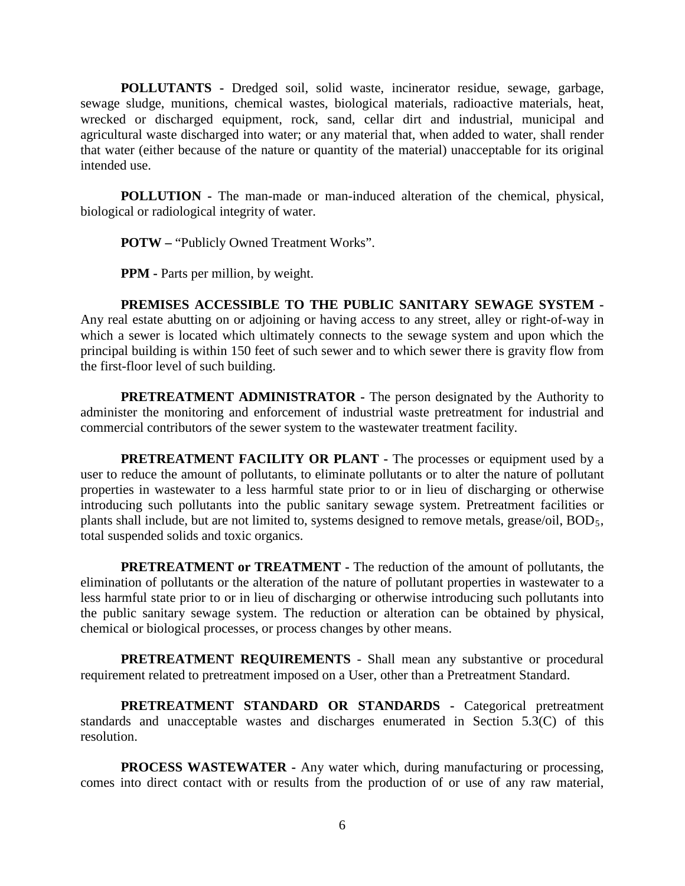**POLLUTANTS -** Dredged soil, solid waste, incinerator residue, sewage, garbage, sewage sludge, munitions, chemical wastes, biological materials, radioactive materials, heat, wrecked or discharged equipment, rock, sand, cellar dirt and industrial, municipal and agricultural waste discharged into water; or any material that, when added to water, shall render that water (either because of the nature or quantity of the material) unacceptable for its original intended use.

**POLLUTION -** The man-made or man-induced alteration of the chemical, physical, biological or radiological integrity of water.

**POTW –** "Publicly Owned Treatment Works".

**PPM -** Parts per million, by weight.

**PREMISES ACCESSIBLE TO THE PUBLIC SANITARY SEWAGE SYSTEM -** Any real estate abutting on or adjoining or having access to any street, alley or right-of-way in which a sewer is located which ultimately connects to the sewage system and upon which the principal building is within 150 feet of such sewer and to which sewer there is gravity flow from the first-floor level of such building.

**PRETREATMENT ADMINISTRATOR -** The person designated by the Authority to administer the monitoring and enforcement of industrial waste pretreatment for industrial and commercial contributors of the sewer system to the wastewater treatment facility.

**PRETREATMENT FACILITY OR PLANT -** The processes or equipment used by a user to reduce the amount of pollutants, to eliminate pollutants or to alter the nature of pollutant properties in wastewater to a less harmful state prior to or in lieu of discharging or otherwise introducing such pollutants into the public sanitary sewage system. Pretreatment facilities or plants shall include, but are not limited to, systems designed to remove metals, grease/oil, $BOD_5$, total suspended solids and toxic organics.

**PRETREATMENT or TREATMENT -** The reduction of the amount of pollutants, the elimination of pollutants or the alteration of the nature of pollutant properties in wastewater to a less harmful state prior to or in lieu of discharging or otherwise introducing such pollutants into the public sanitary sewage system. The reduction or alteration can be obtained by physical, chemical or biological processes, or process changes by other means.

**PRETREATMENT REQUIREMENTS** - Shall mean any substantive or procedural requirement related to pretreatment imposed on a User, other than a Pretreatment Standard.

**PRETREATMENT STANDARD OR STANDARDS -** Categorical pretreatment standards and unacceptable wastes and discharges enumerated in Section 5.3(C) of this resolution.

**PROCESS WASTEWATER -** Any water which, during manufacturing or processing, comes into direct contact with or results from the production of or use of any raw material,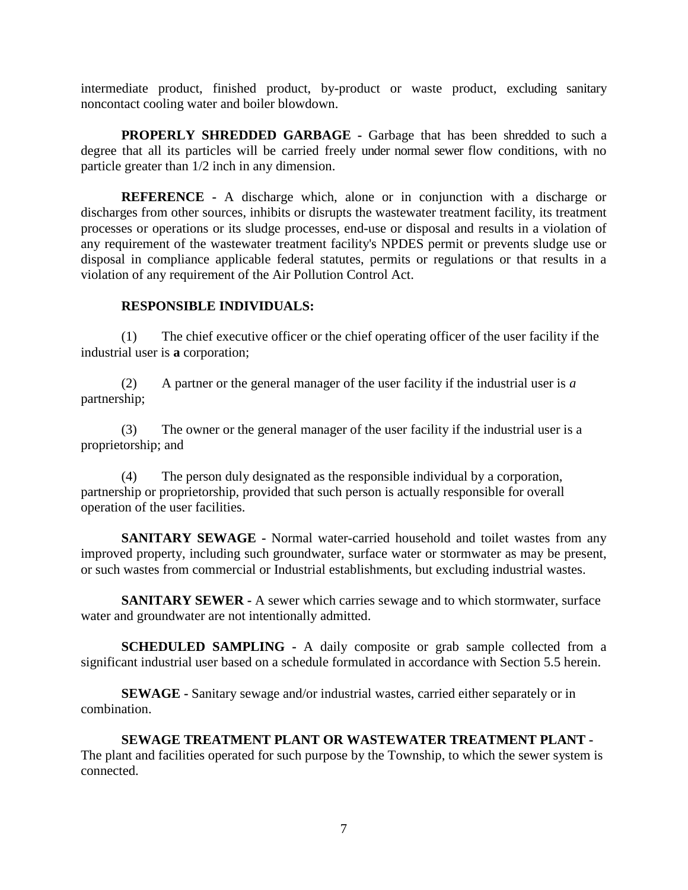intermediate product, finished product, by-product or waste product, excluding sanitary noncontact cooling water and boiler blowdown.

**PROPERLY SHREDDED GARBAGE -** Garbage that has been shredded to such a degree that all its particles will be carried freely under normal sewer flow conditions, with no particle greater than 1/2 inch in any dimension.

**REFERENCE -** A discharge which, alone or in conjunction with a discharge or discharges from other sources, inhibits or disrupts the wastewater treatment facility, its treatment processes or operations or its sludge processes, end-use or disposal and results in a violation of any requirement of the wastewater treatment facility's NPDES permit or prevents sludge use or disposal in compliance applicable federal statutes, permits or regulations or that results in a violation of any requirement of the Air Pollution Control Act.

**RESPONSIBLE INDIVIDUALS:**

(1) The chief executive officer or the chief operating officer of the user facility if the industrial user is **a** corporation;

(2) A partner or the general manager of the user facility if the industrial user is *a* partnership;

(3) The owner or the general manager of the user facility if the industrial user is a proprietorship; and

(4) The person duly designated as the responsible individual by a corporation, partnership or proprietorship, provided that such person is actually responsible for overall operation of the user facilities.

**SANITARY SEWAGE -** Normal water-carried household and toilet wastes from any improved property, including such groundwater, surface water or stormwater as may be present, or such wastes from commercial or Industrial establishments, but excluding industrial wastes.

**SANITARY SEWER -** A sewer which carries sewage and to which stormwater, surface water and groundwater are not intentionally admitted.

**SCHEDULED SAMPLING -** A daily composite or grab sample collected from a significant industrial user based on a schedule formulated in accordance with Section 5.5 herein.

**SEWAGE -** Sanitary sewage and/or industrial wastes, carried either separately or in combination.

**SEWAGE TREATMENT PLANT OR WASTEWATER TREATMENT PLANT -** The plant and facilities operated for such purpose by the Township, to which the sewer system is connected.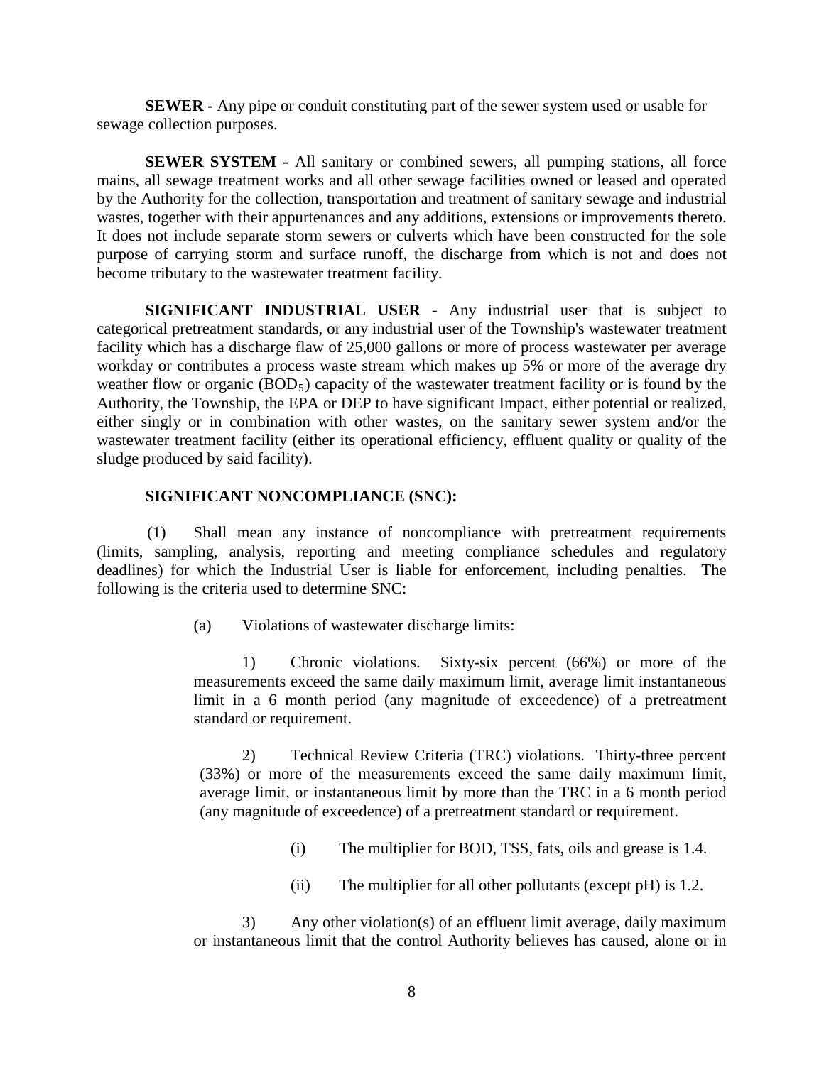**SEWER -** Any pipe or conduit constituting part of the sewer system used or usable for sewage collection purposes.

**SEWER SYSTEM -** All sanitary or combined sewers, all pumping stations, all force mains, all sewage treatment works and all other sewage facilities owned or leased and operated by the Authority for the collection, transportation and treatment of sanitary sewage and industrial wastes, together with their appurtenances and any additions, extensions or improvements thereto. It does not include separate storm sewers or culverts which have been constructed for the sole purpose of carrying storm and surface runoff, the discharge from which is not and does not become tributary to the wastewater treatment facility.

**SIGNIFICANT INDUSTRIAL USER -** Any industrial user that is subject to categorical pretreatment standards, or any industrial user of the Township's wastewater treatment facility which has a discharge flaw of 25,000 gallons or more of process wastewater per average workday or contributes a process waste stream which makes up 5% or more of the average dry weather flow or organic ($BOD_5$) capacity of the wastewater treatment facility or is found by the Authority, the Township, the EPA or DEP to have significant Impact, either potential or realized, either singly or in combination with other wastes, on the sanitary sewer system and/or the wastewater treatment facility (either its operational efficiency, effluent quality or quality of the sludge produced by said facility).

**SIGNIFICANT NONCOMPLIANCE (SNC):**

(1) Shall mean any instance of noncompliance with pretreatment requirements (limits, sampling, analysis, reporting and meeting compliance schedules and regulatory deadlines) for which the Industrial User is liable for enforcement, including penalties. The following is the criteria used to determine SNC:

(a) Violations of wastewater discharge limits:

1) Chronic violations. Sixty-six percent (66%) or more of the measurements exceed the same daily maximum limit, average limit instantaneous limit in a 6 month period (any magnitude of exceedence) of a pretreatment standard or requirement.

2) Technical Review Criteria (TRC) violations. Thirty-three percent (33%) or more of the measurements exceed the same daily maximum limit, average limit, or instantaneous limit by more than the TRC in a 6 month period (any magnitude of exceedence) of a pretreatment standard or requirement.

(i) The multiplier for BOD, TSS, fats, oils and grease is 1.4.

(ii) The multiplier for all other pollutants (except pH) is 1.2.

3) Any other violation(s) of an effluent limit average, daily maximum or instantaneous limit that the control Authority believes has caused, alone or in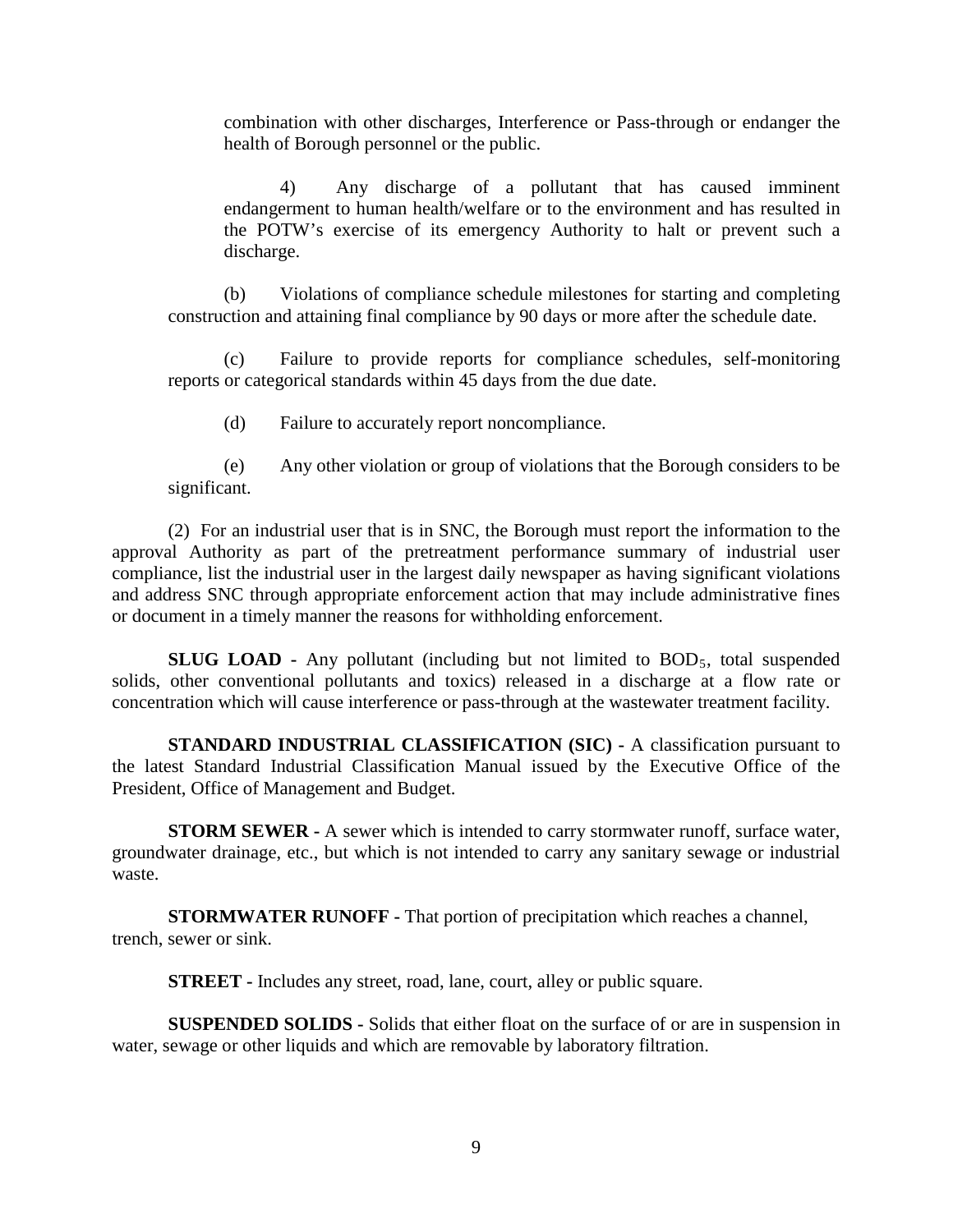combination with other discharges, Interference or Pass-through or endanger the health of Borough personnel or the public.

4) Any discharge of a pollutant that has caused imminent endangerment to human health/welfare or to the environment and has resulted in the POTW's exercise of its emergency Authority to halt or prevent such a discharge.

(b) Violations of compliance schedule milestones for starting and completing construction and attaining final compliance by 90 days or more after the schedule date.

(c) Failure to provide reports for compliance schedules, self-monitoring reports or categorical standards within 45 days from the due date.

(d) Failure to accurately report noncompliance.

(e) Any other violation or group of violations that the Borough considers to be significant.

(2) For an industrial user that is in SNC, the Borough must report the information to the approval Authority as part of the pretreatment performance summary of industrial user compliance, list the industrial user in the largest daily newspaper as having significant violations and address SNC through appropriate enforcement action that may include administrative fines or document in a timely manner the reasons for withholding enforcement.

**SLUG LOAD -** Any pollutant (including but not limited to $BOD_5$, total suspended solids, other conventional pollutants and toxics) released in a discharge at a flow rate or concentration which will cause interference or pass-through at the wastewater treatment facility.

**STANDARD INDUSTRIAL CLASSIFICATION (SIC) -** A classification pursuant to the latest Standard Industrial Classification Manual issued by the Executive Office of the President, Office of Management and Budget.

**STORM SEWER -** A sewer which is intended to carry stormwater runoff, surface water, groundwater drainage, etc., but which is not intended to carry any sanitary sewage or industrial waste.

**STORMWATER RUNOFF -** That portion of precipitation which reaches a channel, trench, sewer or sink.

**STREET -** Includes any street, road, lane, court, alley or public square.

**SUSPENDED SOLIDS -** Solids that either float on the surface of or are in suspension in water, sewage or other liquids and which are removable by laboratory filtration.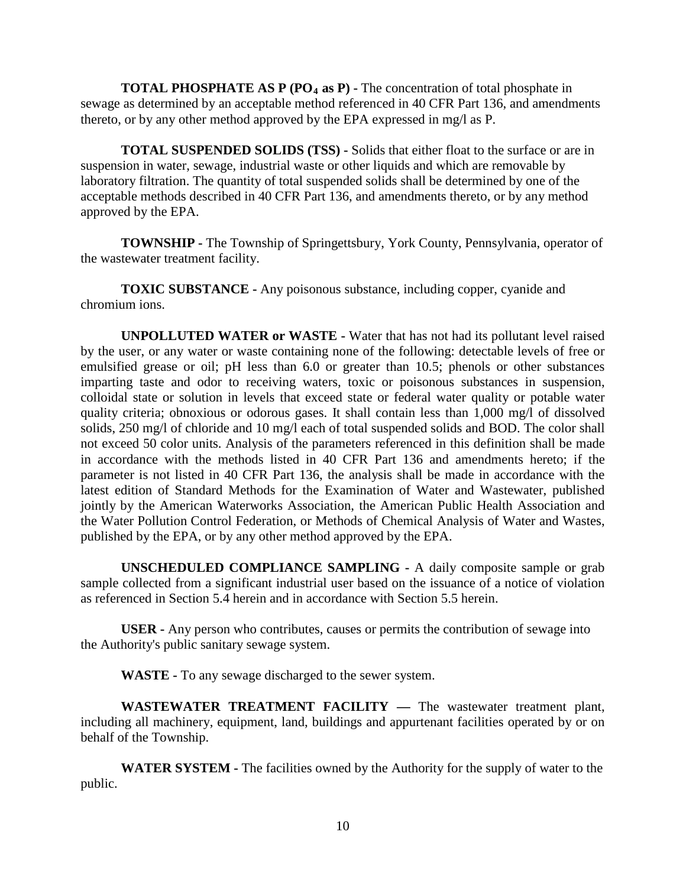**TOTAL PHOSPHATE AS P ($PO_4$ as P) -** The concentration of total phosphate in sewage as determined by an acceptable method referenced in 40 CFR Part 136, and amendments thereto, or by any other method approved by the EPA expressed in mg/l as P.

**TOTAL SUSPENDED SOLIDS (TSS) -** Solids that either float to the surface or are in suspension in water, sewage, industrial waste or other liquids and which are removable by laboratory filtration. The quantity of total suspended solids shall be determined by one of the acceptable methods described in 40 CFR Part 136, and amendments thereto, or by any method approved by the EPA.

**TOWNSHIP -** The Township of Springettsbury, York County, Pennsylvania, operator of the wastewater treatment facility.

**TOXIC SUBSTANCE -** Any poisonous substance, including copper, cyanide and chromium ions.

**UNPOLLUTED WATER or WASTE -** Water that has not had its pollutant level raised by the user, or any water or waste containing none of the following: detectable levels of free or emulsified grease or oil; pH less than 6.0 or greater than 10.5; phenols or other substances imparting taste and odor to receiving waters, toxic or poisonous substances in suspension, colloidal state or solution in levels that exceed state or federal water quality or potable water quality criteria; obnoxious or odorous gases. It shall contain less than 1,000 mg/l of dissolved solids, 250 mg/l of chloride and 10 mg/l each of total suspended solids and BOD. The color shall not exceed 50 color units. Analysis of the parameters referenced in this definition shall be made in accordance with the methods listed in 40 CFR Part 136 and amendments hereto; if the parameter is not listed in 40 CFR Part 136, the analysis shall be made in accordance with the latest edition of Standard Methods for the Examination of Water and Wastewater, published jointly by the American Waterworks Association, the American Public Health Association and the Water Pollution Control Federation, or Methods of Chemical Analysis of Water and Wastes, published by the EPA, or by any other method approved by the EPA.

**UNSCHEDULED COMPLIANCE SAMPLING -** A daily composite sample or grab sample collected from a significant industrial user based on the issuance of a notice of violation as referenced in Section 5.4 herein and in accordance with Section 5.5 herein.

**USER -** Any person who contributes, causes or permits the contribution of sewage into the Authority's public sanitary sewage system.

**WASTE -** To any sewage discharged to the sewer system.

**WASTEWATER TREATMENT FACILITY —** The wastewater treatment plant, including all machinery, equipment, land, buildings and appurtenant facilities operated by or on behalf of the Township.

**WATER SYSTEM -** The facilities owned by the Authority for the supply of water to the public.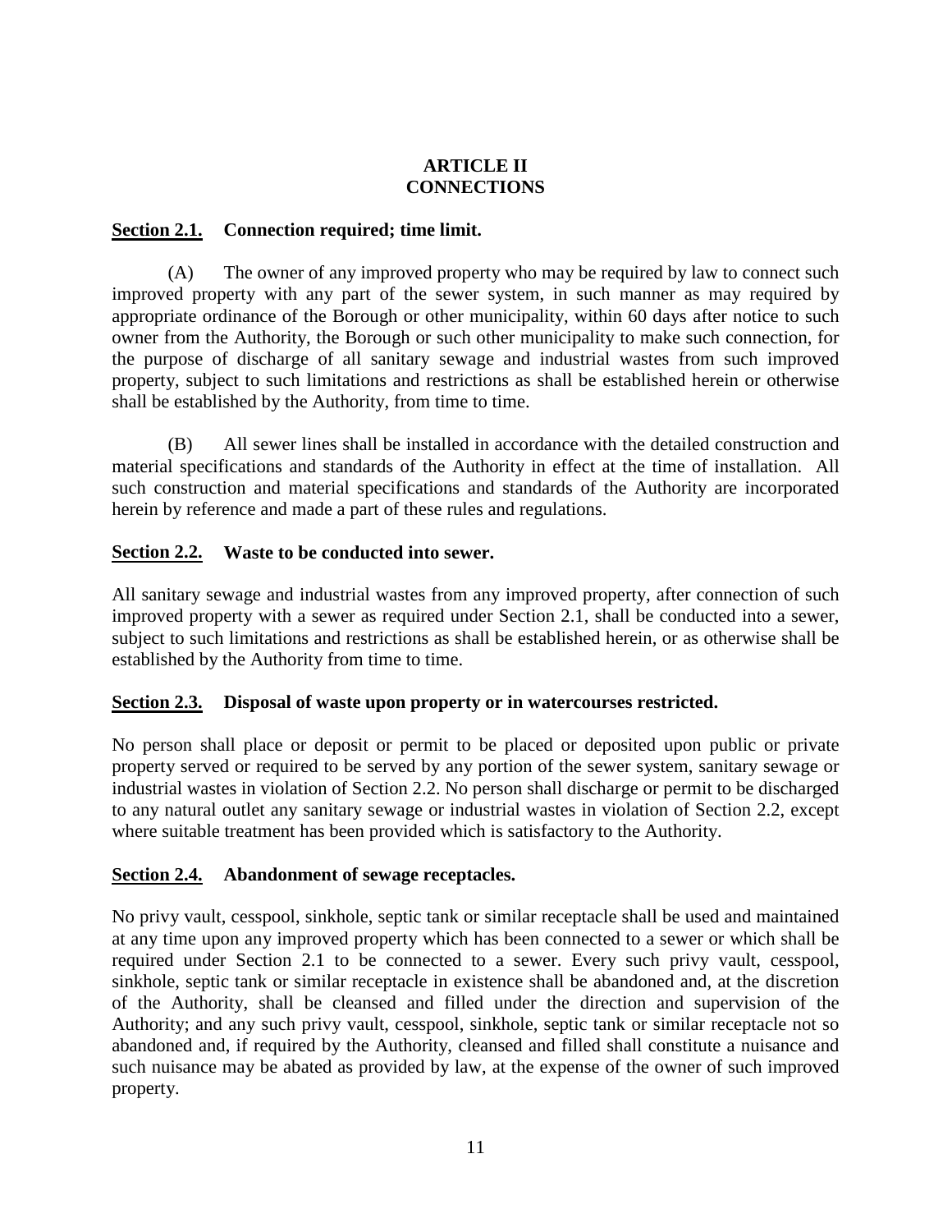# ARTICLE II
# CONNECTIONS

**Section 2.1. Connection required; time limit.**

(A) The owner of any improved property who may be required by law to connect such improved property with any part of the sewer system, in such manner as may required by appropriate ordinance of the Borough or other municipality, within 60 days after notice to such owner from the Authority, the Borough or such other municipality to make such connection, for the purpose of discharge of all sanitary sewage and industrial wastes from such improved property, subject to such limitations and restrictions as shall be established herein or otherwise shall be established by the Authority, from time to time.

(B) All sewer lines shall be installed in accordance with the detailed construction and material specifications and standards of the Authority in effect at the time of installation. All such construction and material specifications and standards of the Authority are incorporated herein by reference and made a part of these rules and regulations.

**Section 2.2. Waste to be conducted into sewer.**

All sanitary sewage and industrial wastes from any improved property, after connection of such improved property with a sewer as required under Section 2.1, shall be conducted into a sewer, subject to such limitations and restrictions as shall be established herein, or as otherwise shall be established by the Authority from time to time.

**Section 2.3. Disposal of waste upon property or in watercourses restricted.**

No person shall place or deposit or permit to be placed or deposited upon public or private property served or required to be served by any portion of the sewer system, sanitary sewage or industrial wastes in violation of Section 2.2. No person shall discharge or permit to be discharged to any natural outlet any sanitary sewage or industrial wastes in violation of Section 2.2, except where suitable treatment has been provided which is satisfactory to the Authority.

**Section 2.4. Abandonment of sewage receptacles.**

No privy vault, cesspool, sinkhole, septic tank or similar receptacle shall be used and maintained at any time upon any improved property which has been connected to a sewer or which shall be required under Section 2.1 to be connected to a sewer. Every such privy vault, cesspool, sinkhole, septic tank or similar receptacle in existence shall be abandoned and, at the discretion of the Authority, shall be cleansed and filled under the direction and supervision of the Authority; and any such privy vault, cesspool, sinkhole, septic tank or similar receptacle not so abandoned and, if required by the Authority, cleansed and filled shall constitute a nuisance and such nuisance may be abated as provided by law, at the expense of the owner of such improved property.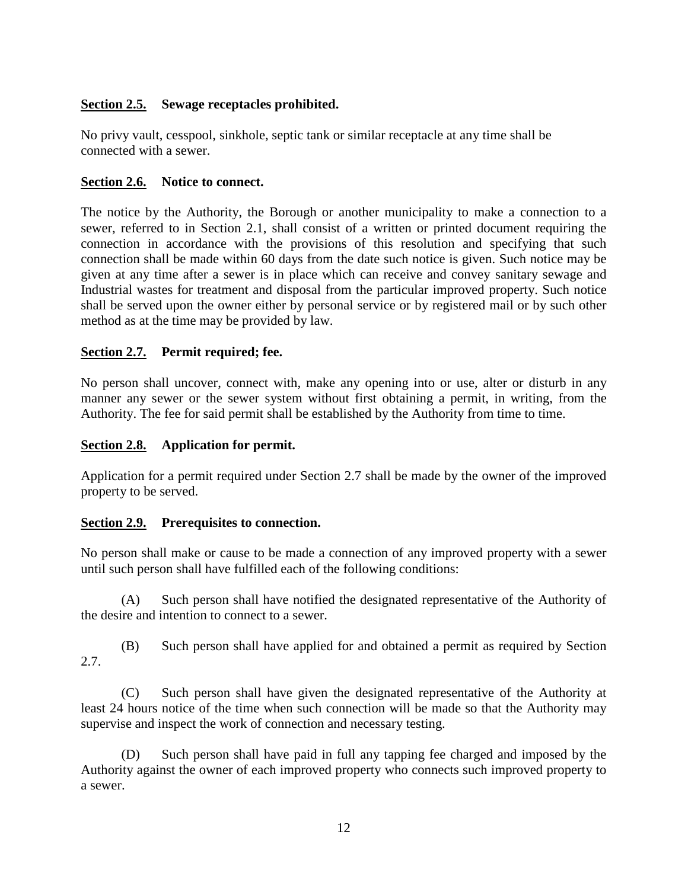**Section 2.5. Sewage receptacles prohibited.**

No privy vault, cesspool, sinkhole, septic tank or similar receptacle at any time shall be connected with a sewer.

**Section 2.6. Notice to connect.**

The notice by the Authority, the Borough or another municipality to make a connection to a sewer, referred to in Section 2.1, shall consist of a written or printed document requiring the connection in accordance with the provisions of this resolution and specifying that such connection shall be made within 60 days from the date such notice is given. Such notice may be given at any time after a sewer is in place which can receive and convey sanitary sewage and Industrial wastes for treatment and disposal from the particular improved property. Such notice shall be served upon the owner either by personal service or by registered mail or by such other method as at the time may be provided by law.

**Section 2.7. Permit required; fee.**

No person shall uncover, connect with, make any opening into or use, alter or disturb in any manner any sewer or the sewer system without first obtaining a permit, in writing, from the Authority. The fee for said permit shall be established by the Authority from time to time.

**Section 2.8. Application for permit.**

Application for a permit required under Section 2.7 shall be made by the owner of the improved property to be served.

**Section 2.9. Prerequisites to connection.**

No person shall make or cause to be made a connection of any improved property with a sewer until such person shall have fulfilled each of the following conditions:

(A) Such person shall have notified the designated representative of the Authority of the desire and intention to connect to a sewer.

(B) Such person shall have applied for and obtained a permit as required by Section 2.7.

(C) Such person shall have given the designated representative of the Authority at least 24 hours notice of the time when such connection will be made so that the Authority may supervise and inspect the work of connection and necessary testing.

(D) Such person shall have paid in full any tapping fee charged and imposed by the Authority against the owner of each improved property who connects such improved property to a sewer.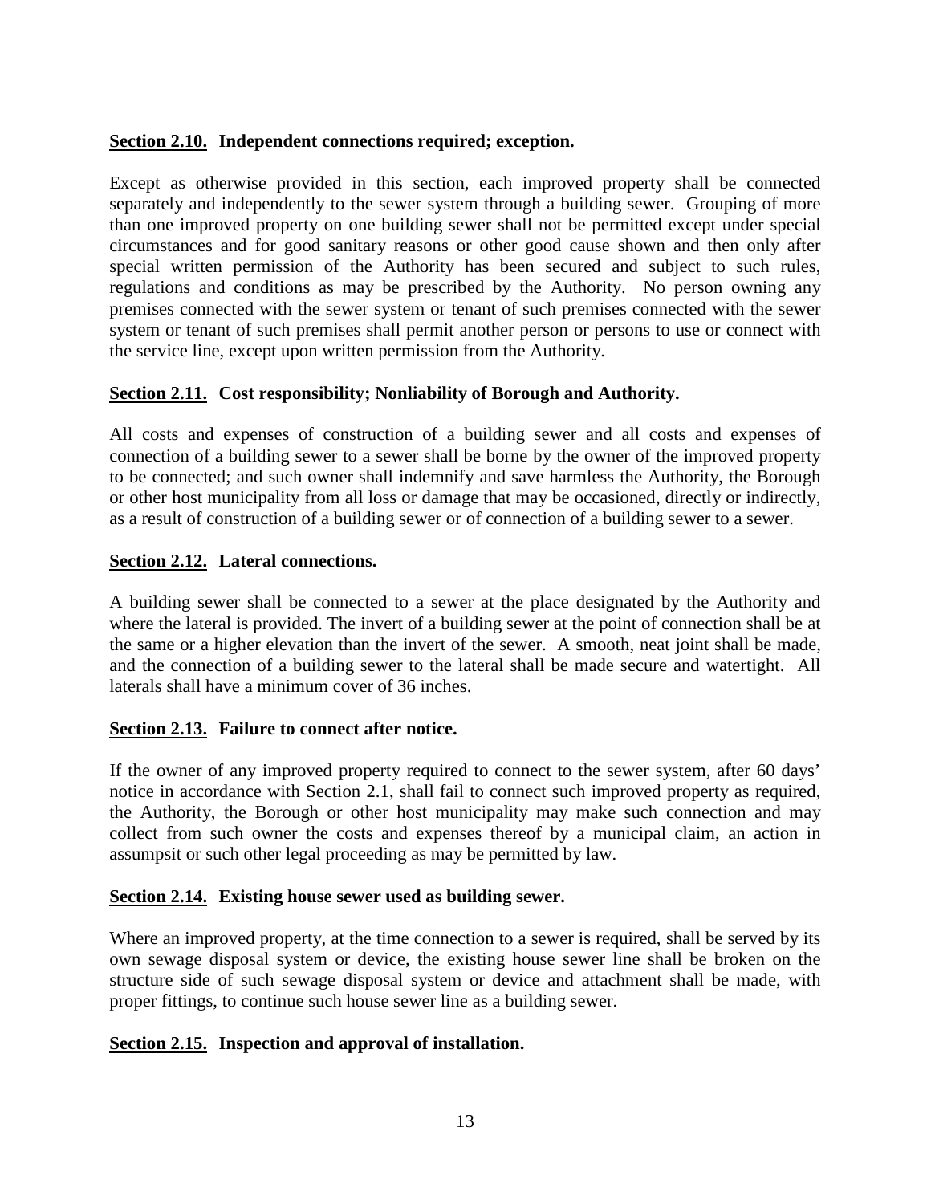**Section 2.10. Independent connections required; exception.**

Except as otherwise provided in this section, each improved property shall be connected separately and independently to the sewer system through a building sewer. Grouping of more than one improved property on one building sewer shall not be permitted except under special circumstances and for good sanitary reasons or other good cause shown and then only after special written permission of the Authority has been secured and subject to such rules, regulations and conditions as may be prescribed by the Authority. No person owning any premises connected with the sewer system or tenant of such premises connected with the sewer system or tenant of such premises shall permit another person or persons to use or connect with the service line, except upon written permission from the Authority.

**Section 2.11. Cost responsibility; Nonliability of Borough and Authority.**

All costs and expenses of construction of a building sewer and all costs and expenses of connection of a building sewer to a sewer shall be borne by the owner of the improved property to be connected; and such owner shall indemnify and save harmless the Authority, the Borough or other host municipality from all loss or damage that may be occasioned, directly or indirectly, as a result of construction of a building sewer or of connection of a building sewer to a sewer.

**Section 2.12. Lateral connections.**

A building sewer shall be connected to a sewer at the place designated by the Authority and where the lateral is provided. The invert of a building sewer at the point of connection shall be at the same or a higher elevation than the invert of the sewer. A smooth, neat joint shall be made, and the connection of a building sewer to the lateral shall be made secure and watertight. All laterals shall have a minimum cover of 36 inches.

**Section 2.13. Failure to connect after notice.**

If the owner of any improved property required to connect to the sewer system, after 60 days' notice in accordance with Section 2.1, shall fail to connect such improved property as required, the Authority, the Borough or other host municipality may make such connection and may collect from such owner the costs and expenses thereof by a municipal claim, an action in assumpsit or such other legal proceeding as may be permitted by law.

**Section 2.14. Existing house sewer used as building sewer.**

Where an improved property, at the time connection to a sewer is required, shall be served by its own sewage disposal system or device, the existing house sewer line shall be broken on the structure side of such sewage disposal system or device and attachment shall be made, with proper fittings, to continue such house sewer line as a building sewer.

**Section 2.15. Inspection and approval of installation.**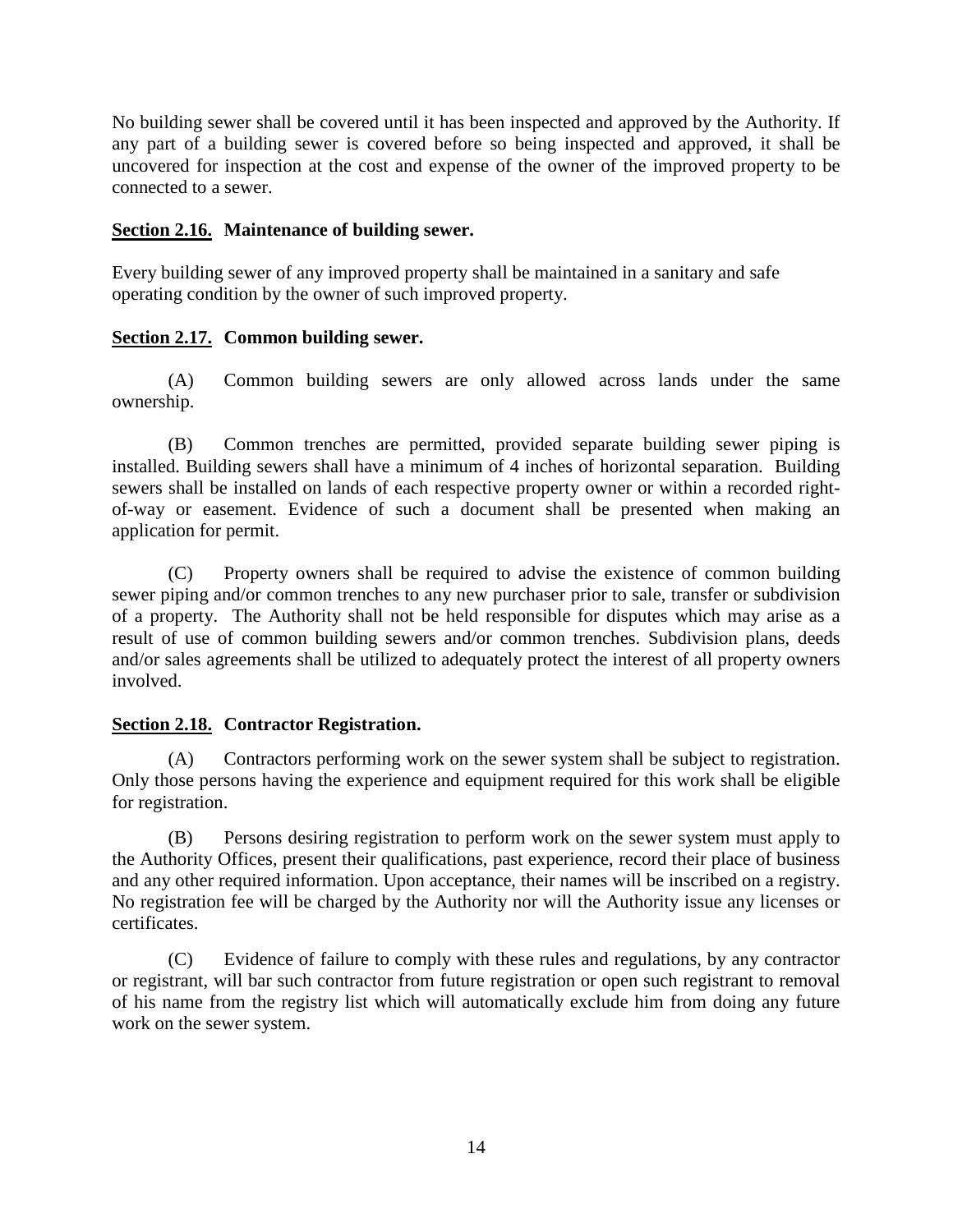No building sewer shall be covered until it has been inspected and approved by the Authority. If any part of a building sewer is covered before so being inspected and approved, it shall be uncovered for inspection at the cost and expense of the owner of the improved property to be connected to a sewer.

**<u>Section 2.16.</u> Maintenance of building sewer.**

Every building sewer of any improved property shall be maintained in a sanitary and safe operating condition by the owner of such improved property.

**<u>Section 2.17.</u> Common building sewer.**

(A) Common building sewers are only allowed across lands under the same ownership.

(B) Common trenches are permitted, provided separate building sewer piping is installed. Building sewers shall have a minimum of 4 inches of horizontal separation. Building sewers shall be installed on lands of each respective property owner or within a recorded right-of-way or easement. Evidence of such a document shall be presented when making an application for permit.

(C) Property owners shall be required to advise the existence of common building sewer piping and/or common trenches to any new purchaser prior to sale, transfer or subdivision of a property. The Authority shall not be held responsible for disputes which may arise as a result of use of common building sewers and/or common trenches. Subdivision plans, deeds and/or sales agreements shall be utilized to adequately protect the interest of all property owners involved.

**<u>Section 2.18.</u> Contractor Registration.**

(A) Contractors performing work on the sewer system shall be subject to registration. Only those persons having the experience and equipment required for this work shall be eligible for registration.

(B) Persons desiring registration to perform work on the sewer system must apply to the Authority Offices, present their qualifications, past experience, record their place of business and any other required information. Upon acceptance, their names will be inscribed on a registry. No registration fee will be charged by the Authority nor will the Authority issue any licenses or certificates.

(C) Evidence of failure to comply with these rules and regulations, by any contractor or registrant, will bar such contractor from future registration or open such registrant to removal of his name from the registry list which will automatically exclude him from doing any future work on the sewer system.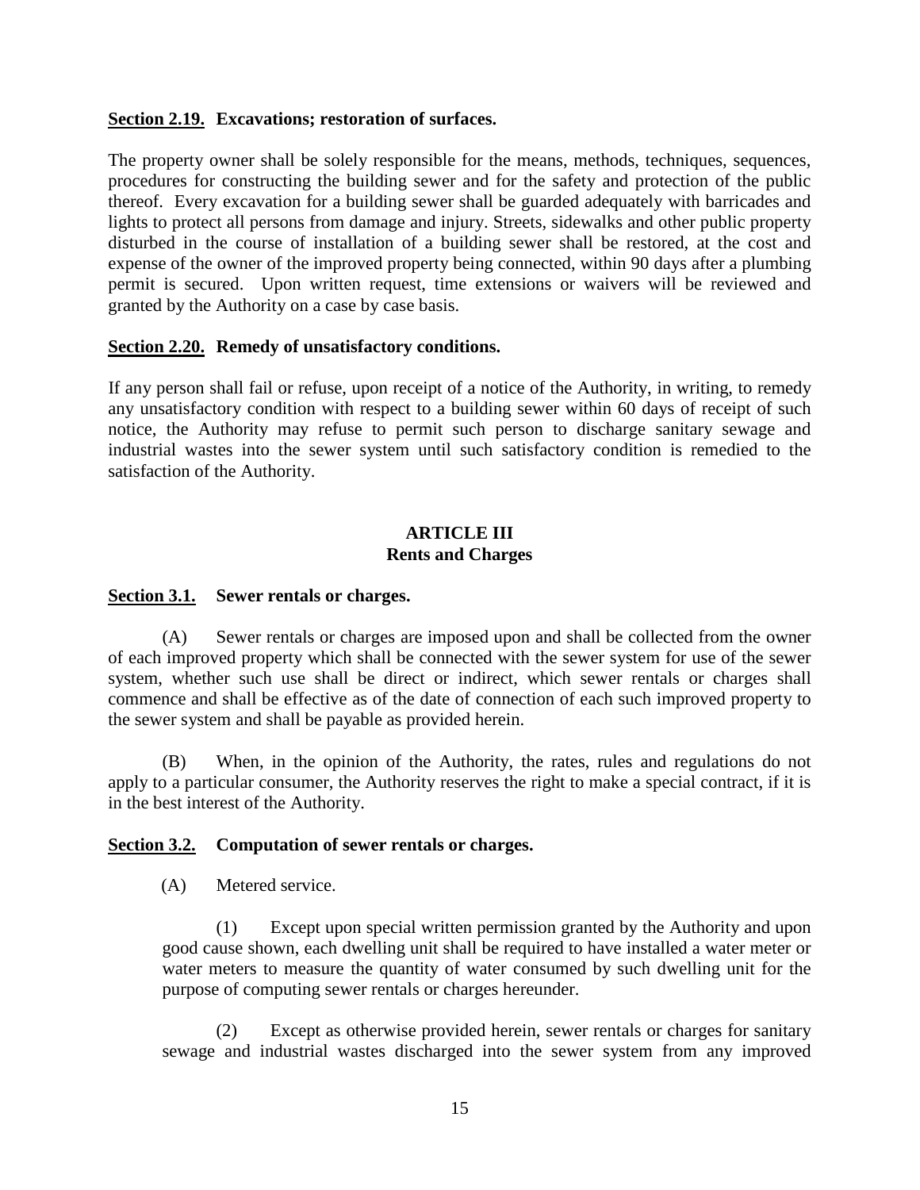**<u>Section 2.19.</u> Excavations; restoration of surfaces.**

The property owner shall be solely responsible for the means, methods, techniques, sequences, procedures for constructing the building sewer and for the safety and protection of the public thereof. Every excavation for a building sewer shall be guarded adequately with barricades and lights to protect all persons from damage and injury. Streets, sidewalks and other public property disturbed in the course of installation of a building sewer shall be restored, at the cost and expense of the owner of the improved property being connected, within 90 days after a plumbing permit is secured. Upon written request, time extensions or waivers will be reviewed and granted by the Authority on a case by case basis.

**<u>Section 2.20.</u> Remedy of unsatisfactory conditions.**

If any person shall fail or refuse, upon receipt of a notice of the Authority, in writing, to remedy any unsatisfactory condition with respect to a building sewer within 60 days of receipt of such notice, the Authority may refuse to permit such person to discharge sanitary sewage and industrial wastes into the sewer system until such satisfactory condition is remedied to the satisfaction of the Authority.

## ARTICLE III
## Rents and Charges

**<u>Section 3.1.</u> Sewer rentals or charges.**

(A) Sewer rentals or charges are imposed upon and shall be collected from the owner of each improved property which shall be connected with the sewer system for use of the sewer system, whether such use shall be direct or indirect, which sewer rentals or charges shall commence and shall be effective as of the date of connection of each such improved property to the sewer system and shall be payable as provided herein.

(B) When, in the opinion of the Authority, the rates, rules and regulations do not apply to a particular consumer, the Authority reserves the right to make a special contract, if it is in the best interest of the Authority.

**<u>Section 3.2.</u> Computation of sewer rentals or charges.**

(A) Metered service.

(1) Except upon special written permission granted by the Authority and upon good cause shown, each dwelling unit shall be required to have installed a water meter or water meters to measure the quantity of water consumed by such dwelling unit for the purpose of computing sewer rentals or charges hereunder.

(2) Except as otherwise provided herein, sewer rentals or charges for sanitary sewage and industrial wastes discharged into the sewer system from any improved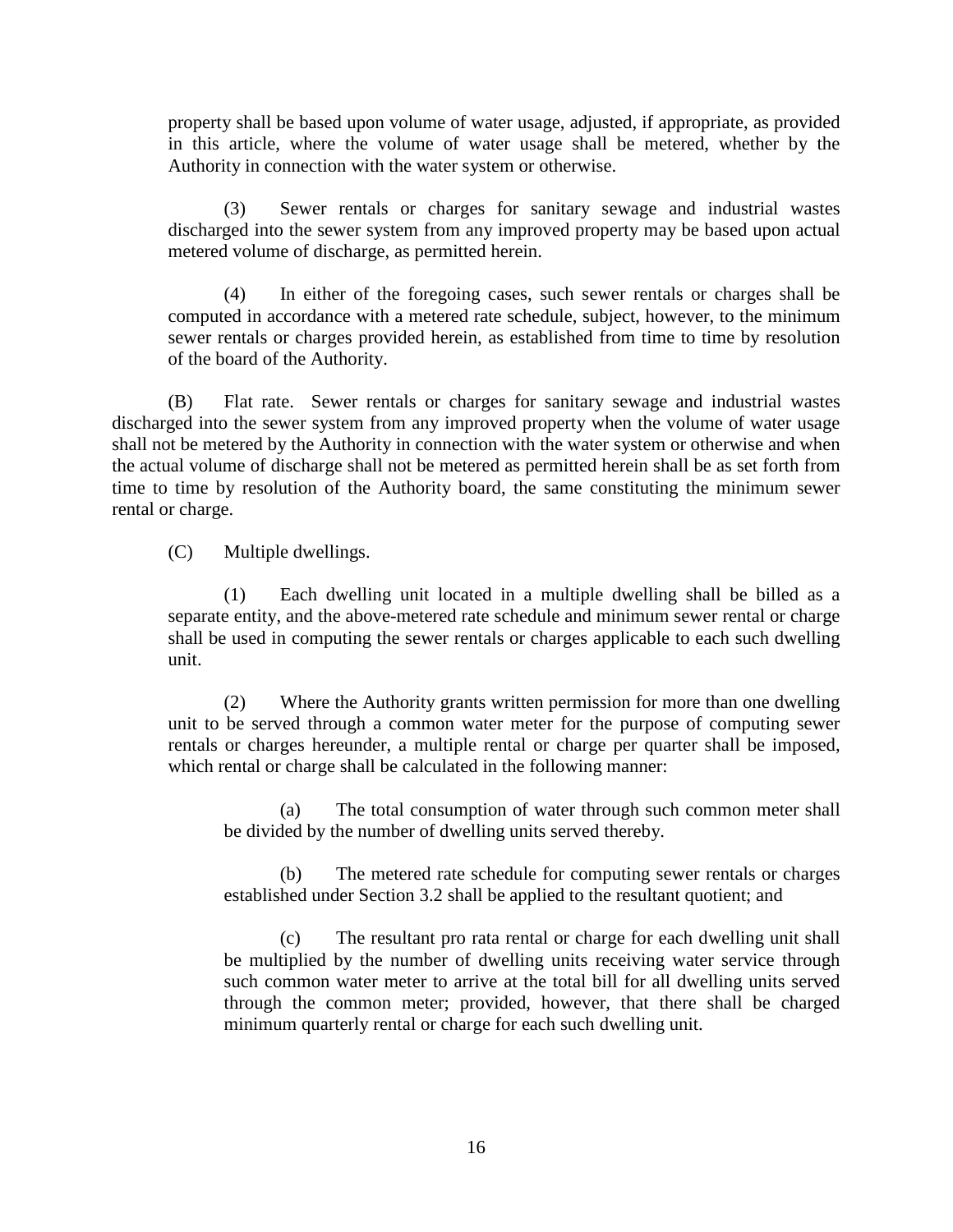property shall be based upon volume of water usage, adjusted, if appropriate, as provided in this article, where the volume of water usage shall be metered, whether by the Authority in connection with the water system or otherwise.

(3) Sewer rentals or charges for sanitary sewage and industrial wastes discharged into the sewer system from any improved property may be based upon actual metered volume of discharge, as permitted herein.

(4) In either of the foregoing cases, such sewer rentals or charges shall be computed in accordance with a metered rate schedule, subject, however, to the minimum sewer rentals or charges provided herein, as established from time to time by resolution of the board of the Authority.

(B) Flat rate. Sewer rentals or charges for sanitary sewage and industrial wastes discharged into the sewer system from any improved property when the volume of water usage shall not be metered by the Authority in connection with the water system or otherwise and when the actual volume of discharge shall not be metered as permitted herein shall be as set forth from time to time by resolution of the Authority board, the same constituting the minimum sewer rental or charge.

(C) Multiple dwellings.

(1) Each dwelling unit located in a multiple dwelling shall be billed as a separate entity, and the above-metered rate schedule and minimum sewer rental or charge shall be used in computing the sewer rentals or charges applicable to each such dwelling unit.

(2) Where the Authority grants written permission for more than one dwelling unit to be served through a common water meter for the purpose of computing sewer rentals or charges hereunder, a multiple rental or charge per quarter shall be imposed, which rental or charge shall be calculated in the following manner:

(a) The total consumption of water through such common meter shall be divided by the number of dwelling units served thereby.

(b) The metered rate schedule for computing sewer rentals or charges established under Section 3.2 shall be applied to the resultant quotient; and

(c) The resultant pro rata rental or charge for each dwelling unit shall be multiplied by the number of dwelling units receiving water service through such common water meter to arrive at the total bill for all dwelling units served through the common meter; provided, however, that there shall be charged minimum quarterly rental or charge for each such dwelling unit.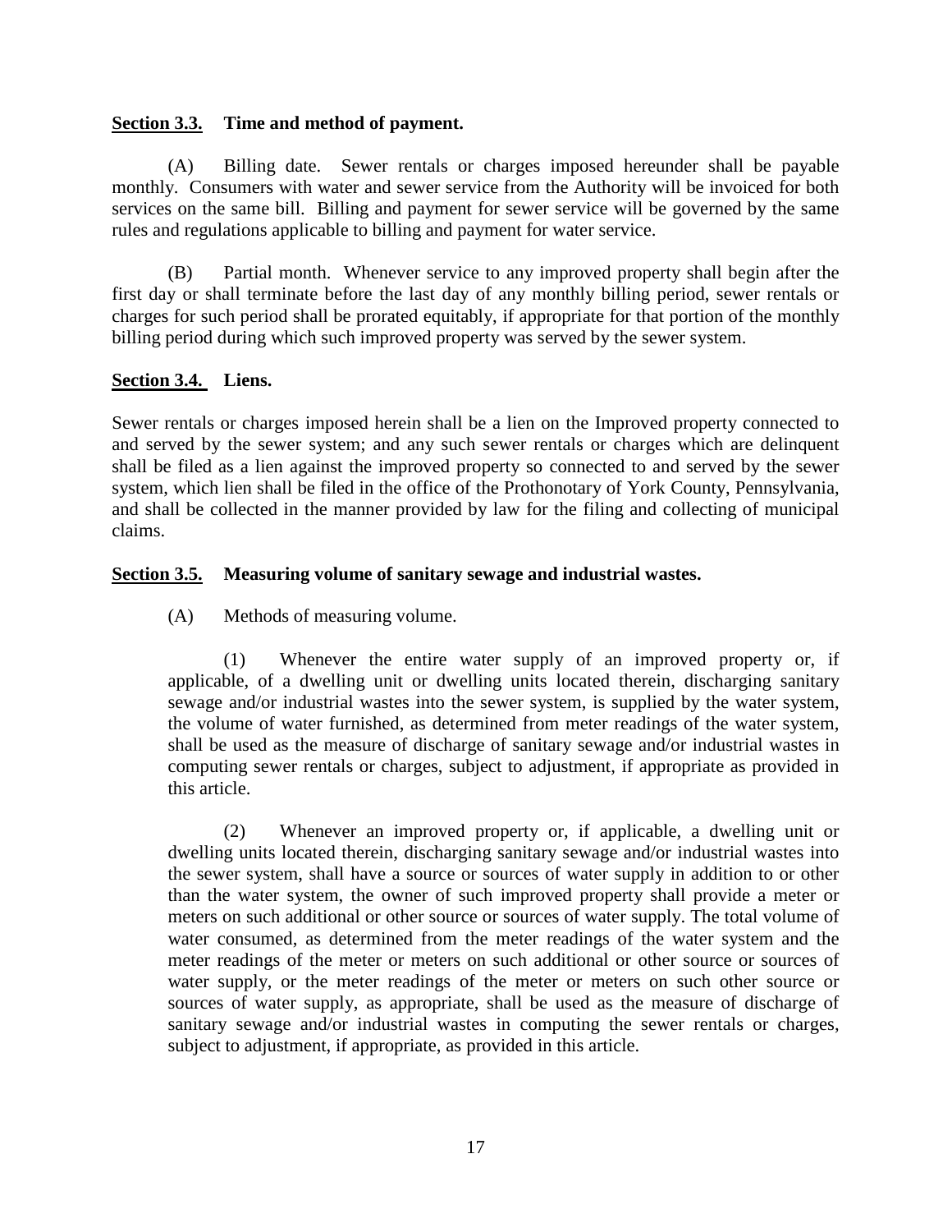**<u>Section 3.3.</u> Time and method of payment.**

(A) Billing date. Sewer rentals or charges imposed hereunder shall be payable monthly. Consumers with water and sewer service from the Authority will be invoiced for both services on the same bill. Billing and payment for sewer service will be governed by the same rules and regulations applicable to billing and payment for water service.

(B) Partial month. Whenever service to any improved property shall begin after the first day or shall terminate before the last day of any monthly billing period, sewer rentals or charges for such period shall be prorated equitably, if appropriate for that portion of the monthly billing period during which such improved property was served by the sewer system.

**<u>Section 3.4.</u> Liens.**

Sewer rentals or charges imposed herein shall be a lien on the Improved property connected to and served by the sewer system; and any such sewer rentals or charges which are delinquent shall be filed as a lien against the improved property so connected to and served by the sewer system, which lien shall be filed in the office of the Prothonotary of York County, Pennsylvania, and shall be collected in the manner provided by law for the filing and collecting of municipal claims.

**<u>Section 3.5.</u> Measuring volume of sanitary sewage and industrial wastes.**

(A) Methods of measuring volume.

(1) Whenever the entire water supply of an improved property or, if applicable, of a dwelling unit or dwelling units located therein, discharging sanitary sewage and/or industrial wastes into the sewer system, is supplied by the water system, the volume of water furnished, as determined from meter readings of the water system, shall be used as the measure of discharge of sanitary sewage and/or industrial wastes in computing sewer rentals or charges, subject to adjustment, if appropriate as provided in this article.

(2) Whenever an improved property or, if applicable, a dwelling unit or dwelling units located therein, discharging sanitary sewage and/or industrial wastes into the sewer system, shall have a source or sources of water supply in addition to or other than the water system, the owner of such improved property shall provide a meter or meters on such additional or other source or sources of water supply. The total volume of water consumed, as determined from the meter readings of the water system and the meter readings of the meter or meters on such additional or other source or sources of water supply, or the meter readings of the meter or meters on such other source or sources of water supply, as appropriate, shall be used as the measure of discharge of sanitary sewage and/or industrial wastes in computing the sewer rentals or charges, subject to adjustment, if appropriate, as provided in this article.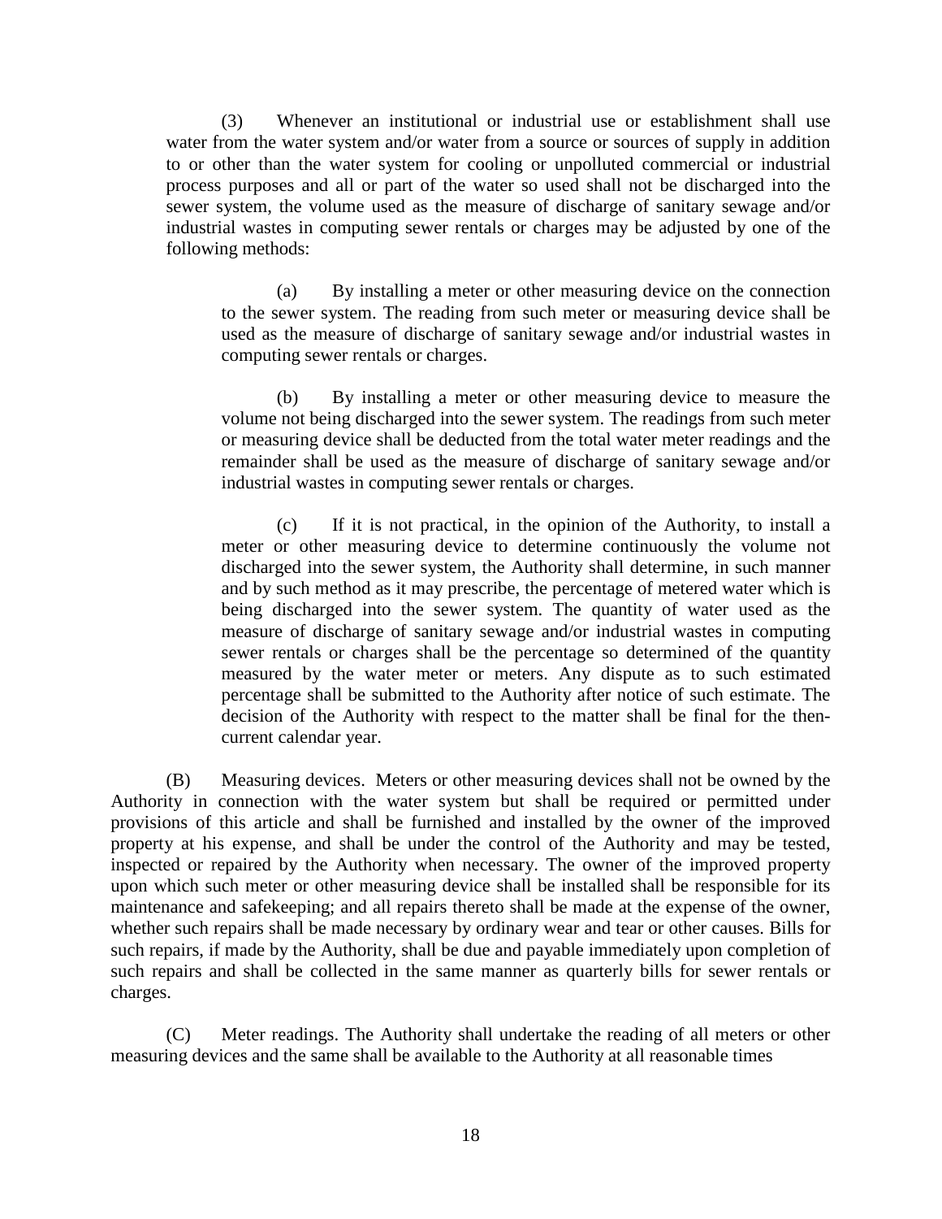(3) Whenever an institutional or industrial use or establishment shall use water from the water system and/or water from a source or sources of supply in addition to or other than the water system for cooling or unpolluted commercial or industrial process purposes and all or part of the water so used shall not be discharged into the sewer system, the volume used as the measure of discharge of sanitary sewage and/or industrial wastes in computing sewer rentals or charges may be adjusted by one of the following methods:

(a) By installing a meter or other measuring device on the connection to the sewer system. The reading from such meter or measuring device shall be used as the measure of discharge of sanitary sewage and/or industrial wastes in computing sewer rentals or charges.

(b) By installing a meter or other measuring device to measure the volume not being discharged into the sewer system. The readings from such meter or measuring device shall be deducted from the total water meter readings and the remainder shall be used as the measure of discharge of sanitary sewage and/or industrial wastes in computing sewer rentals or charges.

(c) If it is not practical, in the opinion of the Authority, to install a meter or other measuring device to determine continuously the volume not discharged into the sewer system, the Authority shall determine, in such manner and by such method as it may prescribe, the percentage of metered water which is being discharged into the sewer system. The quantity of water used as the measure of discharge of sanitary sewage and/or industrial wastes in computing sewer rentals or charges shall be the percentage so determined of the quantity measured by the water meter or meters. Any dispute as to such estimated percentage shall be submitted to the Authority after notice of such estimate. The decision of the Authority with respect to the matter shall be final for the then-current calendar year.

(B) Measuring devices. Meters or other measuring devices shall not be owned by the Authority in connection with the water system but shall be required or permitted under provisions of this article and shall be furnished and installed by the owner of the improved property at his expense, and shall be under the control of the Authority and may be tested, inspected or repaired by the Authority when necessary. The owner of the improved property upon which such meter or other measuring device shall be installed shall be responsible for its maintenance and safekeeping; and all repairs thereto shall be made at the expense of the owner, whether such repairs shall be made necessary by ordinary wear and tear or other causes. Bills for such repairs, if made by the Authority, shall be due and payable immediately upon completion of such repairs and shall be collected in the same manner as quarterly bills for sewer rentals or charges.

(C) Meter readings. The Authority shall undertake the reading of all meters or other measuring devices and the same shall be available to the Authority at all reasonable times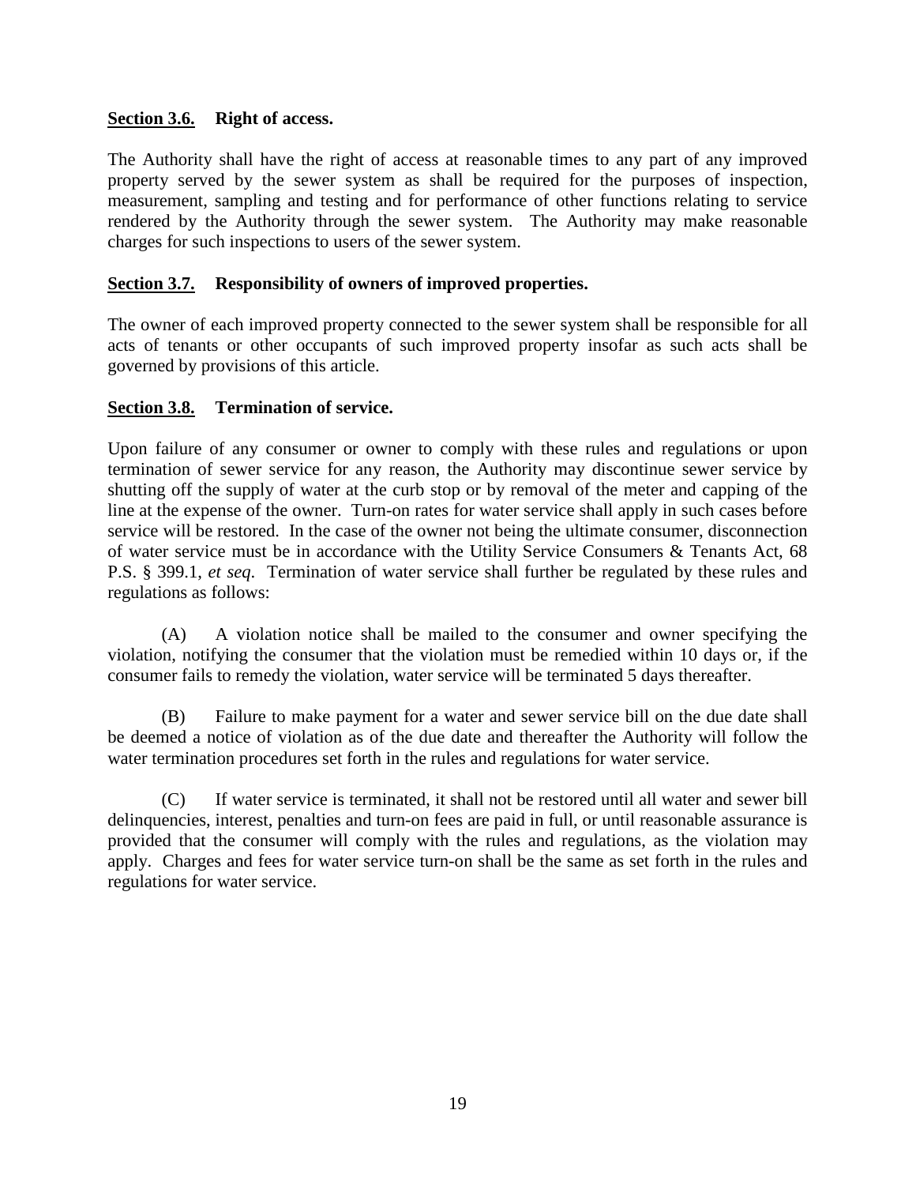**Section 3.6.** **Right of access.**

The Authority shall have the right of access at reasonable times to any part of any improved property served by the sewer system as shall be required for the purposes of inspection, measurement, sampling and testing and for performance of other functions relating to service rendered by the Authority through the sewer system. The Authority may make reasonable charges for such inspections to users of the sewer system.

**Section 3.7.** **Responsibility of owners of improved properties.**

The owner of each improved property connected to the sewer system shall be responsible for all acts of tenants or other occupants of such improved property insofar as such acts shall be governed by provisions of this article.

**Section 3.8.** **Termination of service.**

Upon failure of any consumer or owner to comply with these rules and regulations or upon termination of sewer service for any reason, the Authority may discontinue sewer service by shutting off the supply of water at the curb stop or by removal of the meter and capping of the line at the expense of the owner. Turn-on rates for water service shall apply in such cases before service will be restored. In the case of the owner not being the ultimate consumer, disconnection of water service must be in accordance with the Utility Service Consumers & Tenants Act, 68 P.S. § 399.1, *et seq*. Termination of water service shall further be regulated by these rules and regulations as follows:

(A) A violation notice shall be mailed to the consumer and owner specifying the violation, notifying the consumer that the violation must be remedied within 10 days or, if the consumer fails to remedy the violation, water service will be terminated 5 days thereafter.

(B) Failure to make payment for a water and sewer service bill on the due date shall be deemed a notice of violation as of the due date and thereafter the Authority will follow the water termination procedures set forth in the rules and regulations for water service.

(C) If water service is terminated, it shall not be restored until all water and sewer bill delinquencies, interest, penalties and turn-on fees are paid in full, or until reasonable assurance is provided that the consumer will comply with the rules and regulations, as the violation may apply. Charges and fees for water service turn-on shall be the same as set forth in the rules and regulations for water service.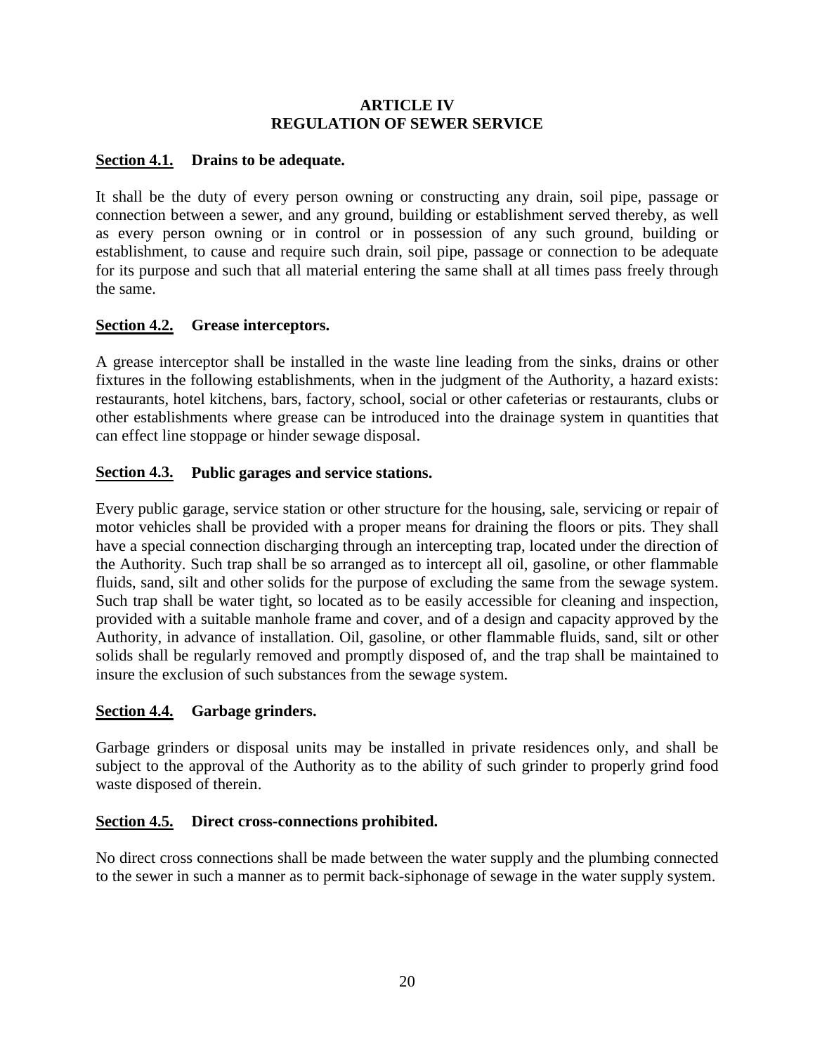# ARTICLE IV
# REGULATION OF SEWER SERVICE

## Section 4.1. Drains to be adequate.

It shall be the duty of every person owning or constructing any drain, soil pipe, passage or connection between a sewer, and any ground, building or establishment served thereby, as well as every person owning or in control or in possession of any such ground, building or establishment, to cause and require such drain, soil pipe, passage or connection to be adequate for its purpose and such that all material entering the same shall at all times pass freely through the same.

## Section 4.2. Grease interceptors.

A grease interceptor shall be installed in the waste line leading from the sinks, drains or other fixtures in the following establishments, when in the judgment of the Authority, a hazard exists: restaurants, hotel kitchens, bars, factory, school, social or other cafeterias or restaurants, clubs or other establishments where grease can be introduced into the drainage system in quantities that can effect line stoppage or hinder sewage disposal.

## Section 4.3. Public garages and service stations.

Every public garage, service station or other structure for the housing, sale, servicing or repair of motor vehicles shall be provided with a proper means for draining the floors or pits. They shall have a special connection discharging through an intercepting trap, located under the direction of the Authority. Such trap shall be so arranged as to intercept all oil, gasoline, or other flammable fluids, sand, silt and other solids for the purpose of excluding the same from the sewage system. Such trap shall be water tight, so located as to be easily accessible for cleaning and inspection, provided with a suitable manhole frame and cover, and of a design and capacity approved by the Authority, in advance of installation. Oil, gasoline, or other flammable fluids, sand, silt or other solids shall be regularly removed and promptly disposed of, and the trap shall be maintained to insure the exclusion of such substances from the sewage system.

## Section 4.4. Garbage grinders.

Garbage grinders or disposal units may be installed in private residences only, and shall be subject to the approval of the Authority as to the ability of such grinder to properly grind food waste disposed of therein.

## Section 4.5. Direct cross-connections prohibited.

No direct cross connections shall be made between the water supply and the plumbing connected to the sewer in such a manner as to permit back-siphonage of sewage in the water supply system.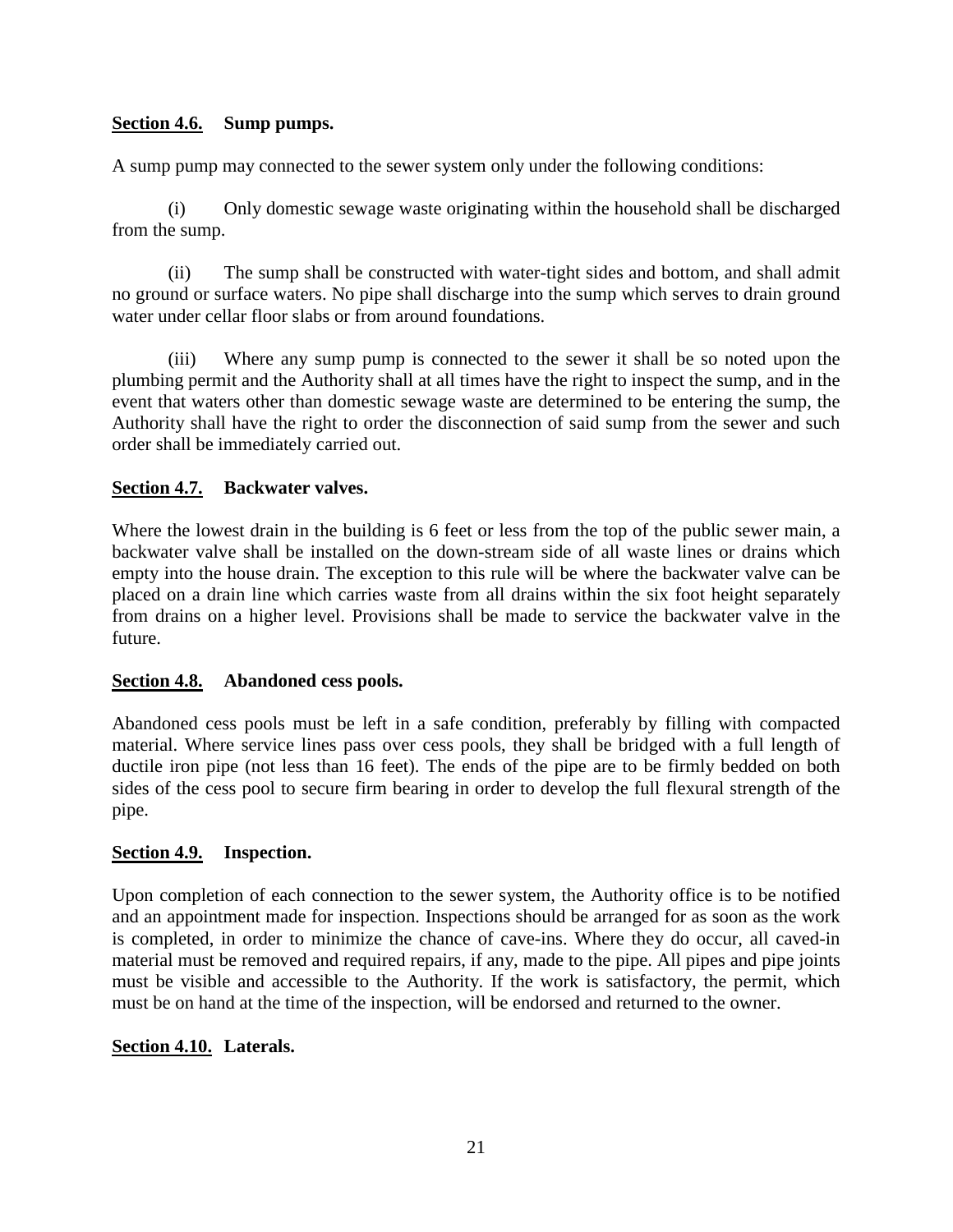**Section 4.6. Sump pumps.**

A sump pump may connected to the sewer system only under the following conditions:

(i) Only domestic sewage waste originating within the household shall be discharged from the sump.

(ii) The sump shall be constructed with water-tight sides and bottom, and shall admit no ground or surface waters. No pipe shall discharge into the sump which serves to drain ground water under cellar floor slabs or from around foundations.

(iii) Where any sump pump is connected to the sewer it shall be so noted upon the plumbing permit and the Authority shall at all times have the right to inspect the sump, and in the event that waters other than domestic sewage waste are determined to be entering the sump, the Authority shall have the right to order the disconnection of said sump from the sewer and such order shall be immediately carried out.

**Section 4.7. Backwater valves.**

Where the lowest drain in the building is 6 feet or less from the top of the public sewer main, a backwater valve shall be installed on the down-stream side of all waste lines or drains which empty into the house drain. The exception to this rule will be where the backwater valve can be placed on a drain line which carries waste from all drains within the six foot height separately from drains on a higher level. Provisions shall be made to service the backwater valve in the future.

**Section 4.8. Abandoned cess pools.**

Abandoned cess pools must be left in a safe condition, preferably by filling with compacted material. Where service lines pass over cess pools, they shall be bridged with a full length of ductile iron pipe (not less than 16 feet). The ends of the pipe are to be firmly bedded on both sides of the cess pool to secure firm bearing in order to develop the full flexural strength of the pipe.

**Section 4.9. Inspection.**

Upon completion of each connection to the sewer system, the Authority office is to be notified and an appointment made for inspection. Inspections should be arranged for as soon as the work is completed, in order to minimize the chance of cave-ins. Where they do occur, all caved-in material must be removed and required repairs, if any, made to the pipe. All pipes and pipe joints must be visible and accessible to the Authority. If the work is satisfactory, the permit, which must be on hand at the time of the inspection, will be endorsed and returned to the owner.

**Section 4.10. Laterals.**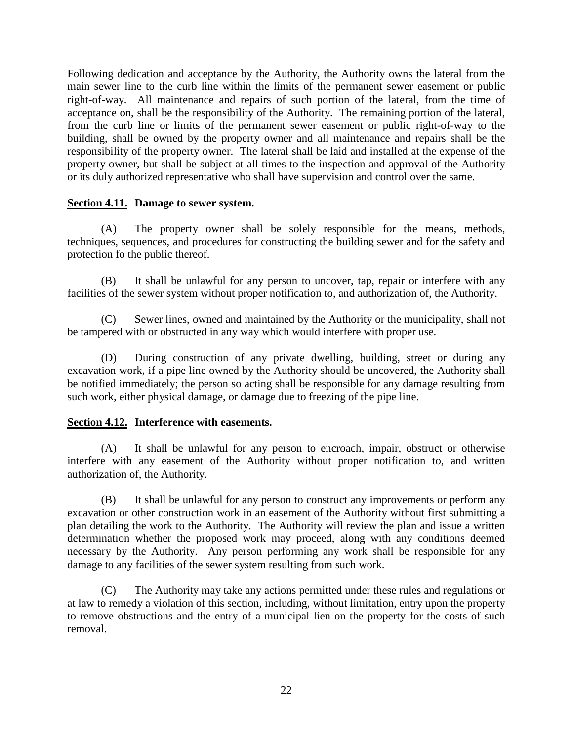Following dedication and acceptance by the Authority, the Authority owns the lateral from the main sewer line to the curb line within the limits of the permanent sewer easement or public right-of-way. All maintenance and repairs of such portion of the lateral, from the time of acceptance on, shall be the responsibility of the Authority. The remaining portion of the lateral, from the curb line or limits of the permanent sewer easement or public right-of-way to the building, shall be owned by the property owner and all maintenance and repairs shall be the responsibility of the property owner. The lateral shall be laid and installed at the expense of the property owner, but shall be subject at all times to the inspection and approval of the Authority or its duly authorized representative who shall have supervision and control over the same.

**Section 4.11. Damage to sewer system.**

(A) The property owner shall be solely responsible for the means, methods, techniques, sequences, and procedures for constructing the building sewer and for the safety and protection fo the public thereof.

(B) It shall be unlawful for any person to uncover, tap, repair or interfere with any facilities of the sewer system without proper notification to, and authorization of, the Authority.

(C) Sewer lines, owned and maintained by the Authority or the municipality, shall not be tampered with or obstructed in any way which would interfere with proper use.

(D) During construction of any private dwelling, building, street or during any excavation work, if a pipe line owned by the Authority should be uncovered, the Authority shall be notified immediately; the person so acting shall be responsible for any damage resulting from such work, either physical damage, or damage due to freezing of the pipe line.

**Section 4.12. Interference with easements.**

(A) It shall be unlawful for any person to encroach, impair, obstruct or otherwise interfere with any easement of the Authority without proper notification to, and written authorization of, the Authority.

(B) It shall be unlawful for any person to construct any improvements or perform any excavation or other construction work in an easement of the Authority without first submitting a plan detailing the work to the Authority. The Authority will review the plan and issue a written determination whether the proposed work may proceed, along with any conditions deemed necessary by the Authority. Any person performing any work shall be responsible for any damage to any facilities of the sewer system resulting from such work.

(C) The Authority may take any actions permitted under these rules and regulations or at law to remedy a violation of this section, including, without limitation, entry upon the property to remove obstructions and the entry of a municipal lien on the property for the costs of such removal.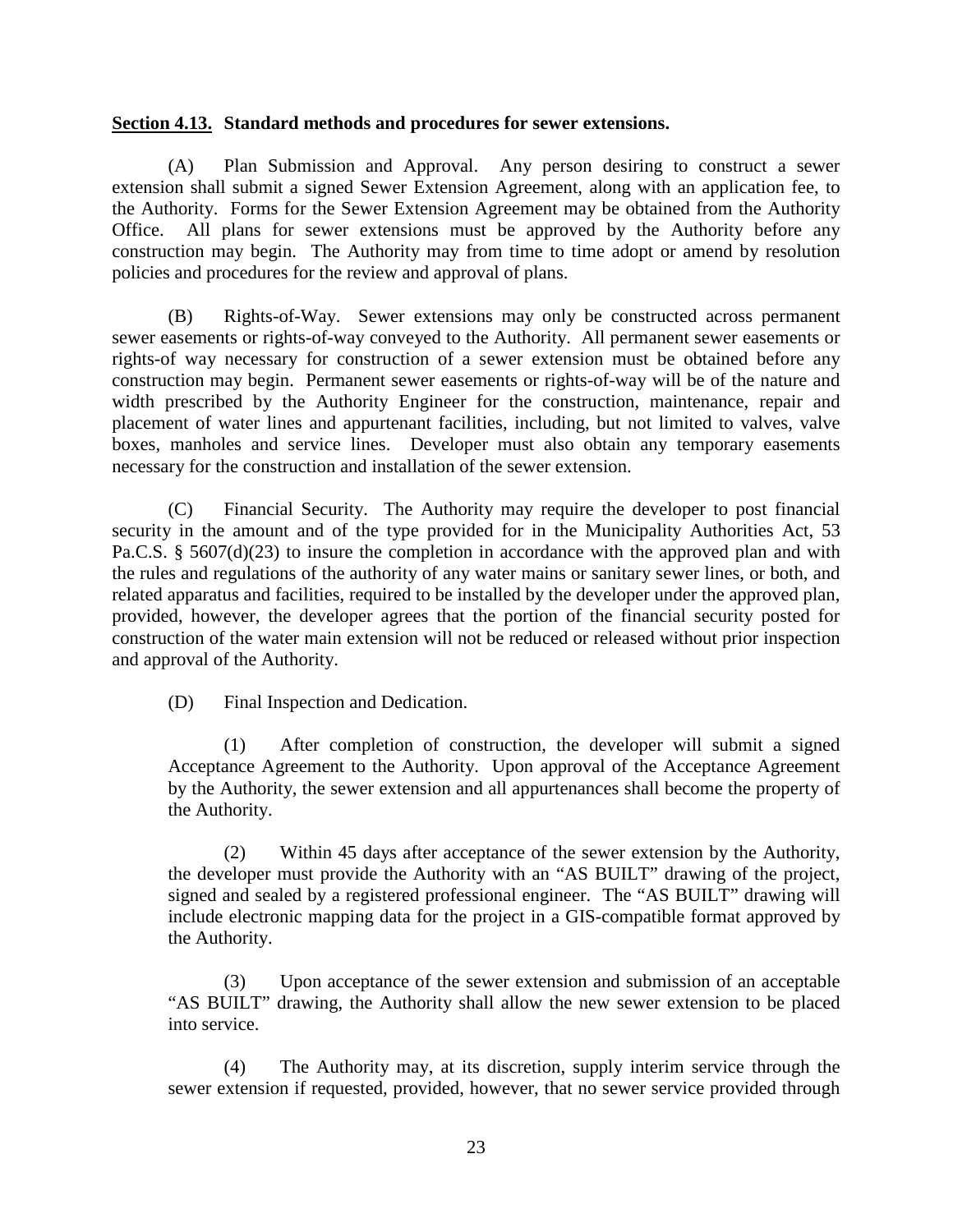**<u>Section 4.13.</u> Standard methods and procedures for sewer extensions.**

(A) Plan Submission and Approval. Any person desiring to construct a sewer extension shall submit a signed Sewer Extension Agreement, along with an application fee, to the Authority. Forms for the Sewer Extension Agreement may be obtained from the Authority Office. All plans for sewer extensions must be approved by the Authority before any construction may begin. The Authority may from time to time adopt or amend by resolution policies and procedures for the review and approval of plans.

(B) Rights-of-Way. Sewer extensions may only be constructed across permanent sewer easements or rights-of-way conveyed to the Authority. All permanent sewer easements or rights-of way necessary for construction of a sewer extension must be obtained before any construction may begin. Permanent sewer easements or rights-of-way will be of the nature and width prescribed by the Authority Engineer for the construction, maintenance, repair and placement of water lines and appurtenant facilities, including, but not limited to valves, valve boxes, manholes and service lines. Developer must also obtain any temporary easements necessary for the construction and installation of the sewer extension.

(C) Financial Security. The Authority may require the developer to post financial security in the amount and of the type provided for in the Municipality Authorities Act, 53 Pa.C.S. § 5607(d)(23) to insure the completion in accordance with the approved plan and with the rules and regulations of the authority of any water mains or sanitary sewer lines, or both, and related apparatus and facilities, required to be installed by the developer under the approved plan, provided, however, the developer agrees that the portion of the financial security posted for construction of the water main extension will not be reduced or released without prior inspection and approval of the Authority.

(D) Final Inspection and Dedication.

(1) After completion of construction, the developer will submit a signed Acceptance Agreement to the Authority. Upon approval of the Acceptance Agreement by the Authority, the sewer extension and all appurtenances shall become the property of the Authority.

(2) Within 45 days after acceptance of the sewer extension by the Authority, the developer must provide the Authority with an "AS BUILT" drawing of the project, signed and sealed by a registered professional engineer. The "AS BUILT" drawing will include electronic mapping data for the project in a GIS-compatible format approved by the Authority.

(3) Upon acceptance of the sewer extension and submission of an acceptable "AS BUILT" drawing, the Authority shall allow the new sewer extension to be placed into service.

(4) The Authority may, at its discretion, supply interim service through the sewer extension if requested, provided, however, that no sewer service provided through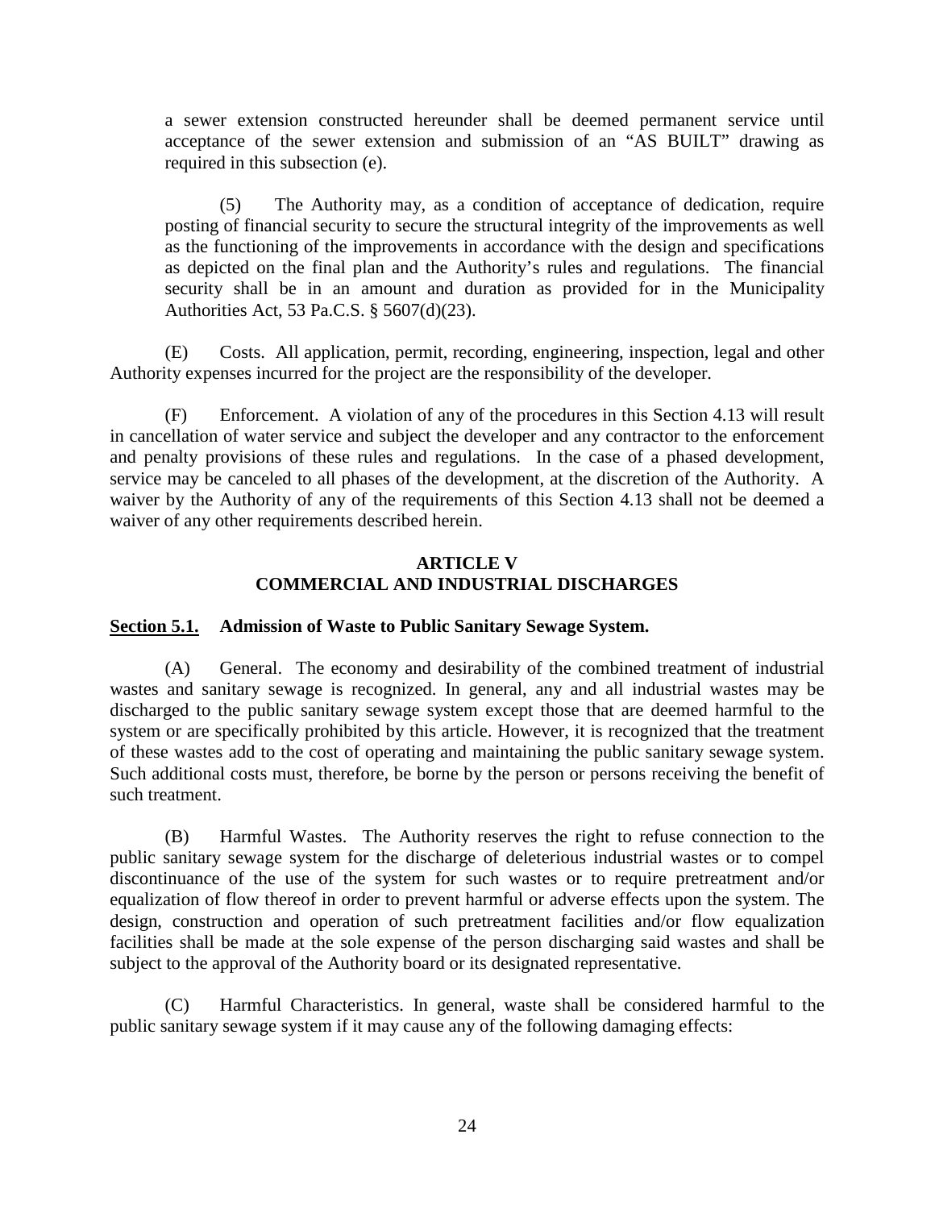a sewer extension constructed hereunder shall be deemed permanent service until acceptance of the sewer extension and submission of an "AS BUILT" drawing as required in this subsection (e).

(5) The Authority may, as a condition of acceptance of dedication, require posting of financial security to secure the structural integrity of the improvements as well as the functioning of the improvements in accordance with the design and specifications as depicted on the final plan and the Authority's rules and regulations. The financial security shall be in an amount and duration as provided for in the Municipality Authorities Act, 53 Pa.C.S. § 5607(d)(23).

(E) Costs. All application, permit, recording, engineering, inspection, legal and other Authority expenses incurred for the project are the responsibility of the developer.

(F) Enforcement. A violation of any of the procedures in this Section 4.13 will result in cancellation of water service and subject the developer and any contractor to the enforcement and penalty provisions of these rules and regulations. In the case of a phased development, service may be canceled to all phases of the development, at the discretion of the Authority. A waiver by the Authority of any of the requirements of this Section 4.13 shall not be deemed a waiver of any other requirements described herein.

## ARTICLE V
## COMMERCIAL AND INDUSTRIAL DISCHARGES

**Section 5.1. Admission of Waste to Public Sanitary Sewage System.**

(A) General. The economy and desirability of the combined treatment of industrial wastes and sanitary sewage is recognized. In general, any and all industrial wastes may be discharged to the public sanitary sewage system except those that are deemed harmful to the system or are specifically prohibited by this article. However, it is recognized that the treatment of these wastes add to the cost of operating and maintaining the public sanitary sewage system. Such additional costs must, therefore, be borne by the person or persons receiving the benefit of such treatment.

(B) Harmful Wastes. The Authority reserves the right to refuse connection to the public sanitary sewage system for the discharge of deleterious industrial wastes or to compel discontinuance of the use of the system for such wastes or to require pretreatment and/or equalization of flow thereof in order to prevent harmful or adverse effects upon the system. The design, construction and operation of such pretreatment facilities and/or flow equalization facilities shall be made at the sole expense of the person discharging said wastes and shall be subject to the approval of the Authority board or its designated representative.

(C) Harmful Characteristics. In general, waste shall be considered harmful to the public sanitary sewage system if it may cause any of the following damaging effects: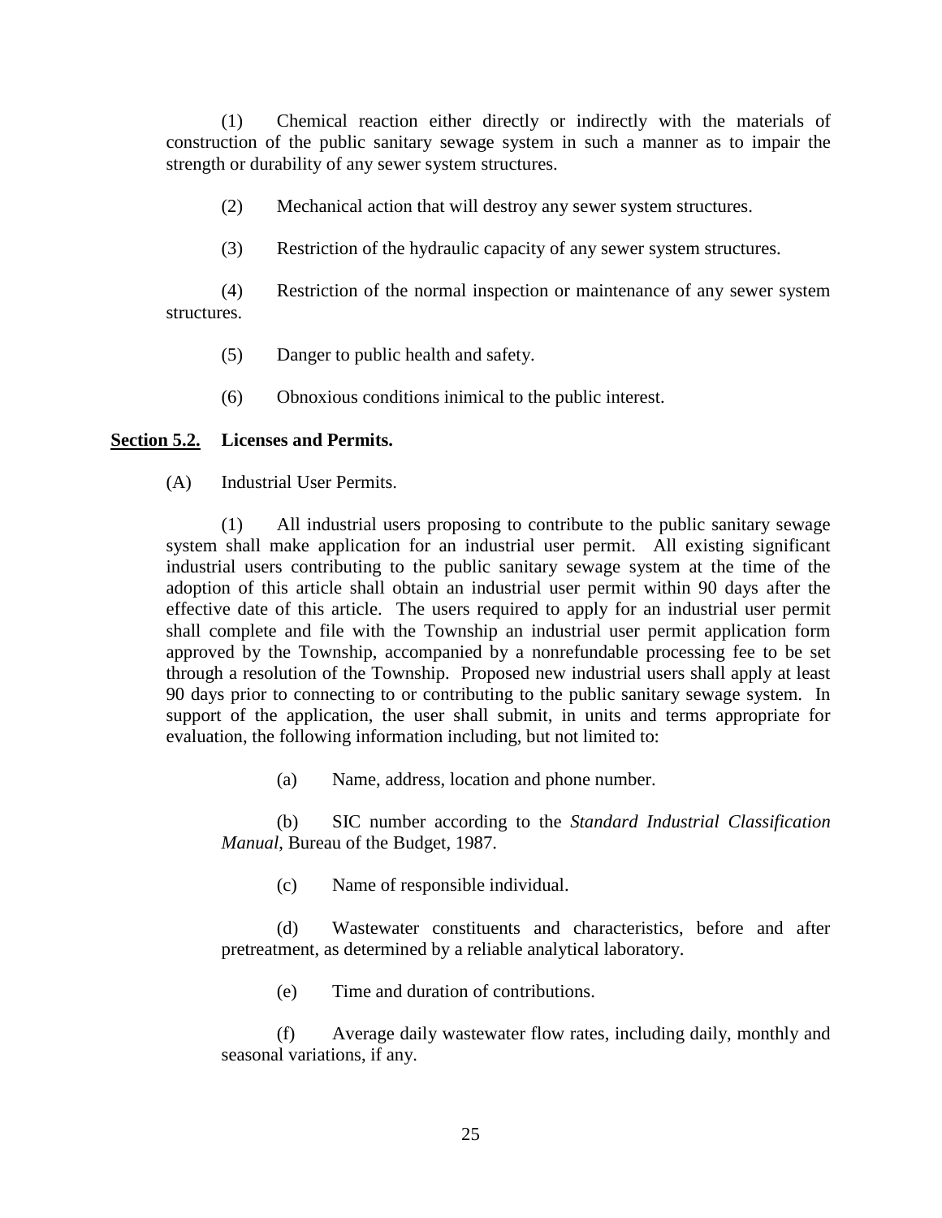(1) Chemical reaction either directly or indirectly with the materials of construction of the public sanitary sewage system in such a manner as to impair the strength or durability of any sewer system structures.

(2) Mechanical action that will destroy any sewer system structures.

(3) Restriction of the hydraulic capacity of any sewer system structures.

(4) Restriction of the normal inspection or maintenance of any sewer system structures.

(5) Danger to public health and safety.

(6) Obnoxious conditions inimical to the public interest.

**Section 5.2. Licenses and Permits.**

(A) Industrial User Permits.

(1) All industrial users proposing to contribute to the public sanitary sewage system shall make application for an industrial user permit. All existing significant industrial users contributing to the public sanitary sewage system at the time of the adoption of this article shall obtain an industrial user permit within 90 days after the effective date of this article. The users required to apply for an industrial user permit shall complete and file with the Township an industrial user permit application form approved by the Township, accompanied by a nonrefundable processing fee to be set through a resolution of the Township. Proposed new industrial users shall apply at least 90 days prior to connecting to or contributing to the public sanitary sewage system. In support of the application, the user shall submit, in units and terms appropriate for evaluation, the following information including, but not limited to:

(a) Name, address, location and phone number.

(b) SIC number according to the *Standard Industrial Classification Manual*, Bureau of the Budget, 1987.

(c) Name of responsible individual.

(d) Wastewater constituents and characteristics, before and after pretreatment, as determined by a reliable analytical laboratory.

(e) Time and duration of contributions.

(f) Average daily wastewater flow rates, including daily, monthly and seasonal variations, if any.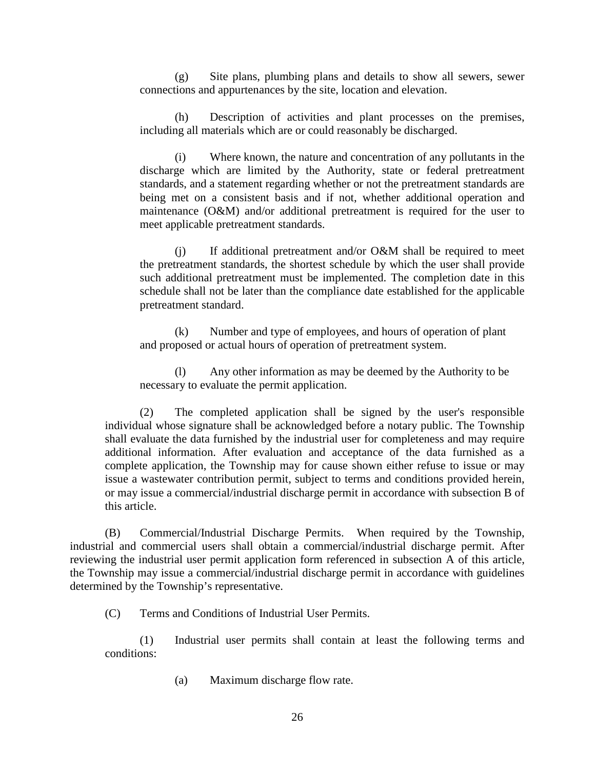(g) Site plans, plumbing plans and details to show all sewers, sewer connections and appurtenances by the site, location and elevation.

(h) Description of activities and plant processes on the premises, including all materials which are or could reasonably be discharged.

(i) Where known, the nature and concentration of any pollutants in the discharge which are limited by the Authority, state or federal pretreatment standards, and a statement regarding whether or not the pretreatment standards are being met on a consistent basis and if not, whether additional operation and maintenance (O&M) and/or additional pretreatment is required for the user to meet applicable pretreatment standards.

(j) If additional pretreatment and/or O&M shall be required to meet the pretreatment standards, the shortest schedule by which the user shall provide such additional pretreatment must be implemented. The completion date in this schedule shall not be later than the compliance date established for the applicable pretreatment standard.

(k) Number and type of employees, and hours of operation of plant and proposed or actual hours of operation of pretreatment system.

(l) Any other information as may be deemed by the Authority to be necessary to evaluate the permit application.

(2) The completed application shall be signed by the user's responsible individual whose signature shall be acknowledged before a notary public. The Township shall evaluate the data furnished by the industrial user for completeness and may require additional information. After evaluation and acceptance of the data furnished as a complete application, the Township may for cause shown either refuse to issue or may issue a wastewater contribution permit, subject to terms and conditions provided herein, or may issue a commercial/industrial discharge permit in accordance with subsection B of this article.

(B) Commercial/Industrial Discharge Permits. When required by the Township, industrial and commercial users shall obtain a commercial/industrial discharge permit. After reviewing the industrial user permit application form referenced in subsection A of this article, the Township may issue a commercial/industrial discharge permit in accordance with guidelines determined by the Township's representative.

(C) Terms and Conditions of Industrial User Permits.

(1) Industrial user permits shall contain at least the following terms and conditions:

(a) Maximum discharge flow rate.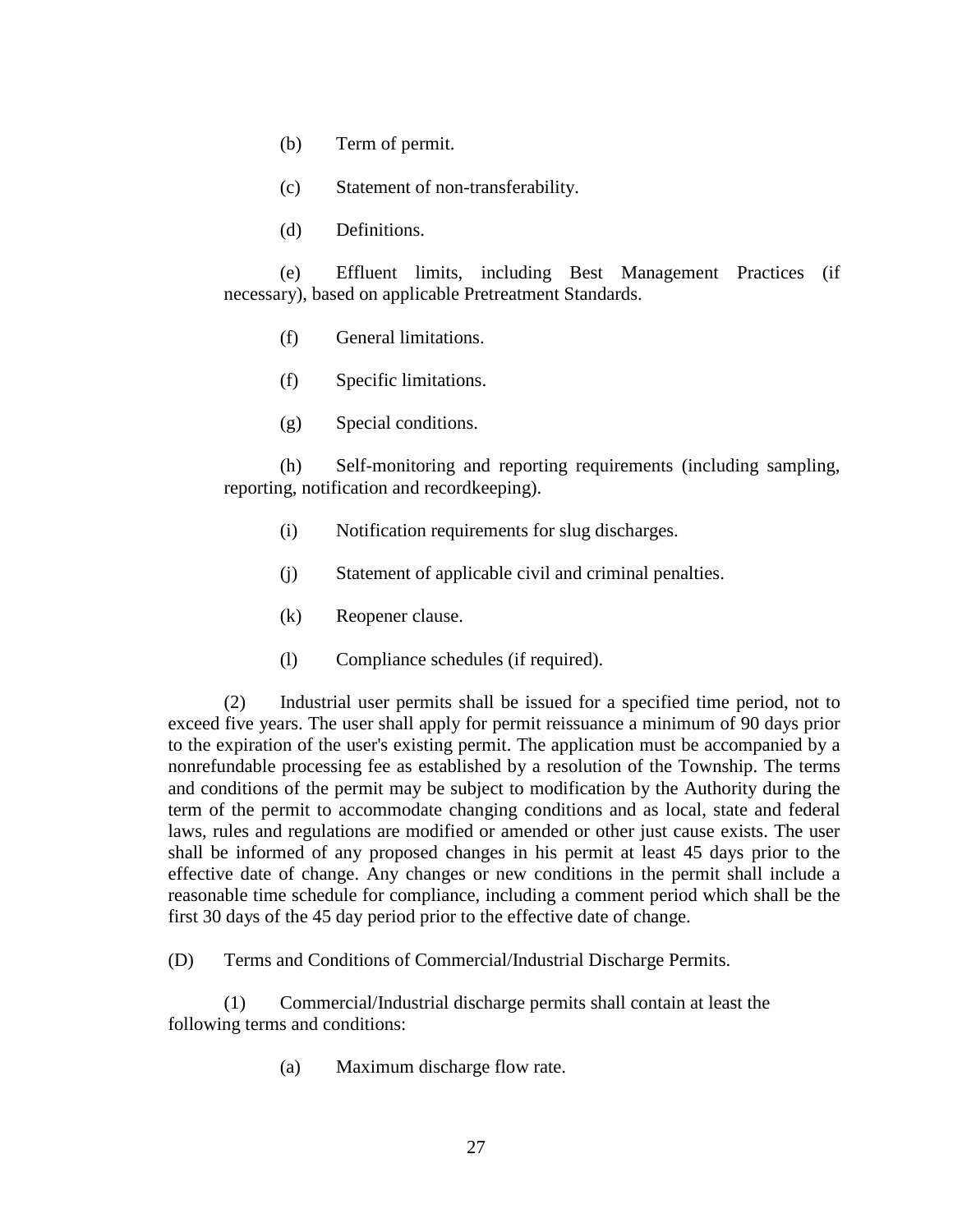(b) Term of permit.

(c) Statement of non-transferability.

(d) Definitions.

(e) Effluent limits, including Best Management Practices (if necessary), based on applicable Pretreatment Standards.

(f) General limitations.

(f) Specific limitations.

(g) Special conditions.

(h) Self-monitoring and reporting requirements (including sampling, reporting, notification and recordkeeping).

(i) Notification requirements for slug discharges.

(j) Statement of applicable civil and criminal penalties.

(k) Reopener clause.

(l) Compliance schedules (if required).

(2) Industrial user permits shall be issued for a specified time period, not to exceed five years. The user shall apply for permit reissuance a minimum of 90 days prior to the expiration of the user's existing permit. The application must be accompanied by a nonrefundable processing fee as established by a resolution of the Township. The terms and conditions of the permit may be subject to modification by the Authority during the term of the permit to accommodate changing conditions and as local, state and federal laws, rules and regulations are modified or amended or other just cause exists. The user shall be informed of any proposed changes in his permit at least 45 days prior to the effective date of change. Any changes or new conditions in the permit shall include a reasonable time schedule for compliance, including a comment period which shall be the first 30 days of the 45 day period prior to the effective date of change.

(D) Terms and Conditions of Commercial/Industrial Discharge Permits.

(1) Commercial/Industrial discharge permits shall contain at least the following terms and conditions:

(a) Maximum discharge flow rate.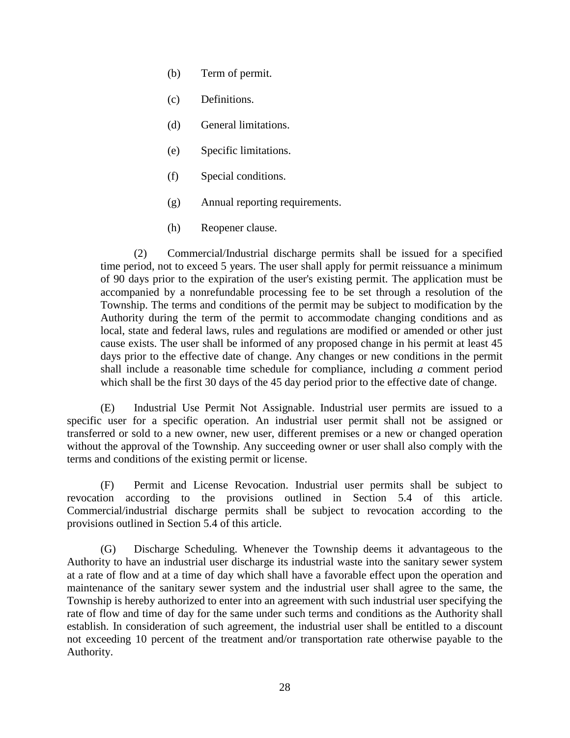(b) Term of permit.

(c) Definitions.

(d) General limitations.

(e) Specific limitations.

(f) Special conditions.

(g) Annual reporting requirements.

(h) Reopener clause.

(2) Commercial/Industrial discharge permits shall be issued for a specified time period, not to exceed 5 years. The user shall apply for permit reissuance a minimum of 90 days prior to the expiration of the user's existing permit. The application must be accompanied by a nonrefundable processing fee to be set through a resolution of the Township. The terms and conditions of the permit may be subject to modification by the Authority during the term of the permit to accommodate changing conditions and as local, state and federal laws, rules and regulations are modified or amended or other just cause exists. The user shall be informed of any proposed change in his permit at least 45 days prior to the effective date of change. Any changes or new conditions in the permit shall include a reasonable time schedule for compliance, including *a* comment period which shall be the first 30 days of the 45 day period prior to the effective date of change.

(E) Industrial Use Permit Not Assignable. Industrial user permits are issued to a specific user for a specific operation. An industrial user permit shall not be assigned or transferred or sold to a new owner, new user, different premises or a new or changed operation without the approval of the Township. Any succeeding owner or user shall also comply with the terms and conditions of the existing permit or license.

(F) Permit and License Revocation. Industrial user permits shall be subject to revocation according to the provisions outlined in Section 5.4 of this article. Commercial/industrial discharge permits shall be subject to revocation according to the provisions outlined in Section 5.4 of this article.

(G) Discharge Scheduling. Whenever the Township deems it advantageous to the Authority to have an industrial user discharge its industrial waste into the sanitary sewer system at a rate of flow and at a time of day which shall have a favorable effect upon the operation and maintenance of the sanitary sewer system and the industrial user shall agree to the same, the Township is hereby authorized to enter into an agreement with such industrial user specifying the rate of flow and time of day for the same under such terms and conditions as the Authority shall establish. In consideration of such agreement, the industrial user shall be entitled to a discount not exceeding 10 percent of the treatment and/or transportation rate otherwise payable to the Authority.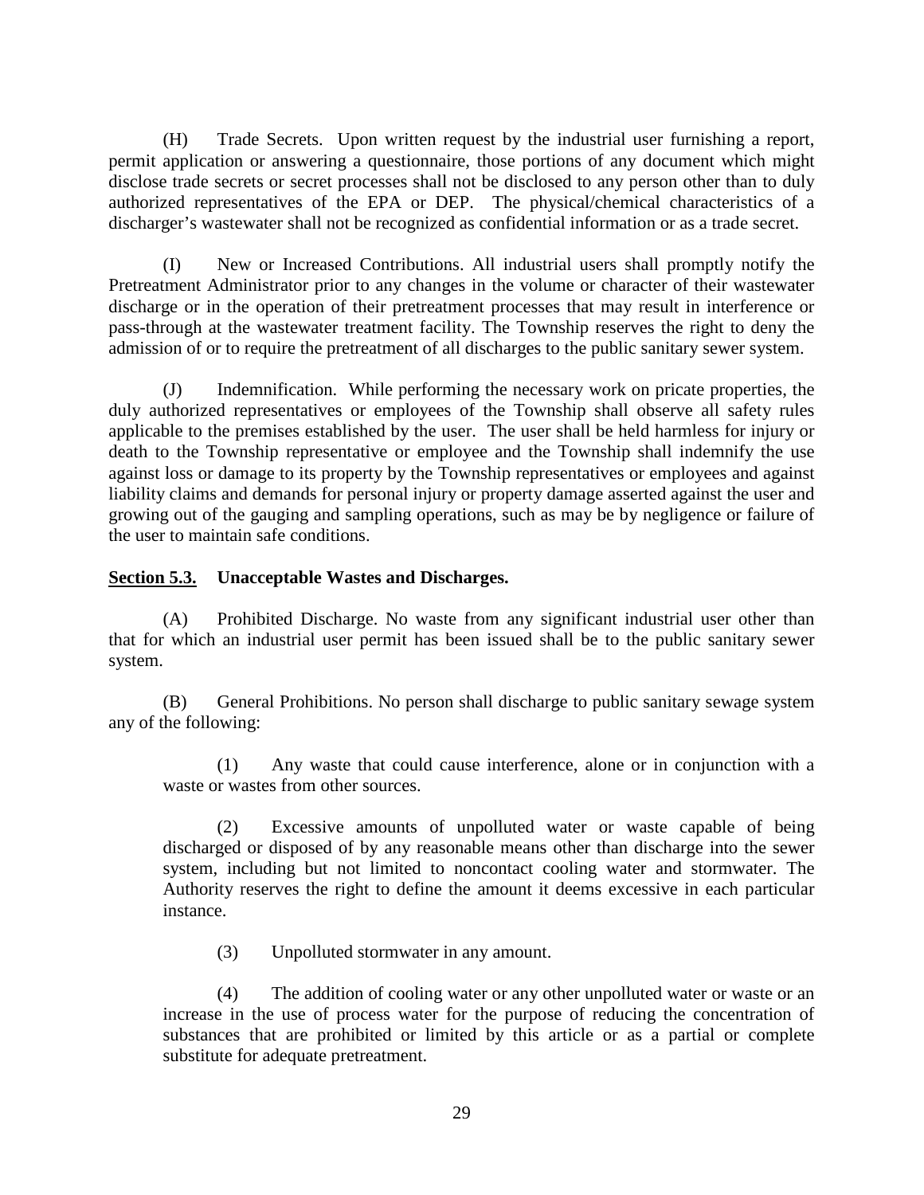(H) Trade Secrets. Upon written request by the industrial user furnishing a report, permit application or answering a questionnaire, those portions of any document which might disclose trade secrets or secret processes shall not be disclosed to any person other than to duly authorized representatives of the EPA or DEP. The physical/chemical characteristics of a discharger's wastewater shall not be recognized as confidential information or as a trade secret.

(I) New or Increased Contributions. All industrial users shall promptly notify the Pretreatment Administrator prior to any changes in the volume or character of their wastewater discharge or in the operation of their pretreatment processes that may result in interference or pass-through at the wastewater treatment facility. The Township reserves the right to deny the admission of or to require the pretreatment of all discharges to the public sanitary sewer system.

(J) Indemnification. While performing the necessary work on pricate properties, the duly authorized representatives or employees of the Township shall observe all safety rules applicable to the premises established by the user. The user shall be held harmless for injury or death to the Township representative or employee and the Township shall indemnify the use against loss or damage to its property by the Township representatives or employees and against liability claims and demands for personal injury or property damage asserted against the user and growing out of the gauging and sampling operations, such as may be by negligence or failure of the user to maintain safe conditions.

**Section 5.3. Unacceptable Wastes and Discharges.**

(A) Prohibited Discharge. No waste from any significant industrial user other than that for which an industrial user permit has been issued shall be to the public sanitary sewer system.

(B) General Prohibitions. No person shall discharge to public sanitary sewage system any of the following:

(1) Any waste that could cause interference, alone or in conjunction with a waste or wastes from other sources.

(2) Excessive amounts of unpolluted water or waste capable of being discharged or disposed of by any reasonable means other than discharge into the sewer system, including but not limited to noncontact cooling water and stormwater. The Authority reserves the right to define the amount it deems excessive in each particular instance.

(3) Unpolluted stormwater in any amount.

(4) The addition of cooling water or any other unpolluted water or waste or an increase in the use of process water for the purpose of reducing the concentration of substances that are prohibited or limited by this article or as a partial or complete substitute for adequate pretreatment.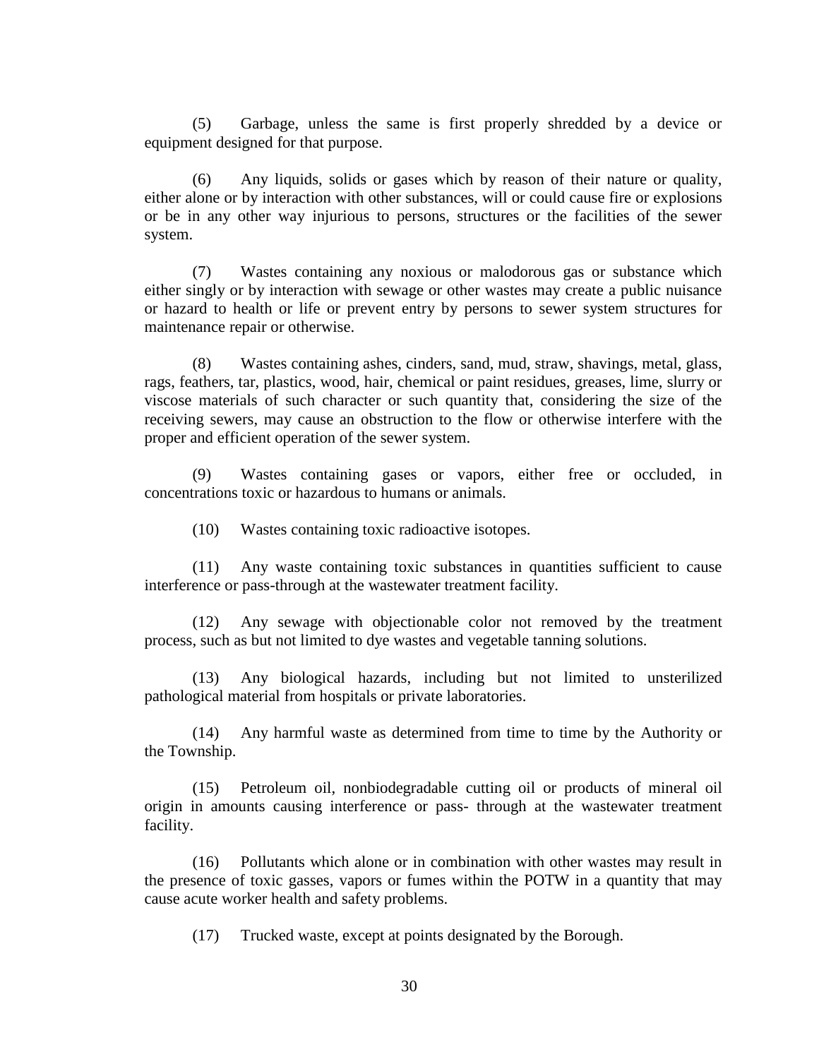(5) Garbage, unless the same is first properly shredded by a device or equipment designed for that purpose.

(6) Any liquids, solids or gases which by reason of their nature or quality, either alone or by interaction with other substances, will or could cause fire or explosions or be in any other way injurious to persons, structures or the facilities of the sewer system.

(7) Wastes containing any noxious or malodorous gas or substance which either singly or by interaction with sewage or other wastes may create a public nuisance or hazard to health or life or prevent entry by persons to sewer system structures for maintenance repair or otherwise.

(8) Wastes containing ashes, cinders, sand, mud, straw, shavings, metal, glass, rags, feathers, tar, plastics, wood, hair, chemical or paint residues, greases, lime, slurry or viscose materials of such character or such quantity that, considering the size of the receiving sewers, may cause an obstruction to the flow or otherwise interfere with the proper and efficient operation of the sewer system.

(9) Wastes containing gases or vapors, either free or occluded, in concentrations toxic or hazardous to humans or animals.

(10) Wastes containing toxic radioactive isotopes.

(11) Any waste containing toxic substances in quantities sufficient to cause interference or pass-through at the wastewater treatment facility.

(12) Any sewage with objectionable color not removed by the treatment process, such as but not limited to dye wastes and vegetable tanning solutions.

(13) Any biological hazards, including but not limited to unsterilized pathological material from hospitals or private laboratories.

(14) Any harmful waste as determined from time to time by the Authority or the Township.

(15) Petroleum oil, nonbiodegradable cutting oil or products of mineral oil origin in amounts causing interference or pass- through at the wastewater treatment facility.

(16) Pollutants which alone or in combination with other wastes may result in the presence of toxic gasses, vapors or fumes within the POTW in a quantity that may cause acute worker health and safety problems.

(17) Trucked waste, except at points designated by the Borough.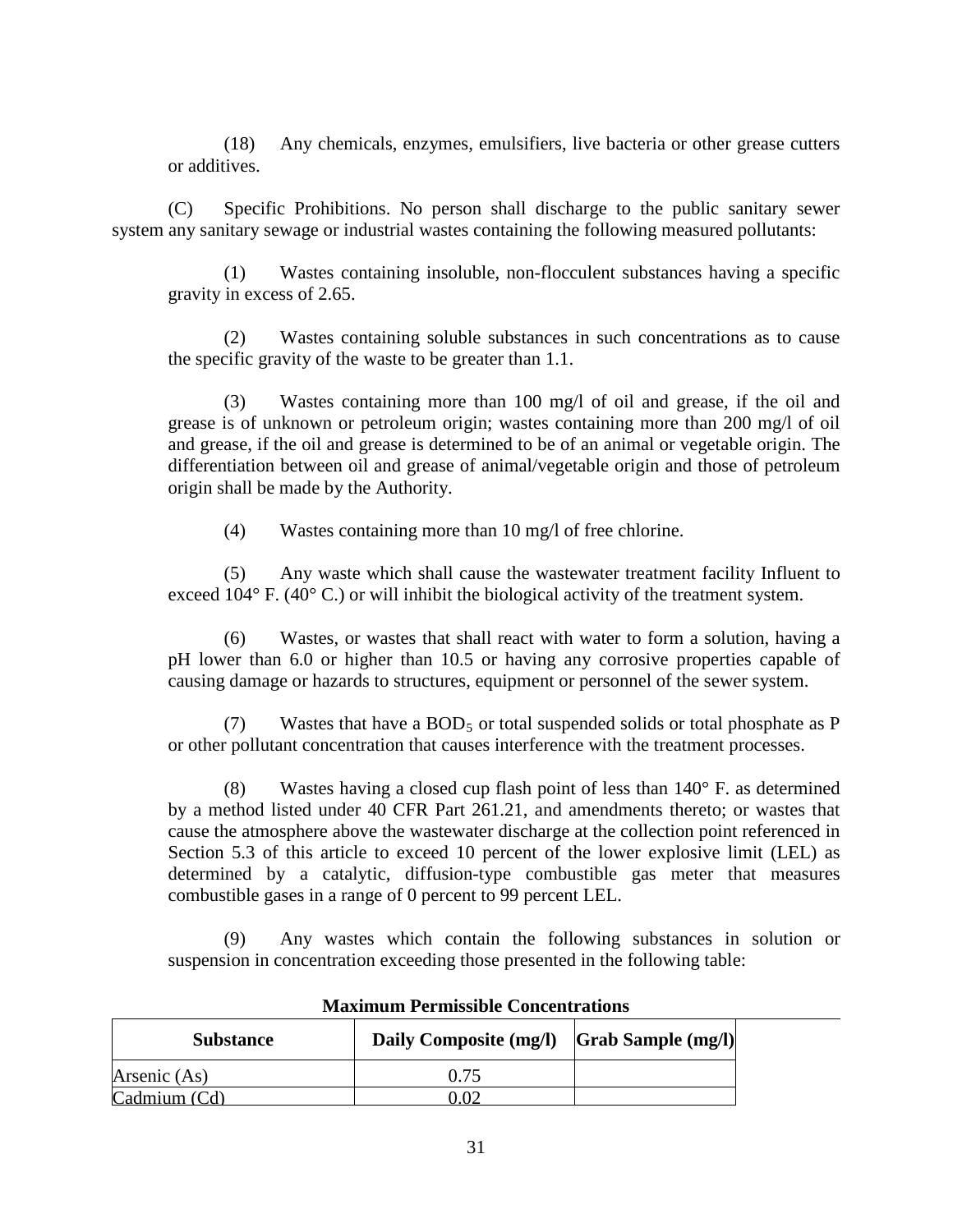(18) Any chemicals, enzymes, emulsifiers, live bacteria or other grease cutters or additives.

(C) Specific Prohibitions. No person shall discharge to the public sanitary sewer system any sanitary sewage or industrial wastes containing the following measured pollutants:

(1) Wastes containing insoluble, non-flocculent substances having a specific gravity in excess of 2.65.

(2) Wastes containing soluble substances in such concentrations as to cause the specific gravity of the waste to be greater than 1.1.

(3) Wastes containing more than 100 mg/l of oil and grease, if the oil and grease is of unknown or petroleum origin; wastes containing more than 200 mg/l of oil and grease, if the oil and grease is determined to be of an animal or vegetable origin. The differentiation between oil and grease of animal/vegetable origin and those of petroleum origin shall be made by the Authority.

(4) Wastes containing more than 10 mg/l of free chlorine.

(5) Any waste which shall cause the wastewater treatment facility Influent to exceed 104° F. (40° C.) or will inhibit the biological activity of the treatment system.

(6) Wastes, or wastes that shall react with water to form a solution, having a pH lower than 6.0 or higher than 10.5 or having any corrosive properties capable of causing damage or hazards to structures, equipment or personnel of the sewer system.

(7) Wastes that have a $BOD_5$ or total suspended solids or total phosphate as P or other pollutant concentration that causes interference with the treatment processes.

(8) Wastes having a closed cup flash point of less than 140° F. as determined by a method listed under 40 CFR Part 261.21, and amendments thereto; or wastes that cause the atmosphere above the wastewater discharge at the collection point referenced in Section 5.3 of this article to exceed 10 percent of the lower explosive limit (LEL) as determined by a catalytic, diffusion-type combustible gas meter that measures combustible gases in a range of 0 percent to 99 percent LEL.

(9) Any wastes which contain the following substances in solution or suspension in concentration exceeding those presented in the following table:

**Maximum Permissible Concentrations**

| Substance | Daily Composite (mg/l) | Grab Sample (mg/l) |
|---|---|---|
| Arsenic (As) | 0.75 | |
| Cadmium (Cd) | 0.02 | |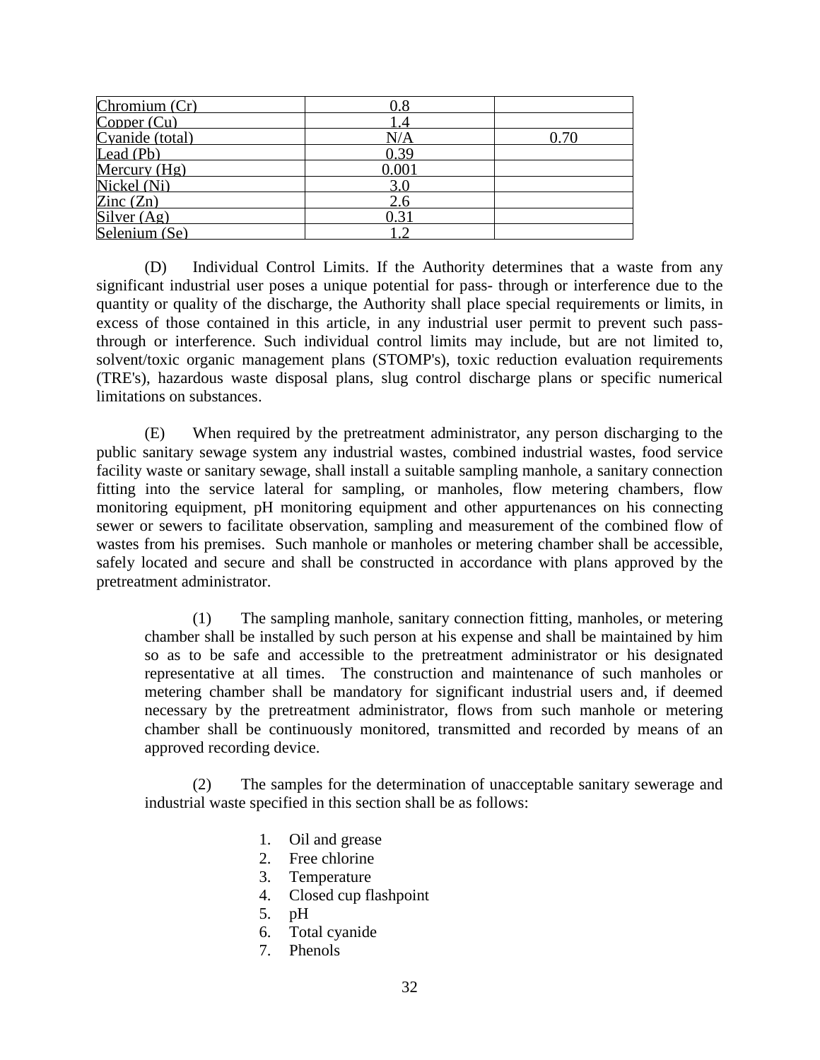| | | |
|---|---|---|
| Chromium (Cr) | 0.8 | |
| Copper (Cu) | 1.4 | |
| Cyanide (total) | N/A | 0.70 |
| Lead (Pb) | 0.39 | |
| Mercury (Hg) | 0.001 | |
| Nickel (Ni) | 3.0 | |
| Zinc (Zn) | 2.6 | |
| Silver (Ag) | 0.31 | |
| Selenium (Se) | 1.2 | |

(D) Individual Control Limits. If the Authority determines that a waste from any significant industrial user poses a unique potential for pass- through or interference due to the quantity or quality of the discharge, the Authority shall place special requirements or limits, in excess of those contained in this article, in any industrial user permit to prevent such pass-through or interference. Such individual control limits may include, but are not limited to, solvent/toxic organic management plans (STOMP's), toxic reduction evaluation requirements (TRE's), hazardous waste disposal plans, slug control discharge plans or specific numerical limitations on substances.

(E) When required by the pretreatment administrator, any person discharging to the public sanitary sewage system any industrial wastes, combined industrial wastes, food service facility waste or sanitary sewage, shall install a suitable sampling manhole, a sanitary connection fitting into the service lateral for sampling, or manholes, flow metering chambers, flow monitoring equipment, pH monitoring equipment and other appurtenances on his connecting sewer or sewers to facilitate observation, sampling and measurement of the combined flow of wastes from his premises. Such manhole or manholes or metering chamber shall be accessible, safely located and secure and shall be constructed in accordance with plans approved by the pretreatment administrator.

(1) The sampling manhole, sanitary connection fitting, manholes, or metering chamber shall be installed by such person at his expense and shall be maintained by him so as to be safe and accessible to the pretreatment administrator or his designated representative at all times. The construction and maintenance of such manholes or metering chamber shall be mandatory for significant industrial users and, if deemed necessary by the pretreatment administrator, flows from such manhole or metering chamber shall be continuously monitored, transmitted and recorded by means of an approved recording device.

(2) The samples for the determination of unacceptable sanitary sewerage and industrial waste specified in this section shall be as follows:

1. Oil and grease
2. Free chlorine
3. Temperature
4. Closed cup flashpoint
5. pH
6. Total cyanide
7. Phenols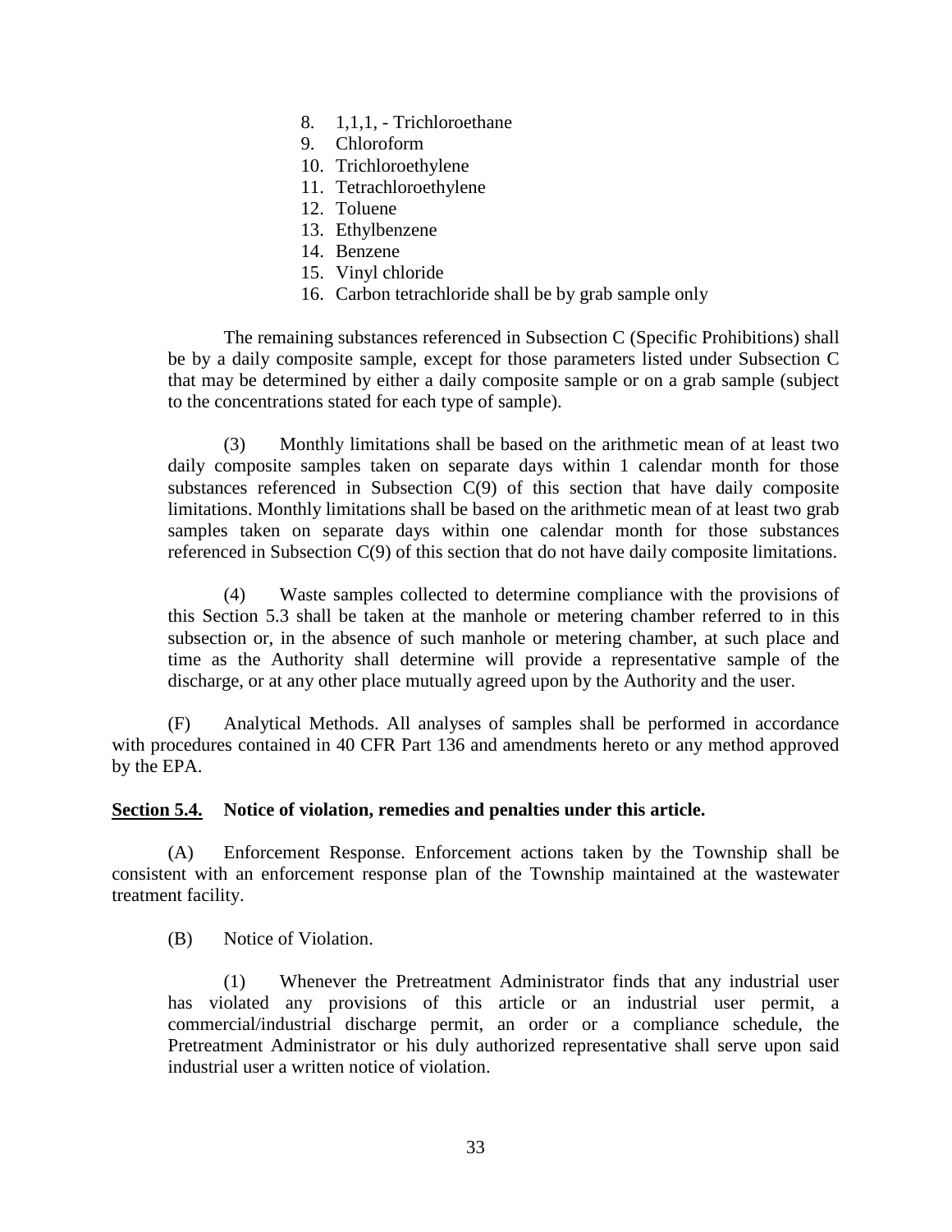8. 1,1,1, - Trichloroethane
9. Chloroform
10. Trichloroethylene
11. Tetrachloroethylene
12. Toluene
13. Ethylbenzene
14. Benzene
15. Vinyl chloride
16. Carbon tetrachloride shall be by grab sample only

The remaining substances referenced in Subsection C (Specific Prohibitions) shall be by a daily composite sample, except for those parameters listed under Subsection C that may be determined by either a daily composite sample or on a grab sample (subject to the concentrations stated for each type of sample).

(3) Monthly limitations shall be based on the arithmetic mean of at least two daily composite samples taken on separate days within 1 calendar month for those substances referenced in Subsection C(9) of this section that have daily composite limitations. Monthly limitations shall be based on the arithmetic mean of at least two grab samples taken on separate days within one calendar month for those substances referenced in Subsection C(9) of this section that do not have daily composite limitations.

(4) Waste samples collected to determine compliance with the provisions of this Section 5.3 shall be taken at the manhole or metering chamber referred to in this subsection or, in the absence of such manhole or metering chamber, at such place and time as the Authority shall determine will provide a representative sample of the discharge, or at any other place mutually agreed upon by the Authority and the user.

(F) Analytical Methods. All analyses of samples shall be performed in accordance with procedures contained in 40 CFR Part 136 and amendments hereto or any method approved by the EPA.

**Section 5.4. Notice of violation, remedies and penalties under this article.**

(A) Enforcement Response. Enforcement actions taken by the Township shall be consistent with an enforcement response plan of the Township maintained at the wastewater treatment facility.

(B) Notice of Violation.

(1) Whenever the Pretreatment Administrator finds that any industrial user has violated any provisions of this article or an industrial user permit, a commercial/industrial discharge permit, an order or a compliance schedule, the Pretreatment Administrator or his duly authorized representative shall serve upon said industrial user a written notice of violation.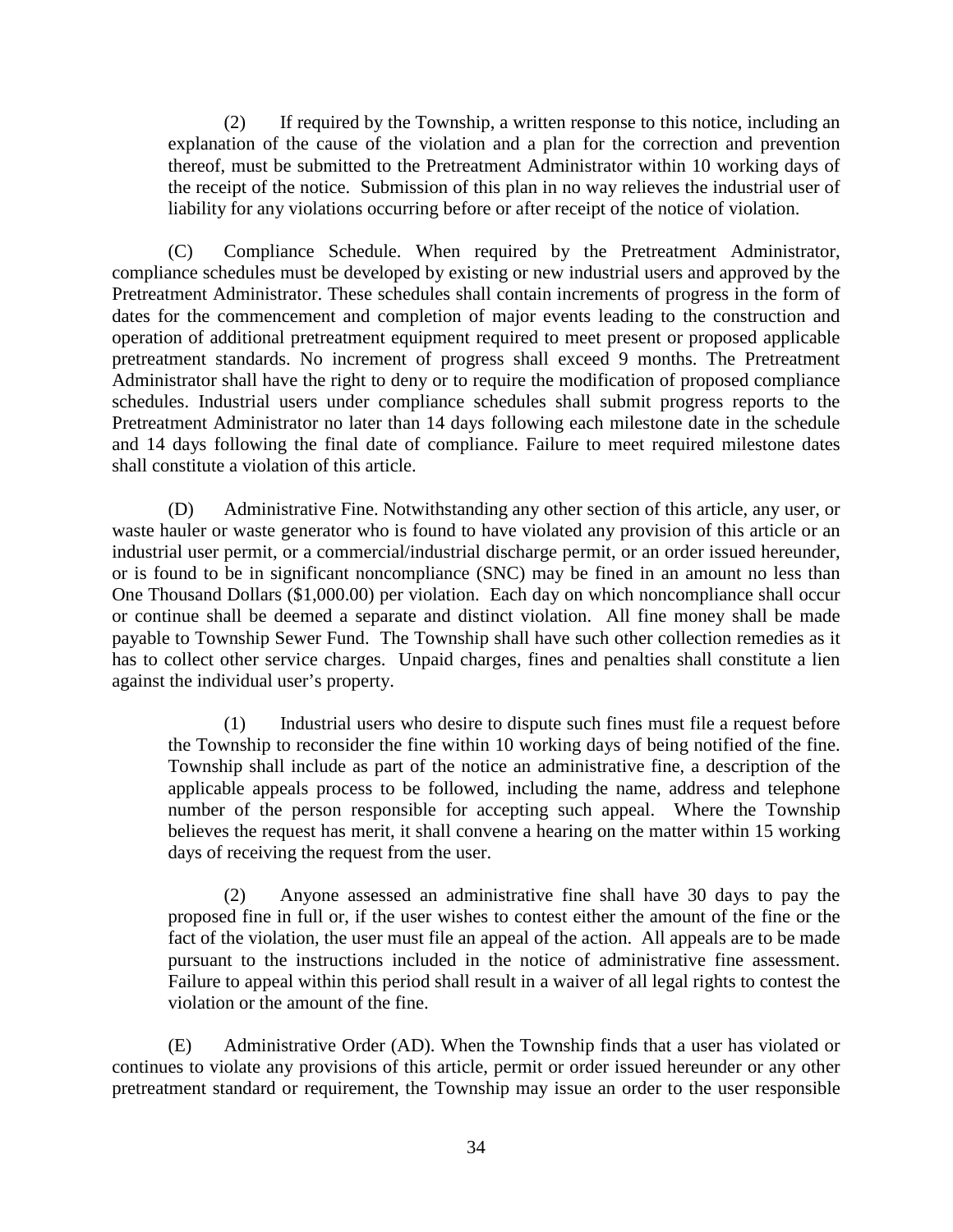(2) If required by the Township, a written response to this notice, including an explanation of the cause of the violation and a plan for the correction and prevention thereof, must be submitted to the Pretreatment Administrator within 10 working days of the receipt of the notice. Submission of this plan in no way relieves the industrial user of liability for any violations occurring before or after receipt of the notice of violation.

(C) Compliance Schedule. When required by the Pretreatment Administrator, compliance schedules must be developed by existing or new industrial users and approved by the Pretreatment Administrator. These schedules shall contain increments of progress in the form of dates for the commencement and completion of major events leading to the construction and operation of additional pretreatment equipment required to meet present or proposed applicable pretreatment standards. No increment of progress shall exceed 9 months. The Pretreatment Administrator shall have the right to deny or to require the modification of proposed compliance schedules. Industrial users under compliance schedules shall submit progress reports to the Pretreatment Administrator no later than 14 days following each milestone date in the schedule and 14 days following the final date of compliance. Failure to meet required milestone dates shall constitute a violation of this article.

(D) Administrative Fine. Notwithstanding any other section of this article, any user, or waste hauler or waste generator who is found to have violated any provision of this article or an industrial user permit, or a commercial/industrial discharge permit, or an order issued hereunder, or is found to be in significant noncompliance (SNC) may be fined in an amount no less than One Thousand Dollars ($1,000.00) per violation. Each day on which noncompliance shall occur or continue shall be deemed a separate and distinct violation. All fine money shall be made payable to Township Sewer Fund. The Township shall have such other collection remedies as it has to collect other service charges. Unpaid charges, fines and penalties shall constitute a lien against the individual user's property.

(1) Industrial users who desire to dispute such fines must file a request before the Township to reconsider the fine within 10 working days of being notified of the fine. Township shall include as part of the notice an administrative fine, a description of the applicable appeals process to be followed, including the name, address and telephone number of the person responsible for accepting such appeal. Where the Township believes the request has merit, it shall convene a hearing on the matter within 15 working days of receiving the request from the user.

(2) Anyone assessed an administrative fine shall have 30 days to pay the proposed fine in full or, if the user wishes to contest either the amount of the fine or the fact of the violation, the user must file an appeal of the action. All appeals are to be made pursuant to the instructions included in the notice of administrative fine assessment. Failure to appeal within this period shall result in a waiver of all legal rights to contest the violation or the amount of the fine.

(E) Administrative Order (AD). When the Township finds that a user has violated or continues to violate any provisions of this article, permit or order issued hereunder or any other pretreatment standard or requirement, the Township may issue an order to the user responsible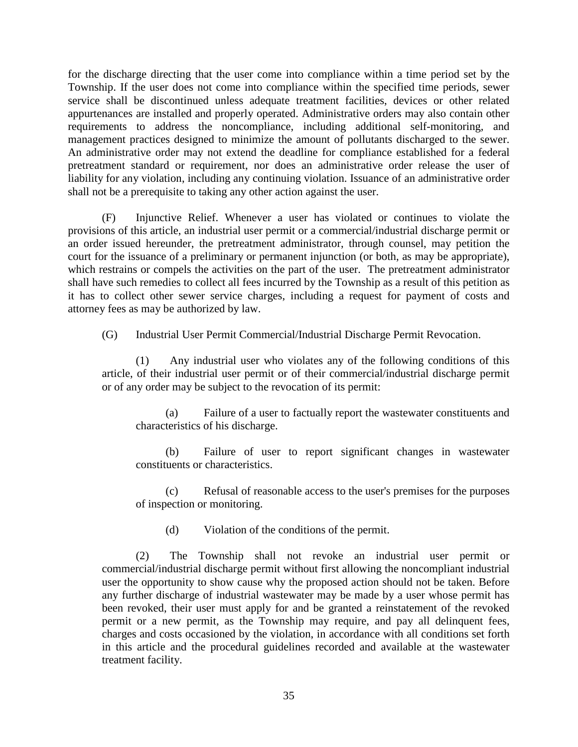for the discharge directing that the user come into compliance within a time period set by the Township. If the user does not come into compliance within the specified time periods, sewer service shall be discontinued unless adequate treatment facilities, devices or other related appurtenances are installed and properly operated. Administrative orders may also contain other requirements to address the noncompliance, including additional self-monitoring, and management practices designed to minimize the amount of pollutants discharged to the sewer. An administrative order may not extend the deadline for compliance established for a federal pretreatment standard or requirement, nor does an administrative order release the user of liability for any violation, including any continuing violation. Issuance of an administrative order shall not be a prerequisite to taking any other action against the user.

(F) Injunctive Relief. Whenever a user has violated or continues to violate the provisions of this article, an industrial user permit or a commercial/industrial discharge permit or an order issued hereunder, the pretreatment administrator, through counsel, may petition the court for the issuance of a preliminary or permanent injunction (or both, as may be appropriate), which restrains or compels the activities on the part of the user. The pretreatment administrator shall have such remedies to collect all fees incurred by the Township as a result of this petition as it has to collect other sewer service charges, including a request for payment of costs and attorney fees as may be authorized by law.

(G) Industrial User Permit Commercial/Industrial Discharge Permit Revocation.

(1) Any industrial user who violates any of the following conditions of this article, of their industrial user permit or of their commercial/industrial discharge permit or of any order may be subject to the revocation of its permit:

(a) Failure of a user to factually report the wastewater constituents and characteristics of his discharge.

(b) Failure of user to report significant changes in wastewater constituents or characteristics.

(c) Refusal of reasonable access to the user's premises for the purposes of inspection or monitoring.

(d) Violation of the conditions of the permit.

(2) The Township shall not revoke an industrial user permit or commercial/industrial discharge permit without first allowing the noncompliant industrial user the opportunity to show cause why the proposed action should not be taken. Before any further discharge of industrial wastewater may be made by a user whose permit has been revoked, their user must apply for and be granted a reinstatement of the revoked permit or a new permit, as the Township may require, and pay all delinquent fees, charges and costs occasioned by the violation, in accordance with all conditions set forth in this article and the procedural guidelines recorded and available at the wastewater treatment facility.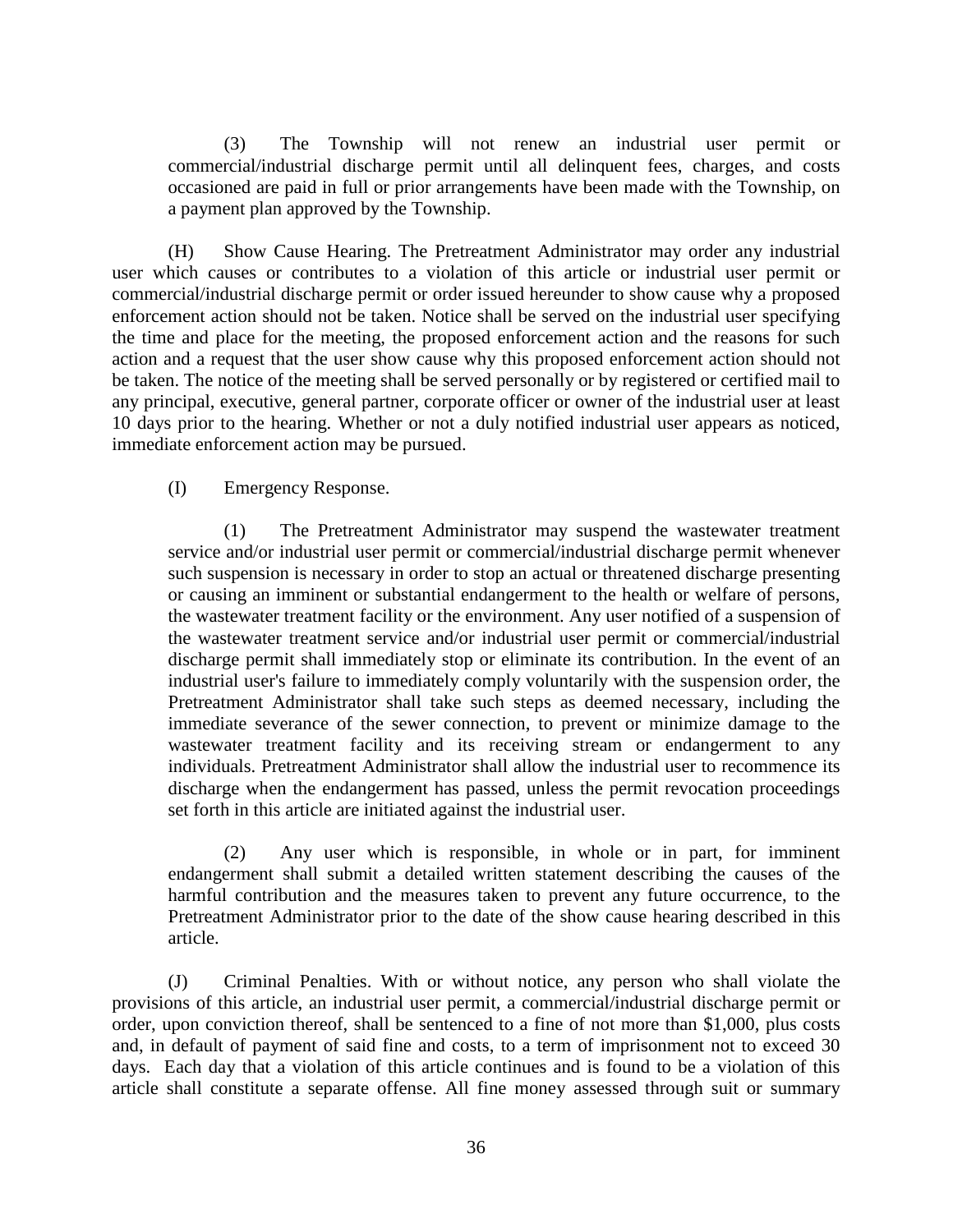(3) The Township will not renew an industrial user permit or commercial/industrial discharge permit until all delinquent fees, charges, and costs occasioned are paid in full or prior arrangements have been made with the Township, on a payment plan approved by the Township.

(H) Show Cause Hearing. The Pretreatment Administrator may order any industrial user which causes or contributes to a violation of this article or industrial user permit or commercial/industrial discharge permit or order issued hereunder to show cause why a proposed enforcement action should not be taken. Notice shall be served on the industrial user specifying the time and place for the meeting, the proposed enforcement action and the reasons for such action and a request that the user show cause why this proposed enforcement action should not be taken. The notice of the meeting shall be served personally or by registered or certified mail to any principal, executive, general partner, corporate officer or owner of the industrial user at least 10 days prior to the hearing. Whether or not a duly notified industrial user appears as noticed, immediate enforcement action may be pursued.

(I) Emergency Response.

(1) The Pretreatment Administrator may suspend the wastewater treatment service and/or industrial user permit or commercial/industrial discharge permit whenever such suspension is necessary in order to stop an actual or threatened discharge presenting or causing an imminent or substantial endangerment to the health or welfare of persons, the wastewater treatment facility or the environment. Any user notified of a suspension of the wastewater treatment service and/or industrial user permit or commercial/industrial discharge permit shall immediately stop or eliminate its contribution. In the event of an industrial user's failure to immediately comply voluntarily with the suspension order, the Pretreatment Administrator shall take such steps as deemed necessary, including the immediate severance of the sewer connection, to prevent or minimize damage to the wastewater treatment facility and its receiving stream or endangerment to any individuals. Pretreatment Administrator shall allow the industrial user to recommence its discharge when the endangerment has passed, unless the permit revocation proceedings set forth in this article are initiated against the industrial user.

(2) Any user which is responsible, in whole or in part, for imminent endangerment shall submit a detailed written statement describing the causes of the harmful contribution and the measures taken to prevent any future occurrence, to the Pretreatment Administrator prior to the date of the show cause hearing described in this article.

(J) Criminal Penalties. With or without notice, any person who shall violate the provisions of this article, an industrial user permit, a commercial/industrial discharge permit or order, upon conviction thereof, shall be sentenced to a fine of not more than $1,000, plus costs and, in default of payment of said fine and costs, to a term of imprisonment not to exceed 30 days. Each day that a violation of this article continues and is found to be a violation of this article shall constitute a separate offense. All fine money assessed through suit or summary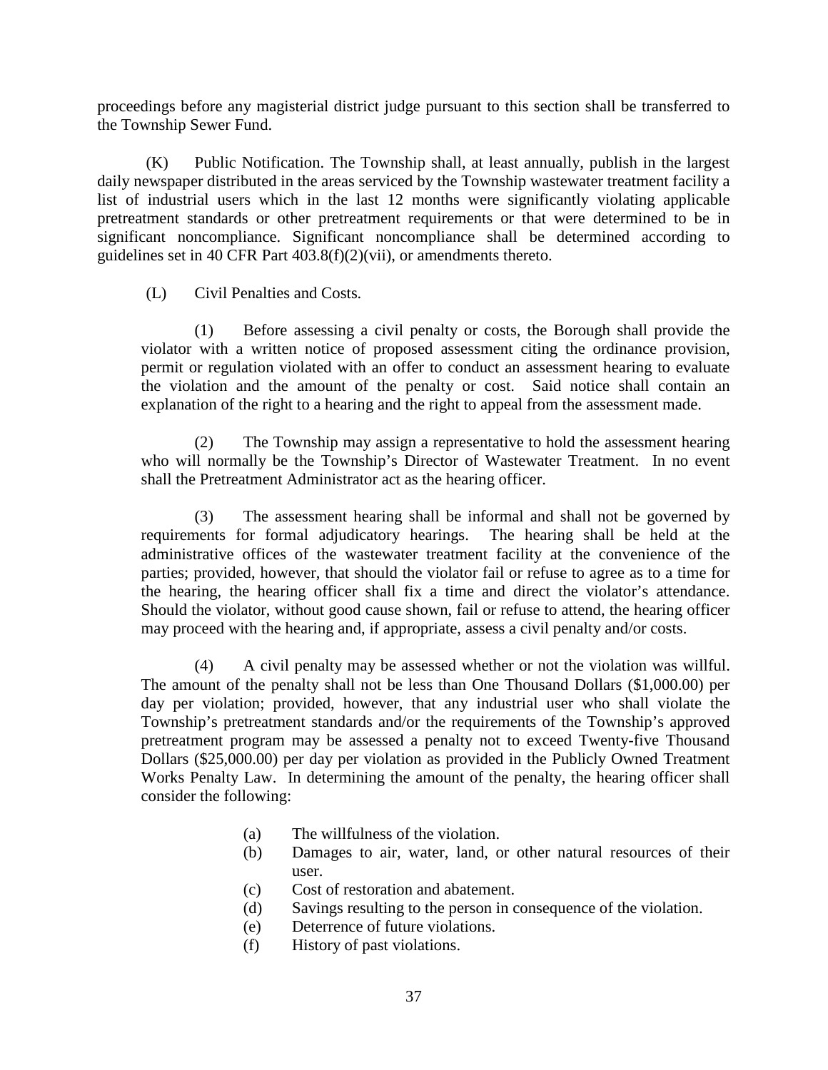proceedings before any magisterial district judge pursuant to this section shall be transferred to the Township Sewer Fund.

(K) Public Notification. The Township shall, at least annually, publish in the largest daily newspaper distributed in the areas serviced by the Township wastewater treatment facility a list of industrial users which in the last 12 months were significantly violating applicable pretreatment standards or other pretreatment requirements or that were determined to be in significant noncompliance. Significant noncompliance shall be determined according to guidelines set in 40 CFR Part 403.8(f)(2)(vii), or amendments thereto.

(L) Civil Penalties and Costs.

(1) Before assessing a civil penalty or costs, the Borough shall provide the violator with a written notice of proposed assessment citing the ordinance provision, permit or regulation violated with an offer to conduct an assessment hearing to evaluate the violation and the amount of the penalty or cost. Said notice shall contain an explanation of the right to a hearing and the right to appeal from the assessment made.

(2) The Township may assign a representative to hold the assessment hearing who will normally be the Township's Director of Wastewater Treatment. In no event shall the Pretreatment Administrator act as the hearing officer.

(3) The assessment hearing shall be informal and shall not be governed by requirements for formal adjudicatory hearings. The hearing shall be held at the administrative offices of the wastewater treatment facility at the convenience of the parties; provided, however, that should the violator fail or refuse to agree as to a time for the hearing, the hearing officer shall fix a time and direct the violator's attendance. Should the violator, without good cause shown, fail or refuse to attend, the hearing officer may proceed with the hearing and, if appropriate, assess a civil penalty and/or costs.

(4) A civil penalty may be assessed whether or not the violation was willful. The amount of the penalty shall not be less than One Thousand Dollars ($1,000.00) per day per violation; provided, however, that any industrial user who shall violate the Township's pretreatment standards and/or the requirements of the Township's approved pretreatment program may be assessed a penalty not to exceed Twenty-five Thousand Dollars ($25,000.00) per day per violation as provided in the Publicly Owned Treatment Works Penalty Law. In determining the amount of the penalty, the hearing officer shall consider the following:

(a) The willfulness of the violation.
(b) Damages to air, water, land, or other natural resources of their user.
(c) Cost of restoration and abatement.
(d) Savings resulting to the person in consequence of the violation.
(e) Deterrence of future violations.
(f) History of past violations.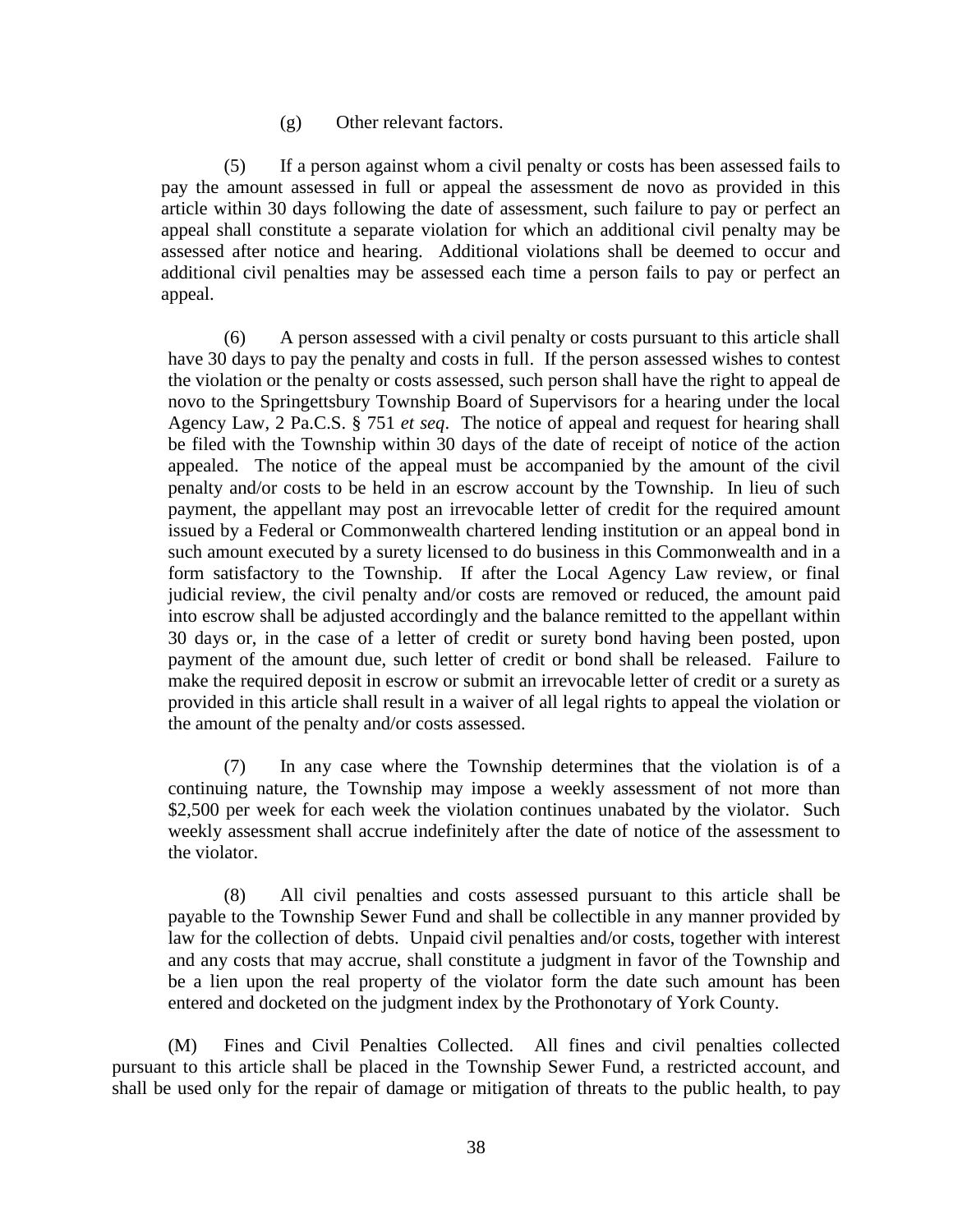(g) Other relevant factors.

(5) If a person against whom a civil penalty or costs has been assessed fails to pay the amount assessed in full or appeal the assessment de novo as provided in this article within 30 days following the date of assessment, such failure to pay or perfect an appeal shall constitute a separate violation for which an additional civil penalty may be assessed after notice and hearing. Additional violations shall be deemed to occur and additional civil penalties may be assessed each time a person fails to pay or perfect an appeal.

(6) A person assessed with a civil penalty or costs pursuant to this article shall have 30 days to pay the penalty and costs in full. If the person assessed wishes to contest the violation or the penalty or costs assessed, such person shall have the right to appeal de novo to the Springettsbury Township Board of Supervisors for a hearing under the local Agency Law, 2 Pa.C.S. § 751 *et seq*. The notice of appeal and request for hearing shall be filed with the Township within 30 days of the date of receipt of notice of the action appealed. The notice of the appeal must be accompanied by the amount of the civil penalty and/or costs to be held in an escrow account by the Township. In lieu of such payment, the appellant may post an irrevocable letter of credit for the required amount issued by a Federal or Commonwealth chartered lending institution or an appeal bond in such amount executed by a surety licensed to do business in this Commonwealth and in a form satisfactory to the Township. If after the Local Agency Law review, or final judicial review, the civil penalty and/or costs are removed or reduced, the amount paid into escrow shall be adjusted accordingly and the balance remitted to the appellant within 30 days or, in the case of a letter of credit or surety bond having been posted, upon payment of the amount due, such letter of credit or bond shall be released. Failure to make the required deposit in escrow or submit an irrevocable letter of credit or a surety as provided in this article shall result in a waiver of all legal rights to appeal the violation or the amount of the penalty and/or costs assessed.

(7) In any case where the Township determines that the violation is of a continuing nature, the Township may impose a weekly assessment of not more than $2,500 per week for each week the violation continues unabated by the violator. Such weekly assessment shall accrue indefinitely after the date of notice of the assessment to the violator.

(8) All civil penalties and costs assessed pursuant to this article shall be payable to the Township Sewer Fund and shall be collectible in any manner provided by law for the collection of debts. Unpaid civil penalties and/or costs, together with interest and any costs that may accrue, shall constitute a judgment in favor of the Township and be a lien upon the real property of the violator form the date such amount has been entered and docketed on the judgment index by the Prothonotary of York County.

(M) Fines and Civil Penalties Collected. All fines and civil penalties collected pursuant to this article shall be placed in the Township Sewer Fund, a restricted account, and shall be used only for the repair of damage or mitigation of threats to the public health, to pay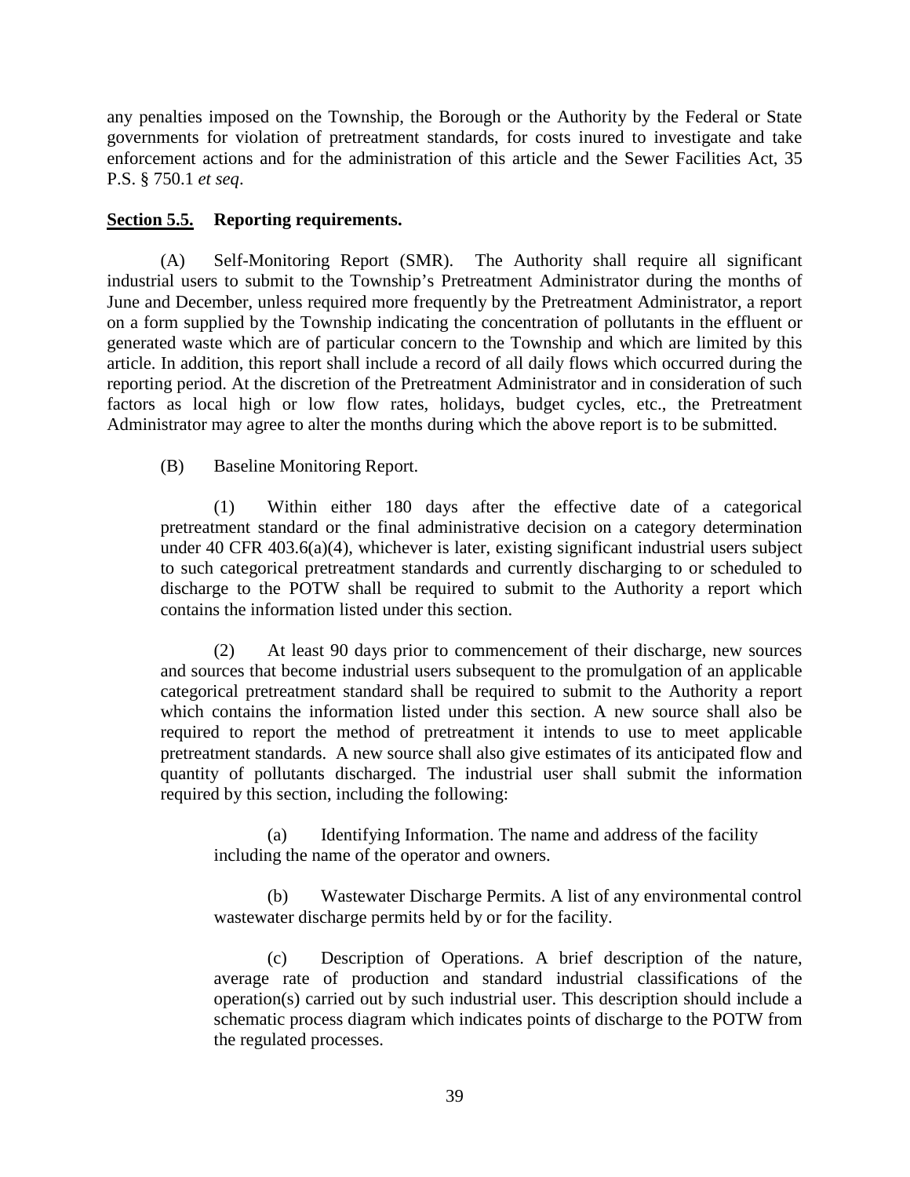any penalties imposed on the Township, the Borough or the Authority by the Federal or State governments for violation of pretreatment standards, for costs inured to investigate and take enforcement actions and for the administration of this article and the Sewer Facilities Act, 35 P.S. § 750.1 *et seq*.

**Section 5.5. Reporting requirements.**

(A) Self-Monitoring Report (SMR). The Authority shall require all significant industrial users to submit to the Township's Pretreatment Administrator during the months of June and December, unless required more frequently by the Pretreatment Administrator, a report on a form supplied by the Township indicating the concentration of pollutants in the effluent or generated waste which are of particular concern to the Township and which are limited by this article. In addition, this report shall include a record of all daily flows which occurred during the reporting period. At the discretion of the Pretreatment Administrator and in consideration of such factors as local high or low flow rates, holidays, budget cycles, etc., the Pretreatment Administrator may agree to alter the months during which the above report is to be submitted.

(B) Baseline Monitoring Report.

(1) Within either 180 days after the effective date of a categorical pretreatment standard or the final administrative decision on a category determination under 40 CFR 403.6(a)(4), whichever is later, existing significant industrial users subject to such categorical pretreatment standards and currently discharging to or scheduled to discharge to the POTW shall be required to submit to the Authority a report which contains the information listed under this section.

(2) At least 90 days prior to commencement of their discharge, new sources and sources that become industrial users subsequent to the promulgation of an applicable categorical pretreatment standard shall be required to submit to the Authority a report which contains the information listed under this section. A new source shall also be required to report the method of pretreatment it intends to use to meet applicable pretreatment standards. A new source shall also give estimates of its anticipated flow and quantity of pollutants discharged. The industrial user shall submit the information required by this section, including the following:

(a) Identifying Information. The name and address of the facility including the name of the operator and owners.

(b) Wastewater Discharge Permits. A list of any environmental control wastewater discharge permits held by or for the facility.

(c) Description of Operations. A brief description of the nature, average rate of production and standard industrial classifications of the operation(s) carried out by such industrial user. This description should include a schematic process diagram which indicates points of discharge to the POTW from the regulated processes.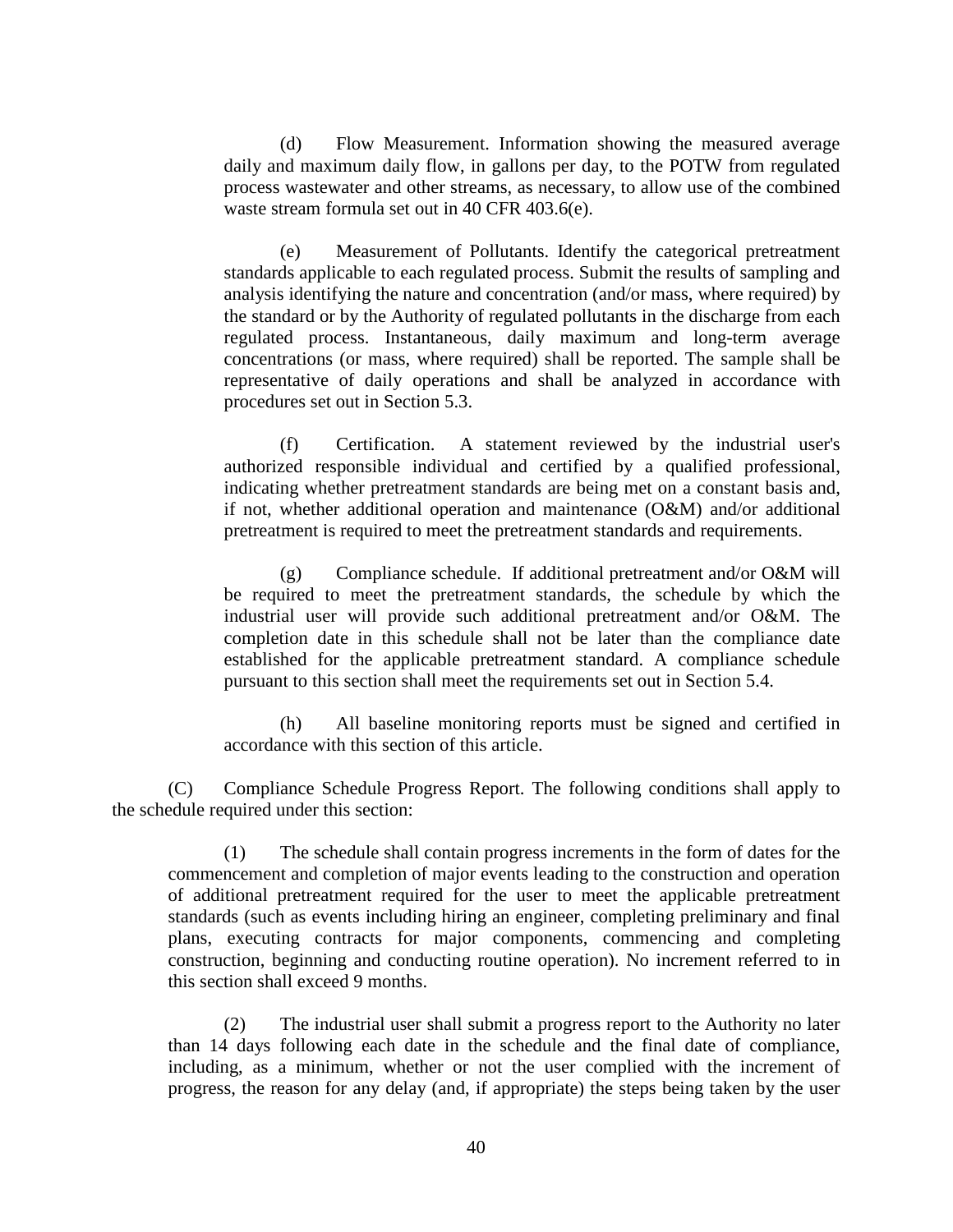(d) Flow Measurement. Information showing the measured average daily and maximum daily flow, in gallons per day, to the POTW from regulated process wastewater and other streams, as necessary, to allow use of the combined waste stream formula set out in 40 CFR 403.6(e).

(e) Measurement of Pollutants. Identify the categorical pretreatment standards applicable to each regulated process. Submit the results of sampling and analysis identifying the nature and concentration (and/or mass, where required) by the standard or by the Authority of regulated pollutants in the discharge from each regulated process. Instantaneous, daily maximum and long-term average concentrations (or mass, where required) shall be reported. The sample shall be representative of daily operations and shall be analyzed in accordance with procedures set out in Section 5.3.

(f) Certification. A statement reviewed by the industrial user's authorized responsible individual and certified by a qualified professional, indicating whether pretreatment standards are being met on a constant basis and, if not, whether additional operation and maintenance (O&M) and/or additional pretreatment is required to meet the pretreatment standards and requirements.

(g) Compliance schedule. If additional pretreatment and/or O&M will be required to meet the pretreatment standards, the schedule by which the industrial user will provide such additional pretreatment and/or O&M. The completion date in this schedule shall not be later than the compliance date established for the applicable pretreatment standard. A compliance schedule pursuant to this section shall meet the requirements set out in Section 5.4.

(h) All baseline monitoring reports must be signed and certified in accordance with this section of this article.

(C) Compliance Schedule Progress Report. The following conditions shall apply to the schedule required under this section:

(1) The schedule shall contain progress increments in the form of dates for the commencement and completion of major events leading to the construction and operation of additional pretreatment required for the user to meet the applicable pretreatment standards (such as events including hiring an engineer, completing preliminary and final plans, executing contracts for major components, commencing and completing construction, beginning and conducting routine operation). No increment referred to in this section shall exceed 9 months.

(2) The industrial user shall submit a progress report to the Authority no later than 14 days following each date in the schedule and the final date of compliance, including, as a minimum, whether or not the user complied with the increment of progress, the reason for any delay (and, if appropriate) the steps being taken by the user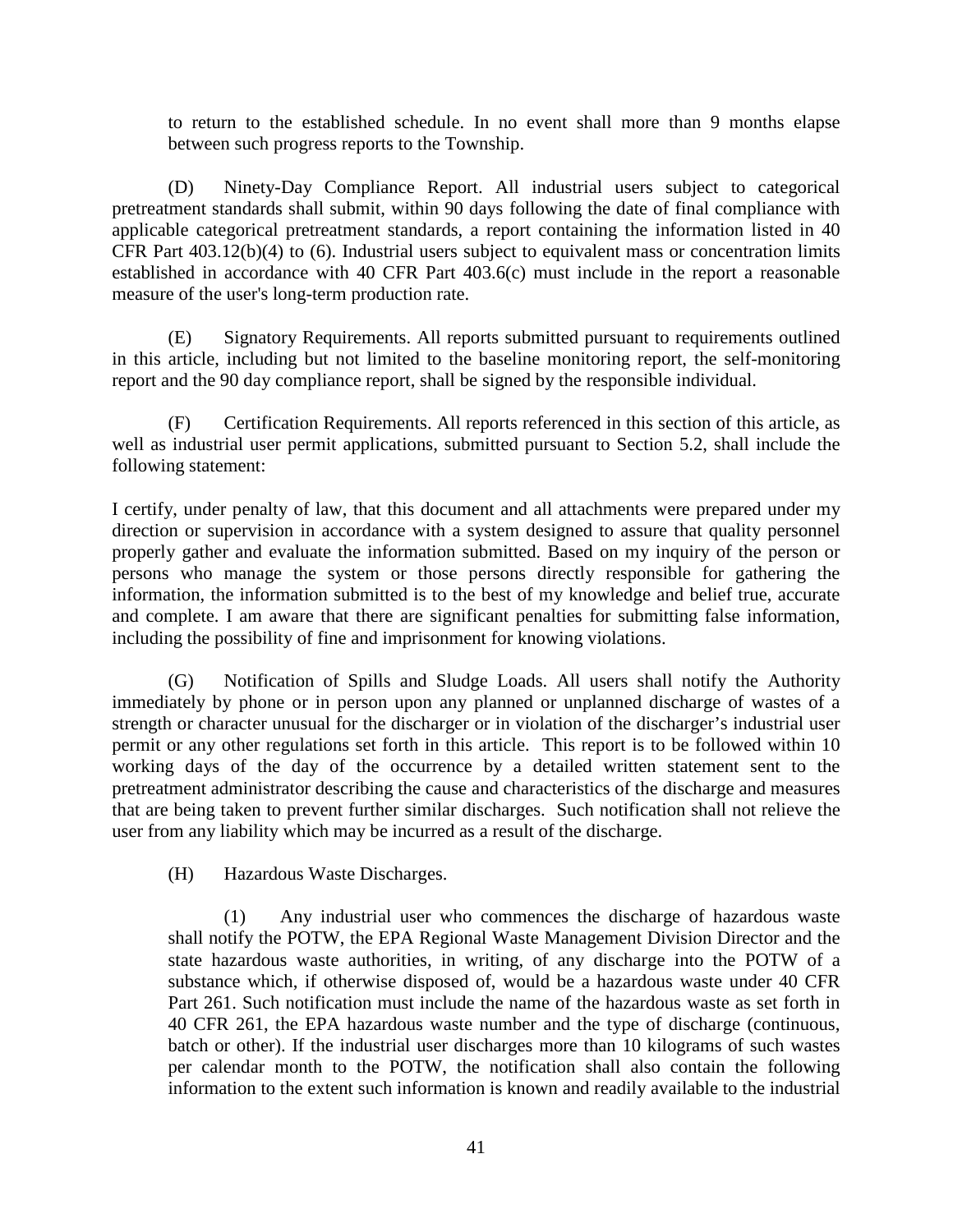to return to the established schedule. In no event shall more than 9 months elapse between such progress reports to the Township.

(D) Ninety-Day Compliance Report. All industrial users subject to categorical pretreatment standards shall submit, within 90 days following the date of final compliance with applicable categorical pretreatment standards, a report containing the information listed in 40 CFR Part 403.12(b)(4) to (6). Industrial users subject to equivalent mass or concentration limits established in accordance with 40 CFR Part 403.6(c) must include in the report a reasonable measure of the user's long-term production rate.

(E) Signatory Requirements. All reports submitted pursuant to requirements outlined in this article, including but not limited to the baseline monitoring report, the self-monitoring report and the 90 day compliance report, shall be signed by the responsible individual.

(F) Certification Requirements. All reports referenced in this section of this article, as well as industrial user permit applications, submitted pursuant to Section 5.2, shall include the following statement:

I certify, under penalty of law, that this document and all attachments were prepared under my direction or supervision in accordance with a system designed to assure that quality personnel properly gather and evaluate the information submitted. Based on my inquiry of the person or persons who manage the system or those persons directly responsible for gathering the information, the information submitted is to the best of my knowledge and belief true, accurate and complete. I am aware that there are significant penalties for submitting false information, including the possibility of fine and imprisonment for knowing violations.

(G) Notification of Spills and Sludge Loads. All users shall notify the Authority immediately by phone or in person upon any planned or unplanned discharge of wastes of a strength or character unusual for the discharger or in violation of the discharger's industrial user permit or any other regulations set forth in this article. This report is to be followed within 10 working days of the day of the occurrence by a detailed written statement sent to the pretreatment administrator describing the cause and characteristics of the discharge and measures that are being taken to prevent further similar discharges. Such notification shall not relieve the user from any liability which may be incurred as a result of the discharge.

(H) Hazardous Waste Discharges.

(1) Any industrial user who commences the discharge of hazardous waste shall notify the POTW, the EPA Regional Waste Management Division Director and the state hazardous waste authorities, in writing, of any discharge into the POTW of a substance which, if otherwise disposed of, would be a hazardous waste under 40 CFR Part 261. Such notification must include the name of the hazardous waste as set forth in 40 CFR 261, the EPA hazardous waste number and the type of discharge (continuous, batch or other). If the industrial user discharges more than 10 kilograms of such wastes per calendar month to the POTW, the notification shall also contain the following information to the extent such information is known and readily available to the industrial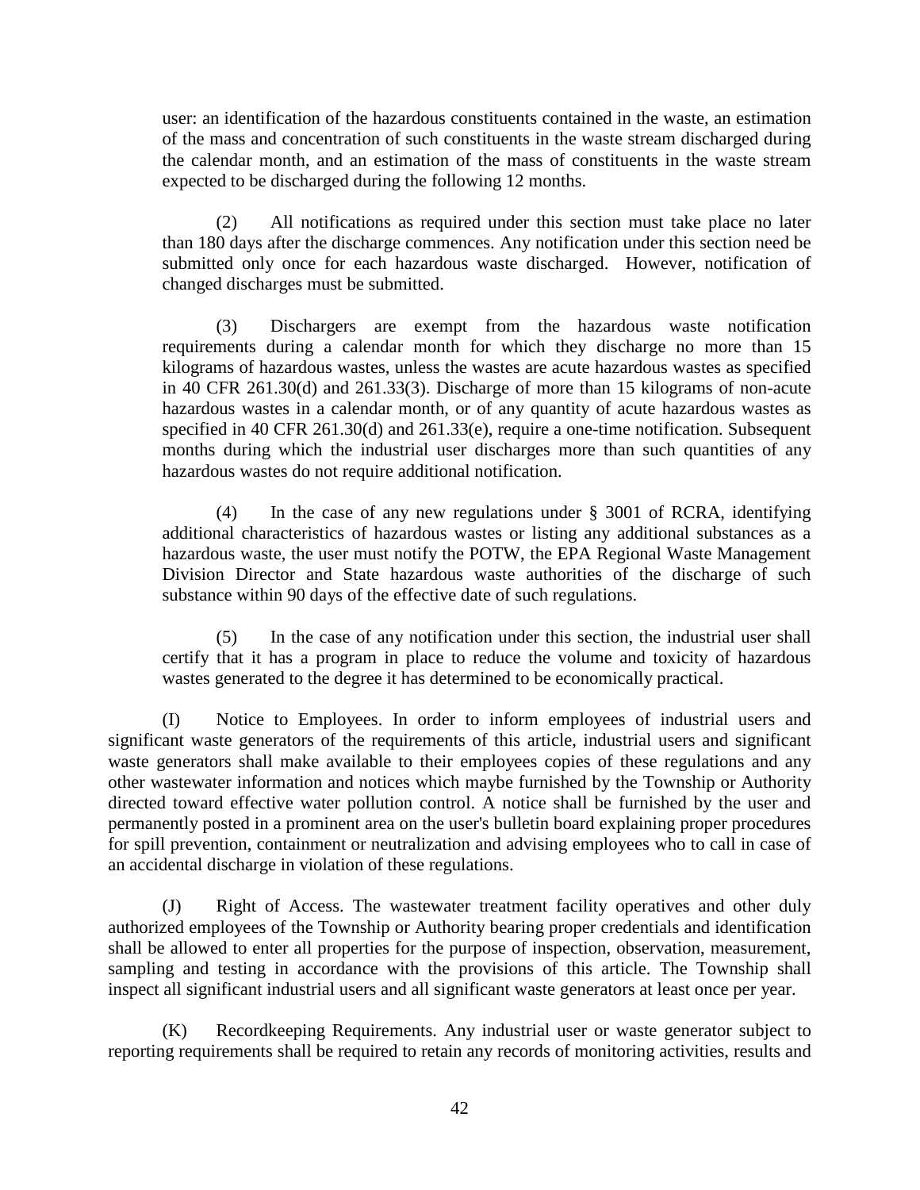user: an identification of the hazardous constituents contained in the waste, an estimation of the mass and concentration of such constituents in the waste stream discharged during the calendar month, and an estimation of the mass of constituents in the waste stream expected to be discharged during the following 12 months.

(2) All notifications as required under this section must take place no later than 180 days after the discharge commences. Any notification under this section need be submitted only once for each hazardous waste discharged. However, notification of changed discharges must be submitted.

(3) Dischargers are exempt from the hazardous waste notification requirements during a calendar month for which they discharge no more than 15 kilograms of hazardous wastes, unless the wastes are acute hazardous wastes as specified in 40 CFR 261.30(d) and 261.33(3). Discharge of more than 15 kilograms of non-acute hazardous wastes in a calendar month, or of any quantity of acute hazardous wastes as specified in 40 CFR 261.30(d) and 261.33(e), require a one-time notification. Subsequent months during which the industrial user discharges more than such quantities of any hazardous wastes do not require additional notification.

(4) In the case of any new regulations under § 3001 of RCRA, identifying additional characteristics of hazardous wastes or listing any additional substances as a hazardous waste, the user must notify the POTW, the EPA Regional Waste Management Division Director and State hazardous waste authorities of the discharge of such substance within 90 days of the effective date of such regulations.

(5) In the case of any notification under this section, the industrial user shall certify that it has a program in place to reduce the volume and toxicity of hazardous wastes generated to the degree it has determined to be economically practical.

(I) Notice to Employees. In order to inform employees of industrial users and significant waste generators of the requirements of this article, industrial users and significant waste generators shall make available to their employees copies of these regulations and any other wastewater information and notices which maybe furnished by the Township or Authority directed toward effective water pollution control. A notice shall be furnished by the user and permanently posted in a prominent area on the user's bulletin board explaining proper procedures for spill prevention, containment or neutralization and advising employees who to call in case of an accidental discharge in violation of these regulations.

(J) Right of Access. The wastewater treatment facility operatives and other duly authorized employees of the Township or Authority bearing proper credentials and identification shall be allowed to enter all properties for the purpose of inspection, observation, measurement, sampling and testing in accordance with the provisions of this article. The Township shall inspect all significant industrial users and all significant waste generators at least once per year.

(K) Recordkeeping Requirements. Any industrial user or waste generator subject to reporting requirements shall be required to retain any records of monitoring activities, results and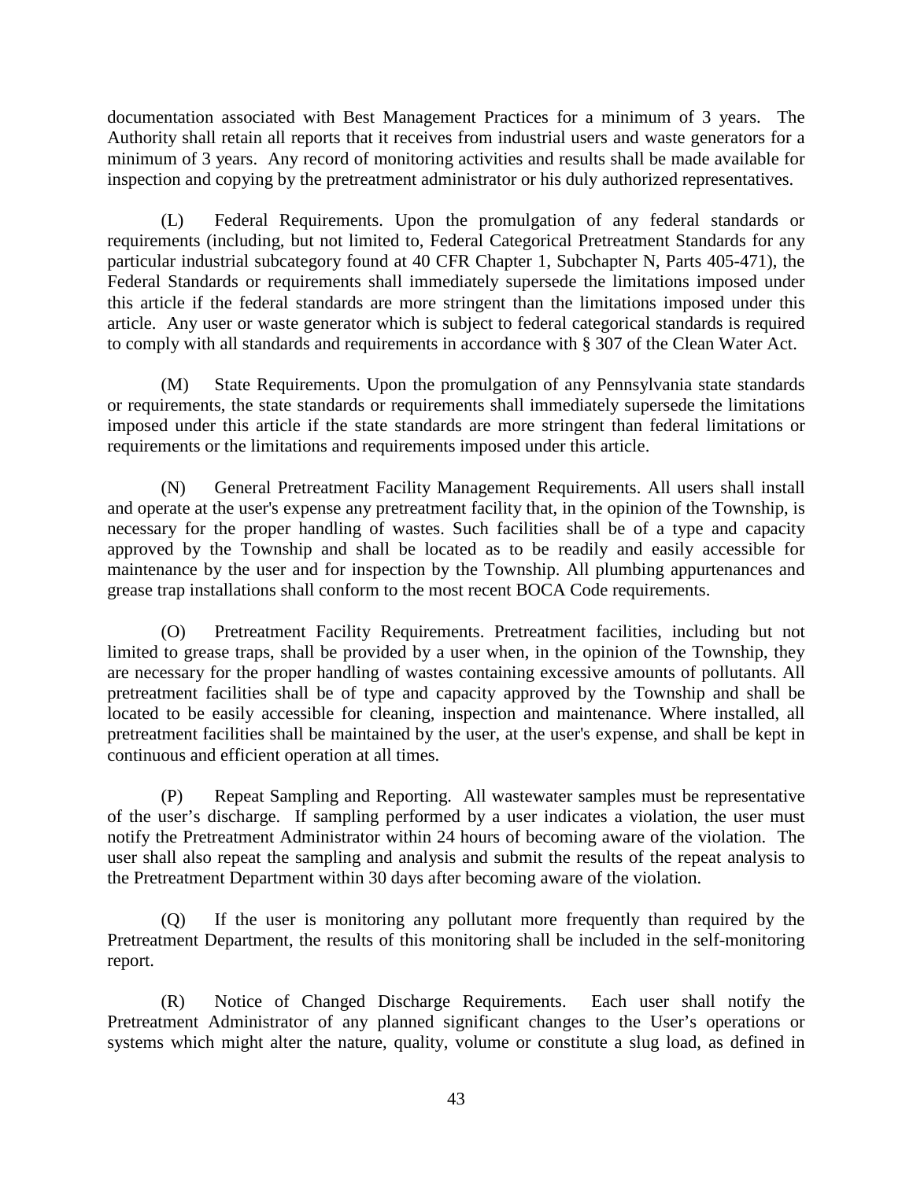documentation associated with Best Management Practices for a minimum of 3 years. The Authority shall retain all reports that it receives from industrial users and waste generators for a minimum of 3 years. Any record of monitoring activities and results shall be made available for inspection and copying by the pretreatment administrator or his duly authorized representatives.

(L) Federal Requirements. Upon the promulgation of any federal standards or requirements (including, but not limited to, Federal Categorical Pretreatment Standards for any particular industrial subcategory found at 40 CFR Chapter 1, Subchapter N, Parts 405-471), the Federal Standards or requirements shall immediately supersede the limitations imposed under this article if the federal standards are more stringent than the limitations imposed under this article. Any user or waste generator which is subject to federal categorical standards is required to comply with all standards and requirements in accordance with § 307 of the Clean Water Act.

(M) State Requirements. Upon the promulgation of any Pennsylvania state standards or requirements, the state standards or requirements shall immediately supersede the limitations imposed under this article if the state standards are more stringent than federal limitations or requirements or the limitations and requirements imposed under this article.

(N) General Pretreatment Facility Management Requirements. All users shall install and operate at the user's expense any pretreatment facility that, in the opinion of the Township, is necessary for the proper handling of wastes. Such facilities shall be of a type and capacity approved by the Township and shall be located as to be readily and easily accessible for maintenance by the user and for inspection by the Township. All plumbing appurtenances and grease trap installations shall conform to the most recent BOCA Code requirements.

(O) Pretreatment Facility Requirements. Pretreatment facilities, including but not limited to grease traps, shall be provided by a user when, in the opinion of the Township, they are necessary for the proper handling of wastes containing excessive amounts of pollutants. All pretreatment facilities shall be of type and capacity approved by the Township and shall be located to be easily accessible for cleaning, inspection and maintenance. Where installed, all pretreatment facilities shall be maintained by the user, at the user's expense, and shall be kept in continuous and efficient operation at all times.

(P) Repeat Sampling and Reporting. All wastewater samples must be representative of the user's discharge. If sampling performed by a user indicates a violation, the user must notify the Pretreatment Administrator within 24 hours of becoming aware of the violation. The user shall also repeat the sampling and analysis and submit the results of the repeat analysis to the Pretreatment Department within 30 days after becoming aware of the violation.

(Q) If the user is monitoring any pollutant more frequently than required by the Pretreatment Department, the results of this monitoring shall be included in the self-monitoring report.

(R) Notice of Changed Discharge Requirements. Each user shall notify the Pretreatment Administrator of any planned significant changes to the User's operations or systems which might alter the nature, quality, volume or constitute a slug load, as defined in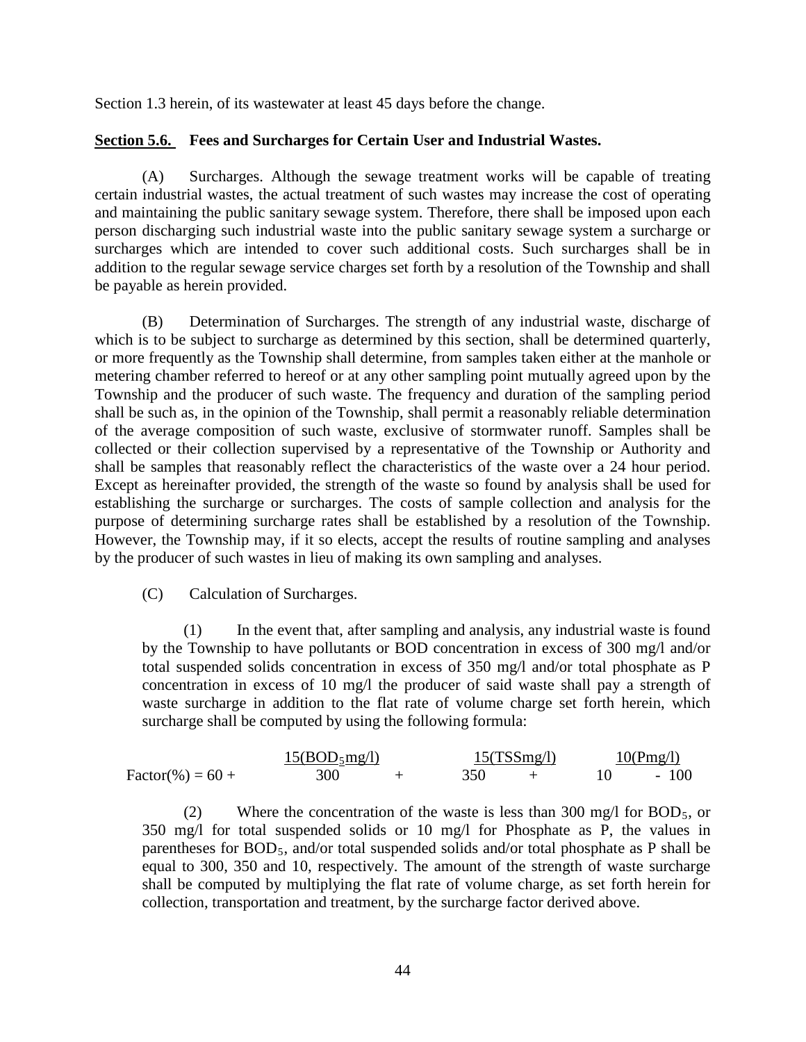Section 1.3 herein, of its wastewater at least 45 days before the change.

**Section 5.6. Fees and Surcharges for Certain User and Industrial Wastes.**

(A) Surcharges. Although the sewage treatment works will be capable of treating certain industrial wastes, the actual treatment of such wastes may increase the cost of operating and maintaining the public sanitary sewage system. Therefore, there shall be imposed upon each person discharging such industrial waste into the public sanitary sewage system a surcharge or surcharges which are intended to cover such additional costs. Such surcharges shall be in addition to the regular sewage service charges set forth by a resolution of the Township and shall be payable as herein provided.

(B) Determination of Surcharges. The strength of any industrial waste, discharge of which is to be subject to surcharge as determined by this section, shall be determined quarterly, or more frequently as the Township shall determine, from samples taken either at the manhole or metering chamber referred to hereof or at any other sampling point mutually agreed upon by the Township and the producer of such waste. The frequency and duration of the sampling period shall be such as, in the opinion of the Township, shall permit a reasonably reliable determination of the average composition of such waste, exclusive of stormwater runoff. Samples shall be collected or their collection supervised by a representative of the Township or Authority and shall be samples that reasonably reflect the characteristics of the waste over a 24 hour period. Except as hereinafter provided, the strength of the waste so found by analysis shall be used for establishing the surcharge or surcharges. The costs of sample collection and analysis for the purpose of determining surcharge rates shall be established by a resolution of the Township. However, the Township may, if it so elects, accept the results of routine sampling and analyses by the producer of such wastes in lieu of making its own sampling and analyses.

(C) Calculation of Surcharges.

(1) In the event that, after sampling and analysis, any industrial waste is found by the Township to have pollutants or BOD concentration in excess of 300 mg/l and/or total suspended solids concentration in excess of 350 mg/l and/or total phosphate as P concentration in excess of 10 mg/l the producer of said waste shall pay a strength of waste surcharge in addition to the flat rate of volume charge set forth herein, which surcharge shall be computed by using the following formula:

$$\text{Factor}(\%) = 60 + \frac{15(\text{BOD}_5\text{mg/l})}{300} + \frac{15(\text{TSSmg/l})}{350} + \frac{10(\text{Pmg/l})}{10} - 100$$

(2) Where the concentration of the waste is less than 300 mg/l for $BOD_5$, or 350 mg/l for total suspended solids or 10 mg/l for Phosphate as P, the values in parentheses for $BOD_5$, and/or total suspended solids and/or total phosphate as P shall be equal to 300, 350 and 10, respectively. The amount of the strength of waste surcharge shall be computed by multiplying the flat rate of volume charge, as set forth herein for collection, transportation and treatment, by the surcharge factor derived above.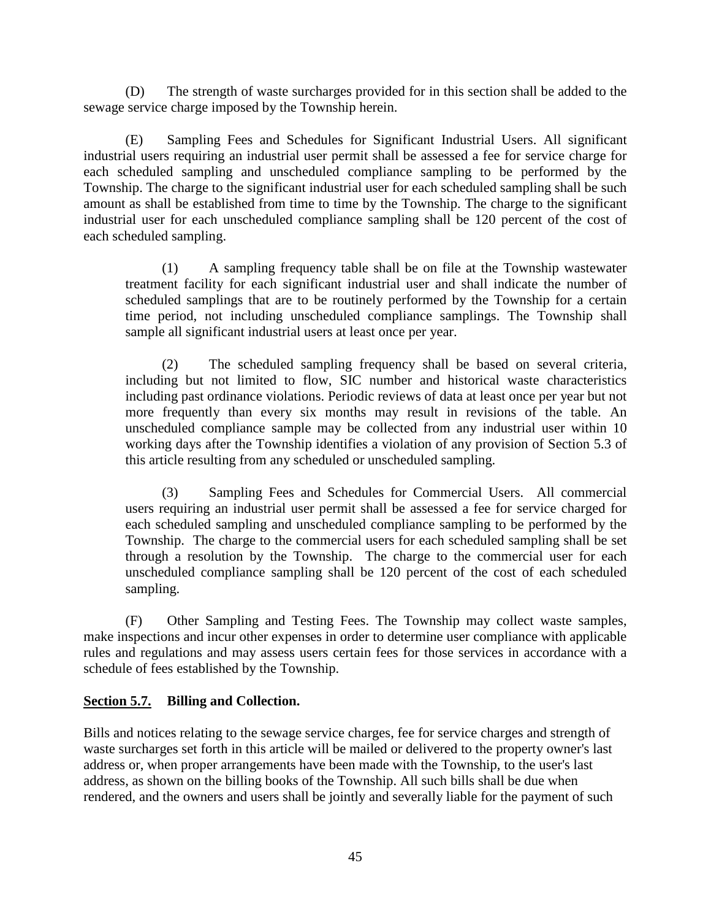(D) The strength of waste surcharges provided for in this section shall be added to the sewage service charge imposed by the Township herein.

(E) Sampling Fees and Schedules for Significant Industrial Users. All significant industrial users requiring an industrial user permit shall be assessed a fee for service charge for each scheduled sampling and unscheduled compliance sampling to be performed by the Township. The charge to the significant industrial user for each scheduled sampling shall be such amount as shall be established from time to time by the Township. The charge to the significant industrial user for each unscheduled compliance sampling shall be 120 percent of the cost of each scheduled sampling.

> (1) A sampling frequency table shall be on file at the Township wastewater treatment facility for each significant industrial user and shall indicate the number of scheduled samplings that are to be routinely performed by the Township for a certain time period, not including unscheduled compliance samplings. The Township shall sample all significant industrial users at least once per year.
>
> (2) The scheduled sampling frequency shall be based on several criteria, including but not limited to flow, SIC number and historical waste characteristics including past ordinance violations. Periodic reviews of data at least once per year but not more frequently than every six months may result in revisions of the table. An unscheduled compliance sample may be collected from any industrial user within 10 working days after the Township identifies a violation of any provision of Section 5.3 of this article resulting from any scheduled or unscheduled sampling.
>
> (3) Sampling Fees and Schedules for Commercial Users. All commercial users requiring an industrial user permit shall be assessed a fee for service charged for each scheduled sampling and unscheduled compliance sampling to be performed by the Township. The charge to the commercial users for each scheduled sampling shall be set through a resolution by the Township. The charge to the commercial user for each unscheduled compliance sampling shall be 120 percent of the cost of each scheduled sampling.

(F) Other Sampling and Testing Fees. The Township may collect waste samples, make inspections and incur other expenses in order to determine user compliance with applicable rules and regulations and may assess users certain fees for those services in accordance with a schedule of fees established by the Township.

**Section 5.7. Billing and Collection.**

Bills and notices relating to the sewage service charges, fee for service charges and strength of waste surcharges set forth in this article will be mailed or delivered to the property owner's last address or, when proper arrangements have been made with the Township, to the user's last address, as shown on the billing books of the Township. All such bills shall be due when rendered, and the owners and users shall be jointly and severally liable for the payment of such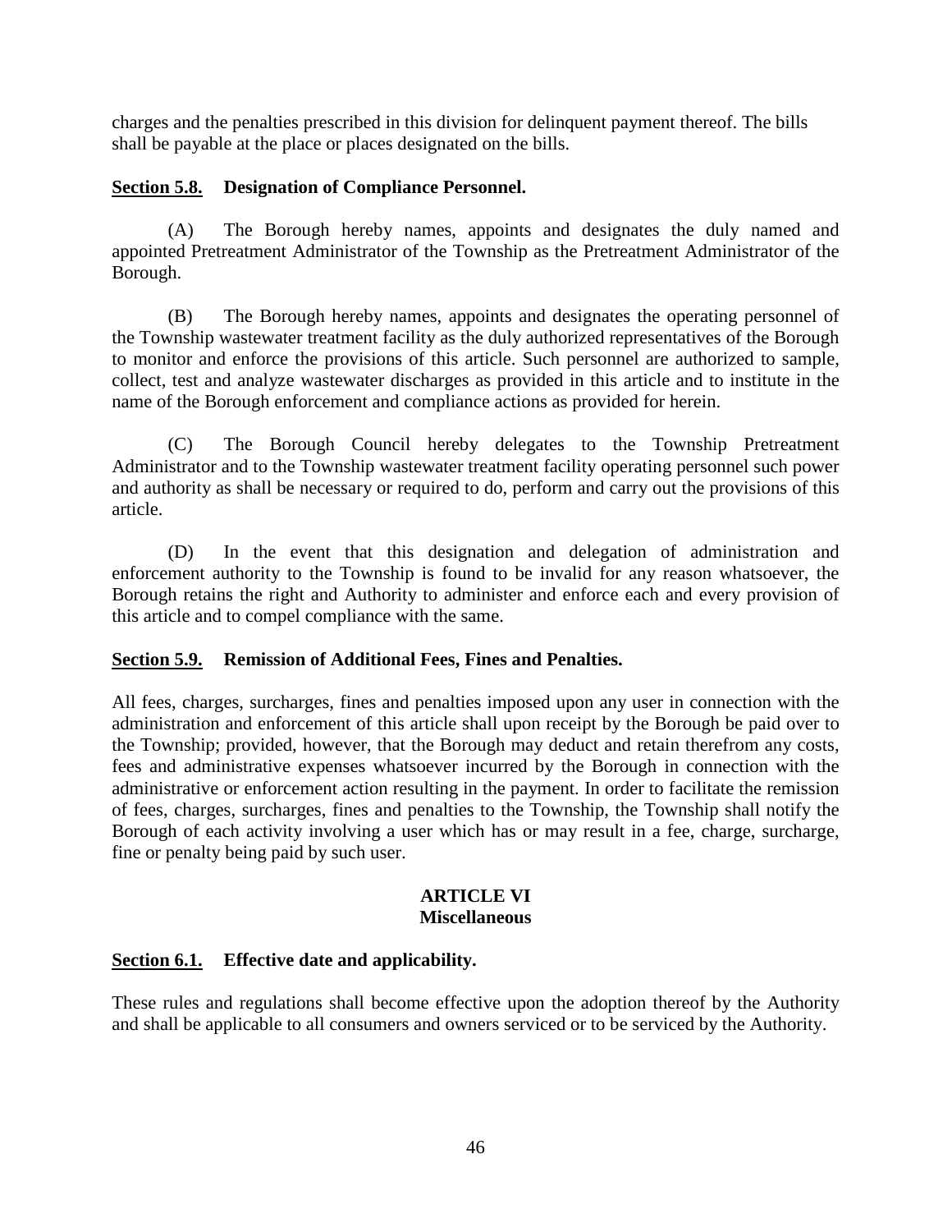charges and the penalties prescribed in this division for delinquent payment thereof. The bills shall be payable at the place or places designated on the bills.

**Section 5.8. Designation of Compliance Personnel.**

(A) The Borough hereby names, appoints and designates the duly named and appointed Pretreatment Administrator of the Township as the Pretreatment Administrator of the Borough.

(B) The Borough hereby names, appoints and designates the operating personnel of the Township wastewater treatment facility as the duly authorized representatives of the Borough to monitor and enforce the provisions of this article. Such personnel are authorized to sample, collect, test and analyze wastewater discharges as provided in this article and to institute in the name of the Borough enforcement and compliance actions as provided for herein.

(C) The Borough Council hereby delegates to the Township Pretreatment Administrator and to the Township wastewater treatment facility operating personnel such power and authority as shall be necessary or required to do, perform and carry out the provisions of this article.

(D) In the event that this designation and delegation of administration and enforcement authority to the Township is found to be invalid for any reason whatsoever, the Borough retains the right and Authority to administer and enforce each and every provision of this article and to compel compliance with the same.

**Section 5.9. Remission of Additional Fees, Fines and Penalties.**

All fees, charges, surcharges, fines and penalties imposed upon any user in connection with the administration and enforcement of this article shall upon receipt by the Borough be paid over to the Township; provided, however, that the Borough may deduct and retain therefrom any costs, fees and administrative expenses whatsoever incurred by the Borough in connection with the administrative or enforcement action resulting in the payment. In order to facilitate the remission of fees, charges, surcharges, fines and penalties to the Township, the Township shall notify the Borough of each activity involving a user which has or may result in a fee, charge, surcharge, fine or penalty being paid by such user.

## ARTICLE VI
## Miscellaneous

**Section 6.1. Effective date and applicability.**

These rules and regulations shall become effective upon the adoption thereof by the Authority and shall be applicable to all consumers and owners serviced or to be serviced by the Authority.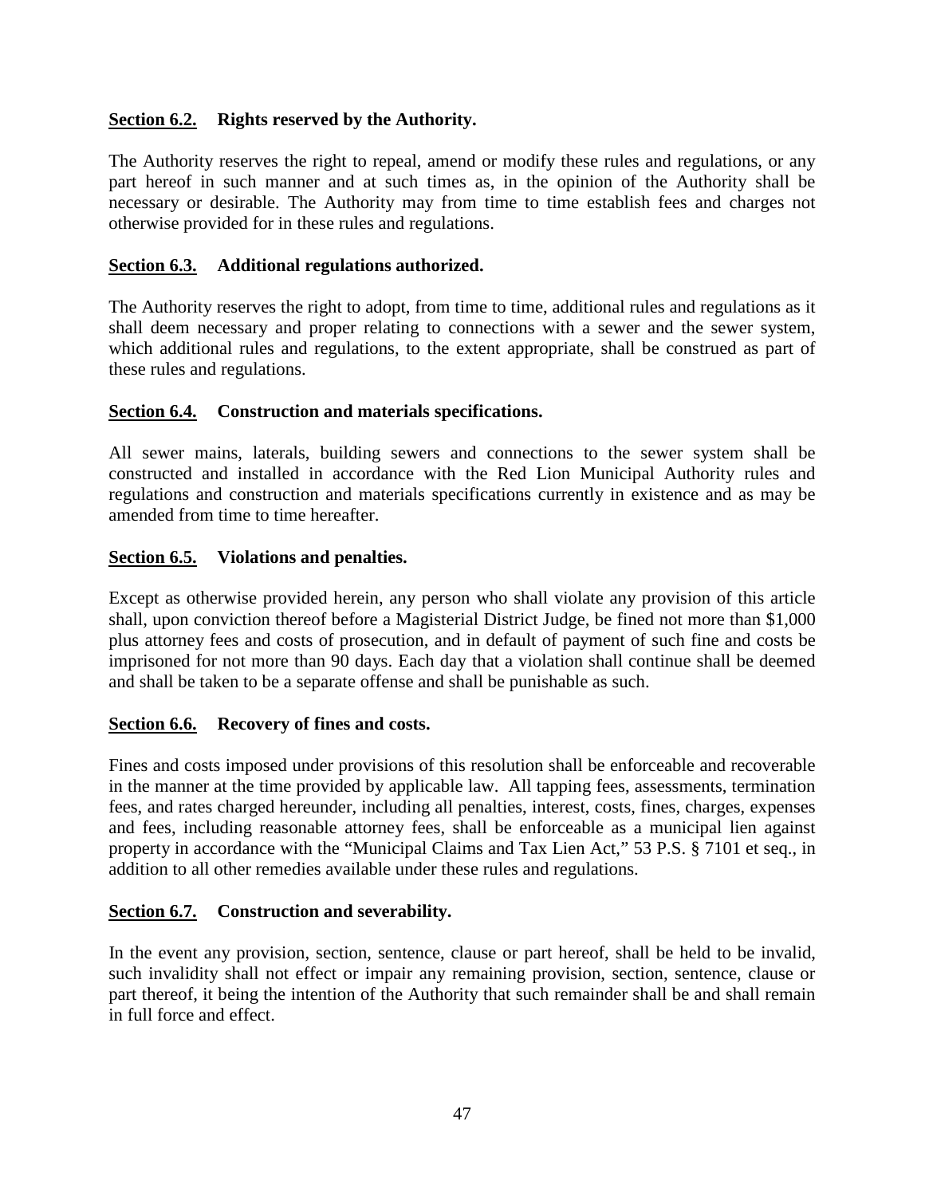**Section 6.2. Rights reserved by the Authority.**

The Authority reserves the right to repeal, amend or modify these rules and regulations, or any part hereof in such manner and at such times as, in the opinion of the Authority shall be necessary or desirable. The Authority may from time to time establish fees and charges not otherwise provided for in these rules and regulations.

**Section 6.3. Additional regulations authorized.**

The Authority reserves the right to adopt, from time to time, additional rules and regulations as it shall deem necessary and proper relating to connections with a sewer and the sewer system, which additional rules and regulations, to the extent appropriate, shall be construed as part of these rules and regulations.

**Section 6.4. Construction and materials specifications.**

All sewer mains, laterals, building sewers and connections to the sewer system shall be constructed and installed in accordance with the Red Lion Municipal Authority rules and regulations and construction and materials specifications currently in existence and as may be amended from time to time hereafter.

**Section 6.5. Violations and penalties.**

Except as otherwise provided herein, any person who shall violate any provision of this article shall, upon conviction thereof before a Magisterial District Judge, be fined not more than $1,000 plus attorney fees and costs of prosecution, and in default of payment of such fine and costs be imprisoned for not more than 90 days. Each day that a violation shall continue shall be deemed and shall be taken to be a separate offense and shall be punishable as such.

**Section 6.6. Recovery of fines and costs.**

Fines and costs imposed under provisions of this resolution shall be enforceable and recoverable in the manner at the time provided by applicable law. All tapping fees, assessments, termination fees, and rates charged hereunder, including all penalties, interest, costs, fines, charges, expenses and fees, including reasonable attorney fees, shall be enforceable as a municipal lien against property in accordance with the "Municipal Claims and Tax Lien Act," 53 P.S. § 7101 et seq., in addition to all other remedies available under these rules and regulations.

**Section 6.7. Construction and severability.**

In the event any provision, section, sentence, clause or part hereof, shall be held to be invalid, such invalidity shall not effect or impair any remaining provision, section, sentence, clause or part thereof, it being the intention of the Authority that such remainder shall be and shall remain in full force and effect.